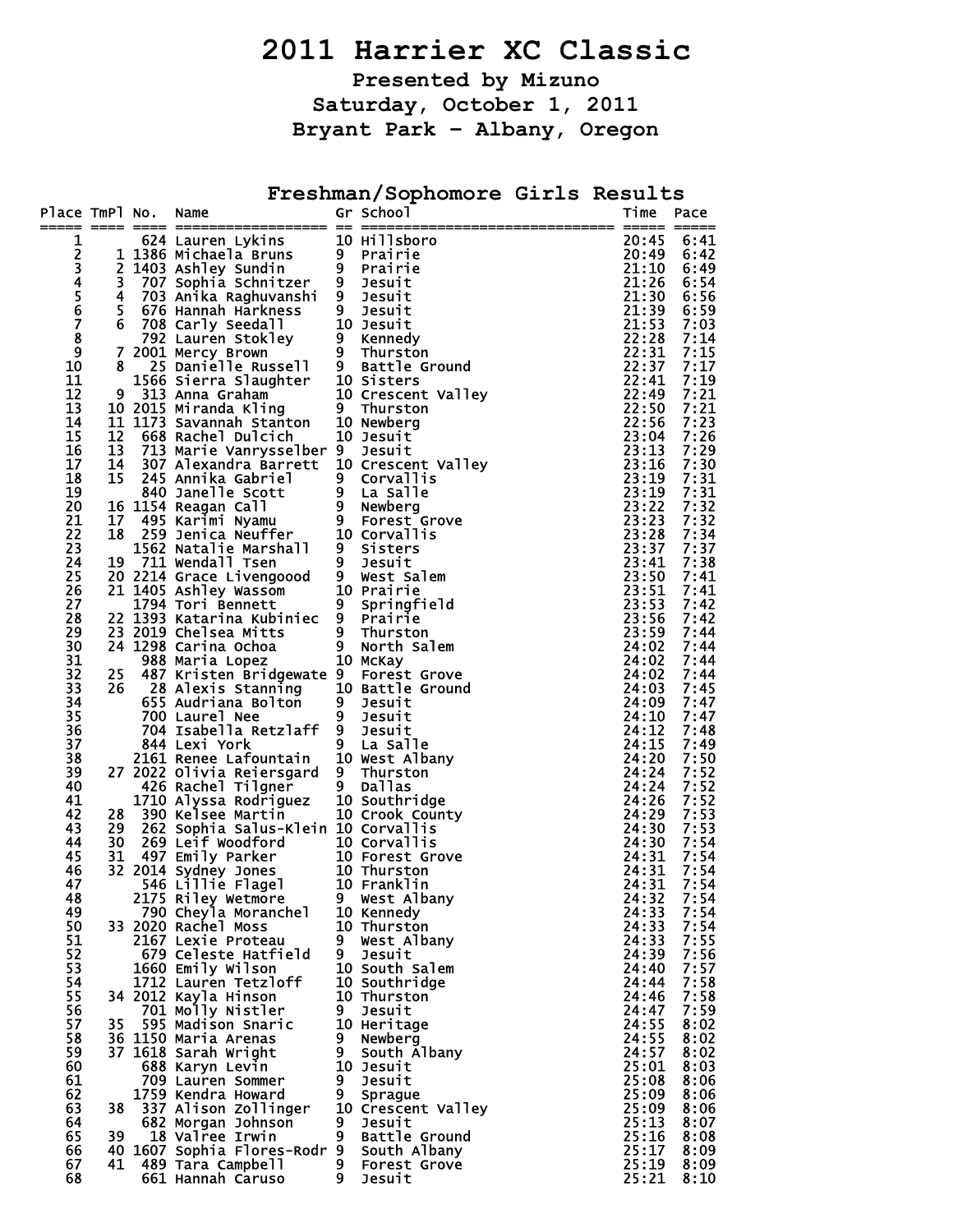# 2011 Harrier XC Classic

**Presented by Mizuno**

**Saturday, October 1, 2011**

**Bryant Park - Albany, Oregon**

## Freshman/Sophomore Girls Results

| Place | TmPl | No. | Name | Gr | School | Time | Pace |
|---|---|---|---|---|---|---|---|
| 1 | | 624 | Lauren Lykins | 10 | Hillsboro | 20:45 | 6:41 |
| 2 | 1 | 1386 | Michaela Bruns | 9 | Prairie | 20:49 | 6:42 |
| 3 | 2 | 1403 | Ashley Sundin | 9 | Prairie | 21:10 | 6:49 |
| 4 | 3 | 707 | Sophia Schnitzer | 9 | Jesuit | 21:26 | 6:54 |
| 5 | 4 | 703 | Anika Raghuvanshi | 9 | Jesuit | 21:30 | 6:56 |
| 6 | 5 | 676 | Hannah Harkness | 9 | Jesuit | 21:39 | 6:59 |
| 7 | 6 | 708 | Carly Seedall | 10 | Jesuit | 21:53 | 7:03 |
| 8 | | 792 | Lauren Stokley | 9 | Kennedy | 22:28 | 7:14 |
| 9 | 7 | 2001 | Mercy Brown | 9 | Thurston | 22:31 | 7:15 |
| 10 | 8 | 25 | Danielle Russell | 9 | Battle Ground | 22:37 | 7:17 |
| 11 | | 1566 | Sierra Slaughter | 10 | Sisters | 22:41 | 7:19 |
| 12 | 9 | 313 | Anna Graham | 10 | Crescent Valley | 22:49 | 7:21 |
| 13 | 10 | 2015 | Miranda Kling | 9 | Thurston | 22:50 | 7:21 |
| 14 | 11 | 1173 | Savannah Stanton | 10 | Newberg | 22:56 | 7:23 |
| 15 | 12 | 668 | Rachel Dulcich | 10 | Jesuit | 23:04 | 7:26 |
| 16 | 13 | 713 | Marie Vanrysselber | 9 | Jesuit | 23:13 | 7:29 |
| 17 | 14 | 307 | Alexandra Barrett | 10 | Crescent Valley | 23:16 | 7:30 |
| 18 | 15 | 245 | Annika Gabriel | 9 | Corvallis | 23:19 | 7:31 |
| 19 | | 840 | Janelle Scott | 9 | La Salle | 23:19 | 7:31 |
| 20 | 16 | 1154 | Reagan Call | 9 | Newberg | 23:22 | 7:32 |
| 21 | 17 | 495 | Karimi Nyamu | 9 | Forest Grove | 23:23 | 7:32 |
| 22 | 18 | 259 | Jenica Neuffer | 10 | Corvallis | 23:28 | 7:34 |
| 23 | | 1562 | Natalie Marshall | 9 | Sisters | 23:37 | 7:37 |
| 24 | 19 | 711 | Wendall Tsen | 9 | Jesuit | 23:41 | 7:38 |
| 25 | 20 | 2214 | Grace Livengoood | 9 | West Salem | 23:50 | 7:41 |
| 26 | 21 | 1405 | Ashley Wassom | 10 | Prairie | 23:51 | 7:41 |
| 27 | | 1794 | Tori Bennett | 9 | Springfield | 23:53 | 7:42 |
| 28 | 22 | 1393 | Katarina Kubiniec | 9 | Prairie | 23:56 | 7:42 |
| 29 | 23 | 2019 | Chelsea Mitts | 9 | Thurston | 23:59 | 7:44 |
| 30 | 24 | 1298 | Carina Ochoa | 9 | North Salem | 24:02 | 7:44 |
| 31 | | 988 | Maria Lopez | 10 | McKay | 24:02 | 7:44 |
| 32 | 25 | 487 | Kristen Bridgewate | 9 | Forest Grove | 24:02 | 7:44 |
| 33 | 26 | 28 | Alexis Stanning | 10 | Battle Ground | 24:03 | 7:45 |
| 34 | | 655 | Audriana Bolton | 9 | Jesuit | 24:09 | 7:47 |
| 35 | | 700 | Laurel Nee | 9 | Jesuit | 24:10 | 7:47 |
| 36 | | 704 | Isabella Retzlaff | 9 | Jesuit | 24:12 | 7:48 |
| 37 | | 844 | Lexi York | 9 | La Salle | 24:15 | 7:49 |
| 38 | | 2161 | Renee Lafountain | 10 | West Albany | 24:20 | 7:50 |
| 39 | 27 | 2022 | Olivia Reiersgard | 9 | Thurston | 24:24 | 7:52 |
| 40 | | 426 | Rachel Tilgner | 9 | Dallas | 24:24 | 7:52 |
| 41 | | 1710 | Alyssa Rodriguez | 10 | Southridge | 24:26 | 7:52 |
| 42 | 28 | 390 | Kelsee Martin | 10 | Crook County | 24:29 | 7:53 |
| 43 | 29 | 262 | Sophia Salus-Klein | 10 | Corvallis | 24:30 | 7:53 |
| 44 | 30 | 269 | Leif Woodford | 10 | Corvallis | 24:30 | 7:54 |
| 45 | 31 | 497 | Emily Parker | 10 | Forest Grove | 24:31 | 7:54 |
| 46 | 32 | 2014 | Sydney Jones | 10 | Thurston | 24:31 | 7:54 |
| 47 | | 546 | Lillie Flagel | 10 | Franklin | 24:31 | 7:54 |
| 48 | | 2175 | Riley Wetmore | 9 | West Albany | 24:32 | 7:54 |
| 49 | | 790 | Cheyla Moranchel | 10 | Kennedy | 24:33 | 7:54 |
| 50 | 33 | 2020 | Rachel Moss | 10 | Thurston | 24:33 | 7:54 |
| 51 | | 2167 | Lexie Proteau | 9 | West Albany | 24:33 | 7:55 |
| 52 | | 679 | Celeste Hatfield | 9 | Jesuit | 24:39 | 7:56 |
| 53 | | 1660 | Emily Wilson | 10 | South Salem | 24:40 | 7:57 |
| 54 | | 1712 | Lauren Tetzloff | 10 | Southridge | 24:44 | 7:58 |
| 55 | 34 | 2012 | Kayla Hinson | 10 | Thurston | 24:46 | 7:58 |
| 56 | | 701 | Molly Nistler | 9 | Jesuit | 24:47 | 7:59 |
| 57 | 35 | 595 | Madison Snaric | 10 | Heritage | 24:55 | 8:02 |
| 58 | 36 | 1150 | Maria Arenas | 9 | Newberg | 24:55 | 8:02 |
| 59 | 37 | 1618 | Sarah Wright | 9 | South Albany | 24:57 | 8:02 |
| 60 | | 688 | Karyn Levin | 10 | Jesuit | 25:01 | 8:03 |
| 61 | | 709 | Lauren Sommer | 9 | Jesuit | 25:08 | 8:06 |
| 62 | | 1759 | Kendra Howard | 9 | Sprague | 25:09 | 8:06 |
| 63 | 38 | 337 | Alison Zollinger | 10 | Crescent Valley | 25:09 | 8:06 |
| 64 | | 682 | Morgan Johnson | 9 | Jesuit | 25:13 | 8:07 |
| 65 | 39 | 18 | Valree Irwin | 9 | Battle Ground | 25:16 | 8:08 |
| 66 | 40 | 1607 | Sophia Flores-Rodr | 9 | South Albany | 25:17 | 8:09 |
| 67 | 41 | 489 | Tara Campbell | 9 | Forest Grove | 25:19 | 8:09 |
| 68 | | 661 | Hannah Caruso | 9 | Jesuit | 25:21 | 8:10 |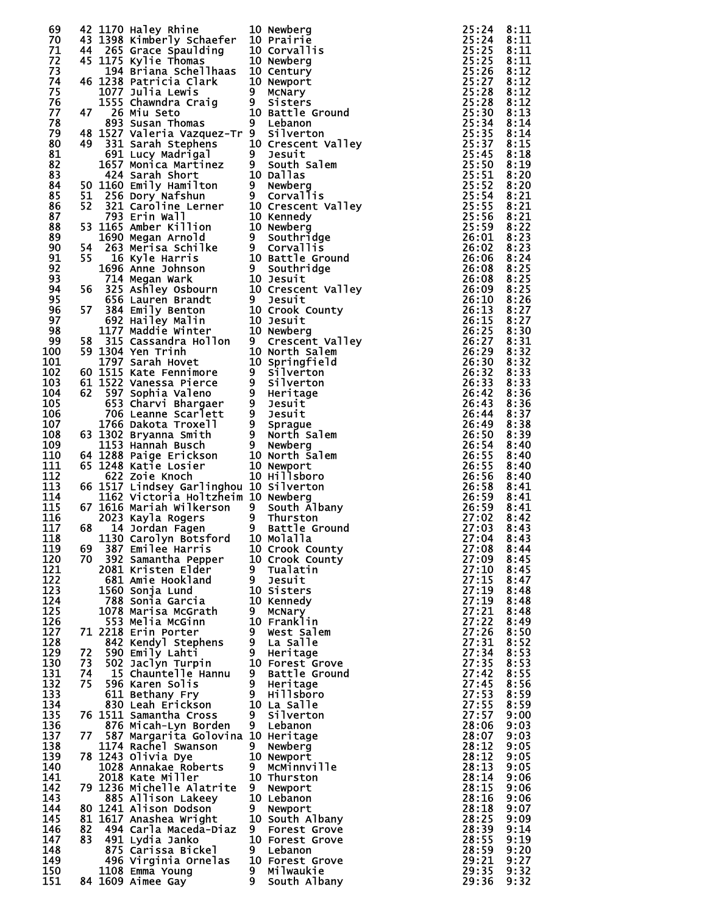| Place | Team Place | Bib | Name | Grade | School | Time | Pace |
|---|---|---|---|---|---|---|---|
| 69 | 42 | 1170 | Haley Rhine | 10 | Newberg | 25:24 | 8:11 |
| 70 | 43 | 1398 | Kimberly Schaefer | 10 | Prairie | 25:24 | 8:11 |
| 71 | 44 | 265 | Grace Spaulding | 10 | Corvallis | 25:25 | 8:11 |
| 72 | 45 | 1175 | Kylie Thomas | 10 | Newberg | 25:25 | 8:11 |
| 73 | | 194 | Briana Schellhaas | 10 | Century | 25:26 | 8:12 |
| 74 | 46 | 1238 | Patricia Clark | 10 | Newport | 25:27 | 8:12 |
| 75 | | 1077 | Julia Lewis | 9 | McNary | 25:28 | 8:12 |
| 76 | | 1555 | Chawndra Craig | 9 | Sisters | 25:28 | 8:12 |
| 77 | 47 | 26 | Miu Seto | 10 | Battle Ground | 25:30 | 8:13 |
| 78 | | 893 | Susan Thomas | 9 | Lebanon | 25:34 | 8:14 |
| 79 | 48 | 1527 | Valeria Vazquez-Tr | 9 | Silverton | 25:35 | 8:14 |
| 80 | 49 | 331 | Sarah Stephens | 10 | Crescent Valley | 25:37 | 8:15 |
| 81 | | 691 | Lucy Madrigal | 9 | Jesuit | 25:45 | 8:18 |
| 82 | | 1657 | Monica Martinez | 9 | South Salem | 25:50 | 8:19 |
| 83 | | 424 | Sarah Short | 10 | Dallas | 25:51 | 8:20 |
| 84 | 50 | 1160 | Emily Hamilton | 9 | Newberg | 25:52 | 8:20 |
| 85 | 51 | 256 | Dory Nafshun | 9 | Corvallis | 25:54 | 8:21 |
| 86 | 52 | 321 | Caroline Lerner | 10 | Crescent Valley | 25:55 | 8:21 |
| 87 | | 793 | Erin Wall | 10 | Kennedy | 25:56 | 8:21 |
| 88 | 53 | 1165 | Amber Killion | 10 | Newberg | 25:59 | 8:22 |
| 89 | | 1690 | Megan Arnold | 9 | Southridge | 26:01 | 8:23 |
| 90 | 54 | 263 | Merisa Schilke | 9 | Corvallis | 26:02 | 8:23 |
| 91 | 55 | 16 | Kyle Harris | 10 | Battle Ground | 26:06 | 8:24 |
| 92 | | 1696 | Anne Johnson | 9 | Southridge | 26:08 | 8:25 |
| 93 | | 714 | Megan Wark | 10 | Jesuit | 26:08 | 8:25 |
| 94 | 56 | 325 | Ashley Osbourn | 10 | Crescent Valley | 26:09 | 8:25 |
| 95 | | 656 | Lauren Brandt | 9 | Jesuit | 26:10 | 8:26 |
| 96 | 57 | 384 | Emily Benton | 10 | Crook County | 26:13 | 8:27 |
| 97 | | 692 | Hailey Malin | 10 | Jesuit | 26:15 | 8:27 |
| 98 | | 1177 | Maddie Winter | 10 | Newberg | 26:25 | 8:30 |
| 99 | 58 | 315 | Cassandra Hollon | 9 | Crescent Valley | 26:27 | 8:31 |
| 100 | 59 | 1304 | Yen Trinh | 10 | North Salem | 26:29 | 8:32 |
| 101 | | 1797 | Sarah Hovet | 10 | Springfield | 26:30 | 8:32 |
| 102 | 60 | 1515 | Kate Fennimore | 9 | Silverton | 26:32 | 8:33 |
| 103 | 61 | 1522 | Vanessa Pierce | 9 | Silverton | 26:33 | 8:33 |
| 104 | 62 | 597 | Sophia Valeno | 9 | Heritage | 26:42 | 8:36 |
| 105 | | 653 | Charvi Bhargaer | 9 | Jesuit | 26:43 | 8:36 |
| 106 | | 706 | Leanne Scarlett | 9 | Jesuit | 26:44 | 8:37 |
| 107 | | 1766 | Dakota Troxell | 9 | Sprague | 26:49 | 8:38 |
| 108 | 63 | 1302 | Bryanna Smith | 9 | North Salem | 26:50 | 8:39 |
| 109 | | 1153 | Hannah Busch | 9 | Newberg | 26:54 | 8:40 |
| 110 | 64 | 1288 | Paige Erickson | 10 | North Salem | 26:55 | 8:40 |
| 111 | 65 | 1248 | Katie Losier | 10 | Newport | 26:55 | 8:40 |
| 112 | | 622 | Zoie Knoch | 10 | Hillsboro | 26:56 | 8:40 |
| 113 | 66 | 1517 | Lindsey Garlinghou | 10 | Silverton | 26:58 | 8:41 |
| 114 | | 1162 | Victoria Holtzheim | 10 | Newberg | 26:59 | 8:41 |
| 115 | 67 | 1616 | Mariah Wilkerson | 9 | South Albany | 26:59 | 8:41 |
| 116 | | 2023 | Kayla Rogers | 9 | Thurston | 27:02 | 8:42 |
| 117 | 68 | 14 | Jordan Fagen | 9 | Battle Ground | 27:03 | 8:43 |
| 118 | | 1130 | Carolyn Botsford | 10 | Molalla | 27:04 | 8:43 |
| 119 | 69 | 387 | Emilee Harris | 10 | Crook County | 27:08 | 8:44 |
| 120 | 70 | 392 | Samantha Pepper | 10 | Crook County | 27:09 | 8:45 |
| 121 | | 2081 | Kristen Elder | 9 | Tualatin | 27:10 | 8:45 |
| 122 | | 681 | Amie Hookland | 9 | Jesuit | 27:15 | 8:47 |
| 123 | | 1560 | Sonja Lund | 10 | Sisters | 27:19 | 8:48 |
| 124 | | 788 | Sonia Garcia | 10 | Kennedy | 27:19 | 8:48 |
| 125 | | 1078 | Marisa McGrath | 9 | McNary | 27:21 | 8:48 |
| 126 | | 553 | Melia McGinn | 10 | Franklin | 27:22 | 8:49 |
| 127 | 71 | 2218 | Erin Porter | 9 | West Salem | 27:26 | 8:50 |
| 128 | | 842 | Kendyl Stephens | 9 | La Salle | 27:31 | 8:52 |
| 129 | 72 | 590 | Emily Lahti | 9 | Heritage | 27:34 | 8:53 |
| 130 | 73 | 502 | Jaclyn Turpin | 10 | Forest Grove | 27:35 | 8:53 |
| 131 | 74 | 15 | Chauntelle Hannu | 9 | Battle Ground | 27:42 | 8:55 |
| 132 | 75 | 596 | Karen Solis | 9 | Heritage | 27:45 | 8:56 |
| 133 | | 611 | Bethany Fry | 9 | Hillsboro | 27:53 | 8:59 |
| 134 | | 830 | Leah Erickson | 10 | La Salle | 27:55 | 8:59 |
| 135 | 76 | 1511 | Samantha Cross | 9 | Silverton | 27:57 | 9:00 |
| 136 | | 876 | Micah-Lyn Borden | 9 | Lebanon | 28:06 | 9:03 |
| 137 | 77 | 587 | Margarita Golovina | 10 | Heritage | 28:07 | 9:03 |
| 138 | | 1174 | Rachel Swanson | 9 | Newberg | 28:12 | 9:05 |
| 139 | 78 | 1243 | Olivia Dye | 10 | Newport | 28:12 | 9:05 |
| 140 | | 1028 | Annakae Roberts | 9 | McMinnville | 28:13 | 9:05 |
| 141 | | 2018 | Kate Miller | 10 | Thurston | 28:14 | 9:06 |
| 142 | 79 | 1236 | Michelle Alatrite | 9 | Newport | 28:15 | 9:06 |
| 143 | | 885 | Allison Lakeey | 10 | Lebanon | 28:16 | 9:06 |
| 144 | 80 | 1241 | Alison Dodson | 9 | Newport | 28:18 | 9:07 |
| 145 | 81 | 1617 | Anashea Wright | 10 | South Albany | 28:25 | 9:09 |
| 146 | 82 | 494 | Carla Maceda-Diaz | 9 | Forest Grove | 28:39 | 9:14 |
| 147 | 83 | 491 | Lydia Janko | 10 | Forest Grove | 28:55 | 9:19 |
| 148 | | 875 | Carissa Bickel | 9 | Lebanon | 28:59 | 9:20 |
| 149 | | 496 | Virginia Ornelas | 10 | Forest Grove | 29:21 | 9:27 |
| 150 | | 1108 | Emma Young | 9 | Milwaukie | 29:35 | 9:32 |
| 151 | 84 | 1609 | Aimee Gay | 9 | South Albany | 29:36 | 9:32 |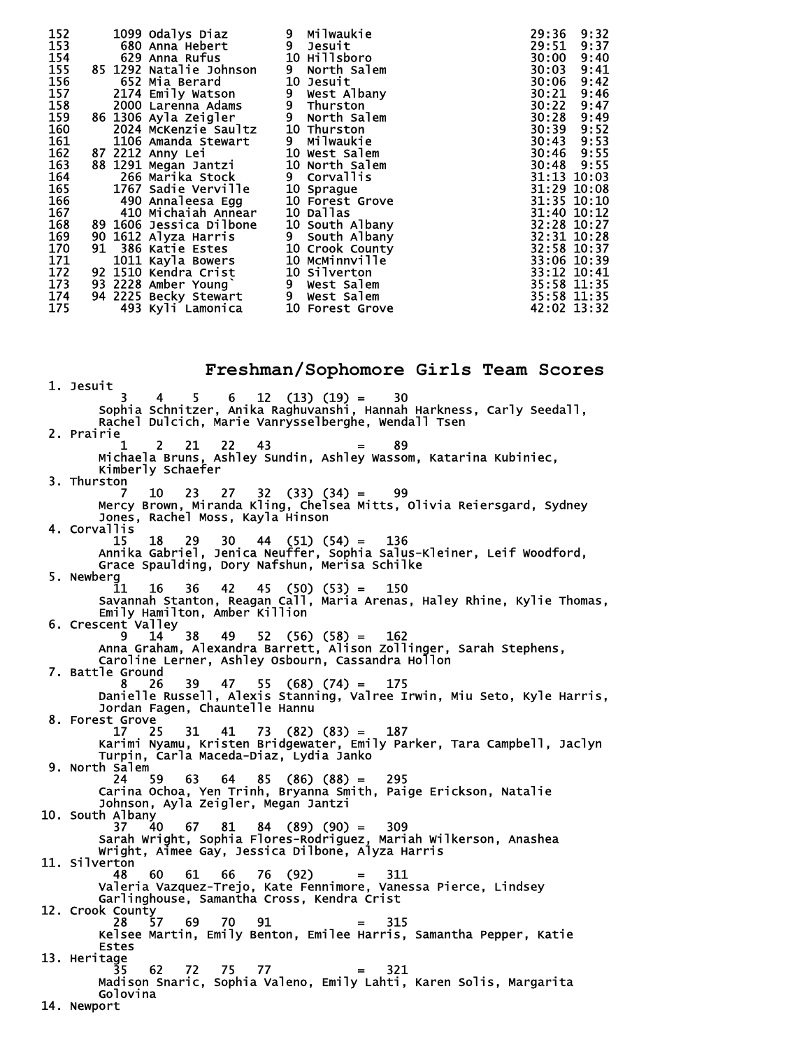```
152       1099 Odalys Diaz         9  Milwaukie                     29:36  9:32
153        680 Anna Hebert         9  Jesuit                        29:51  9:37
154        629 Anna Rufus          10 Hillsboro                     30:00  9:40
155    85 1292 Natalie Johnson     9  North Salem                   30:03  9:41
156        652 Mia Berard          10 Jesuit                        30:06  9:42
157       2174 Emily Watson        9  West Albany                   30:21  9:46
158       2000 Larenna Adams       9  Thurston                      30:22  9:47
159    86 1306 Ayla Zeigler        9  North Salem                   30:28  9:49
160       2024 McKenzie Saultz     10 Thurston                      30:39  9:52
161       1106 Amanda Stewart      9  Milwaukie                     30:43  9:53
162    87 2212 Anny Lei            10 West Salem                    30:46  9:55
163    88 1291 Megan Jantzi        10 North Salem                   30:48  9:55
164        266 Marika Stock        9  Corvallis                     31:13 10:03
165       1767 Sadie Verville      10 Sprague                       31:29 10:08
166        490 Annaleesa Egg       10 Forest Grove                  31:35 10:10
167        410 Michaiah Annear     10 Dallas                        31:40 10:12
168    89 1606 Jessica Dilbone     10 South Albany                  32:28 10:27
169    90 1612 Alyza Harris        9  South Albany                  32:31 10:28
170    91  386 Katie Estes         10 Crook County                  32:58 10:37
171       1011 Kayla Bowers        10 McMinnville                   33:06 10:39
172    92 1510 Kendra Crist        10 Silverton                     33:12 10:41
173    93 2228 Amber Young`        9  West Salem                    35:58 11:35
174    94 2225 Becky Stewart       9  West Salem                    35:58 11:35
175        493 Kyli Lamonica       10 Forest Grove                  42:02 13:32
```

## Freshman/Sophomore Girls Team Scores

```
 1. Jesuit
         3    4    5    6   12  (13) (19) =    30
      Sophia Schnitzer, Anika Raghuvanshi, Hannah Harkness, Carly Seedall,
      Rachel Dulcich, Marie Vanrysselberghe, Wendall Tsen
 2. Prairie
         1    2   21   22   43            =    89
      Michaela Bruns, Ashley Sundin, Ashley Wassom, Katarina Kubiniec,
      Kimberly Schaefer
 3. Thurston
         7   10   23   27   32  (33) (34) =    99
      Mercy Brown, Miranda Kling, Chelsea Mitts, Olivia Reiersgard, Sydney
      Jones, Rachel Moss, Kayla Hinson
 4. Corvallis
        15   18   29   30   44  (51) (54) =   136
      Annika Gabriel, Jenica Neuffer, Sophia Salus-Kleiner, Leif Woodford,
      Grace Spaulding, Dory Nafshun, Merisa Schilke
 5. Newberg
        11   16   36   42   45  (50) (53) =   150
      Savannah Stanton, Reagan Call, Maria Arenas, Haley Rhine, Kylie Thomas,
      Emily Hamilton, Amber Killion
 6. Crescent Valley
         9   14   38   49   52  (56) (58) =   162
      Anna Graham, Alexandra Barrett, Alison Zollinger, Sarah Stephens,
      Caroline Lerner, Ashley Osbourn, Cassandra Hollon
 7. Battle Ground
         8   26   39   47   55  (68) (74) =   175
      Danielle Russell, Alexis Stanning, Valree Irwin, Miu Seto, Kyle Harris,
      Jordan Fagen, Chauntelle Hannu
 8. Forest Grove
        17   25   31   41   73  (82) (83) =   187
      Karimi Nyamu, Kristen Bridgewater, Emily Parker, Tara Campbell, Jaclyn
      Turpin, Carla Maceda-Diaz, Lydia Janko
 9. North Salem
        24   59   63   64   85  (86) (88) =   295
      Carina Ochoa, Yen Trinh, Bryanna Smith, Paige Erickson, Natalie
      Johnson, Ayla Zeigler, Megan Jantzi
10. South Albany
        37   40   67   81   84  (89) (90) =   309
      Sarah Wright, Sophia Flores-Rodriguez, Mariah Wilkerson, Anashea
      Wright, Aimee Gay, Jessica Dilbone, Alyza Harris
11. Silverton
        48   60   61   66   76  (92)       =   311
      Valeria Vazquez-Trejo, Kate Fennimore, Vanessa Pierce, Lindsey
      Garlinghouse, Samantha Cross, Kendra Crist
12. Crook County
        28   57   69   70   91            =   315
      Kelsee Martin, Emily Benton, Emilee Harris, Samantha Pepper, Katie
      Estes
13. Heritage
        35   62   72   75   77            =   321
      Madison Snaric, Sophia Valeno, Emily Lahti, Karen Solis, Margarita
      Golovina
14. Newport
```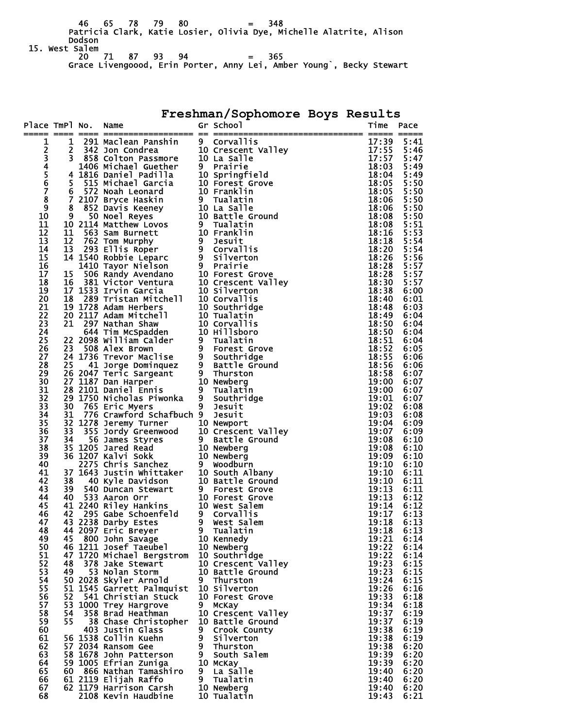46 65 78 79 80 = 348
Patricia Clark, Katie Losier, Olivia Dye, Michelle Alatrite, Alison Dodson

15. West Salem
20 71 87 93 94 = 365
Grace Livengoood, Erin Porter, Anny Lei, Amber Young`, Becky Stewart

## Freshman/Sophomore Boys Results

| Place | TmPl | No. | Name | Gr | School | Time | Pace |
|---|---|---|---|---|---|---|---|
| 1 | 1 | 291 | Maclean Panshin | 9 | Corvallis | 17:39 | 5:41 |
| 2 | 2 | 342 | Jon Condrea | 10 | Crescent Valley | 17:55 | 5:46 |
| 3 | 3 | 858 | Colton Passmore | 10 | La Salle | 17:57 | 5:47 |
| 4 | | 1406 | Michael Guether | 9 | Prairie | 18:03 | 5:49 |
| 5 | 4 | 1816 | Daniel Padilla | 10 | Springfield | 18:04 | 5:49 |
| 6 | 5 | 515 | Michael Garcia | 10 | Forest Grove | 18:05 | 5:50 |
| 7 | 6 | 572 | Noah Leonard | 10 | Franklin | 18:05 | 5:50 |
| 8 | 7 | 2107 | Bryce Haskin | 9 | Tualatin | 18:06 | 5:50 |
| 9 | 8 | 852 | Davis Keeney | 10 | La Salle | 18:06 | 5:50 |
| 10 | 9 | 50 | Noel Reyes | 10 | Battle Ground | 18:08 | 5:50 |
| 11 | 10 | 2114 | Matthew Lovos | 9 | Tualatin | 18:08 | 5:51 |
| 12 | 11 | 563 | Sam Burnett | 10 | Franklin | 18:16 | 5:53 |
| 13 | 12 | 762 | Tom Murphy | 9 | Jesuit | 18:18 | 5:54 |
| 14 | 13 | 293 | Ellis Roper | 9 | Corvallis | 18:20 | 5:54 |
| 15 | 14 | 1540 | Robbie Leparc | 9 | Silverton | 18:26 | 5:56 |
| 16 | | 1410 | Tayor Nielson | 9 | Prairie | 18:28 | 5:57 |
| 17 | 15 | 506 | Randy Avendano | 10 | Forest Grove | 18:28 | 5:57 |
| 18 | 16 | 381 | Victor Ventura | 10 | Crescent Valley | 18:30 | 5:57 |
| 19 | 17 | 1533 | Irvin Garcia | 10 | Silverton | 18:38 | 6:00 |
| 20 | 18 | 289 | Tristan Mitchell | 10 | Corvallis | 18:40 | 6:01 |
| 21 | 19 | 1728 | Adam Herbers | 10 | Southridge | 18:48 | 6:03 |
| 22 | 20 | 2117 | Adam Mitchell | 10 | Tualatin | 18:49 | 6:04 |
| 23 | 21 | 297 | Nathan Shaw | 10 | Corvallis | 18:50 | 6:04 |
| 24 | | 644 | Tim McSpadden | 10 | Hillsboro | 18:50 | 6:04 |
| 25 | 22 | 2098 | William Calder | 9 | Tualatin | 18:51 | 6:04 |
| 26 | 23 | 508 | Alex Brown | 9 | Forest Grove | 18:52 | 6:05 |
| 27 | 24 | 1736 | Trevor Maclise | 9 | Southridge | 18:55 | 6:06 |
| 28 | 25 | 41 | Jorge Dominquez | 9 | Battle Ground | 18:56 | 6:06 |
| 29 | 26 | 2047 | Teric Sargeant | 9 | Thurston | 18:58 | 6:07 |
| 30 | 27 | 1187 | Dan Harper | 10 | Newberg | 19:00 | 6:07 |
| 31 | 28 | 2101 | Daniel Ennis | 9 | Tualatin | 19:00 | 6:07 |
| 32 | 29 | 1750 | Nicholas Piwonka | 9 | Southridge | 19:01 | 6:07 |
| 33 | 30 | 765 | Eric Myers | 9 | Jesuit | 19:02 | 6:08 |
| 34 | 31 | 776 | Crawford Schafbuch | 9 | Jesuit | 19:03 | 6:08 |
| 35 | 32 | 1278 | Jeremy Turner | 10 | Newport | 19:04 | 6:09 |
| 36 | 33 | 355 | Jordy Greenwood | 10 | Crescent Valley | 19:07 | 6:09 |
| 37 | 34 | 56 | James Styres | 9 | Battle Ground | 19:08 | 6:10 |
| 38 | 35 | 1205 | Jared Read | 10 | Newberg | 19:08 | 6:10 |
| 39 | 36 | 1207 | Kalvi Sokk | 10 | Newberg | 19:09 | 6:10 |
| 40 | | 2275 | Chris Sanchez | 9 | Woodburn | 19:10 | 6:10 |
| 41 | 37 | 1643 | Justin Whittaker | 10 | South Albany | 19:10 | 6:11 |
| 42 | 38 | 40 | Kyle Davidson | 10 | Battle Ground | 19:10 | 6:11 |
| 43 | 39 | 540 | Duncan Stewart | 9 | Forest Grove | 19:13 | 6:11 |
| 44 | 40 | 533 | Aaron Orr | 10 | Forest Grove | 19:13 | 6:12 |
| 45 | 41 | 2240 | Riley Hankins | 10 | West Salem | 19:14 | 6:12 |
| 46 | 42 | 295 | Gabe Schoenfeld | 9 | Corvallis | 19:17 | 6:13 |
| 47 | 43 | 2238 | Darby Estes | 9 | West Salem | 19:18 | 6:13 |
| 48 | 44 | 2097 | Eric Breyer | 9 | Tualatin | 19:18 | 6:13 |
| 49 | 45 | 800 | John Savage | 10 | Kennedy | 19:21 | 6:14 |
| 50 | 46 | 1211 | Josef Taeubel | 10 | Newberg | 19:22 | 6:14 |
| 51 | 47 | 1720 | Michael Bergstrom | 10 | Southridge | 19:22 | 6:14 |
| 52 | 48 | 378 | Jake Stewart | 10 | Crescent Valley | 19:23 | 6:15 |
| 53 | 49 | 53 | Nolan Storm | 10 | Battle Ground | 19:23 | 6:15 |
| 54 | 50 | 2028 | Skyler Arnold | 9 | Thurston | 19:24 | 6:15 |
| 55 | 51 | 1545 | Garrett Palmquist | 10 | Silverton | 19:26 | 6:16 |
| 56 | 52 | 541 | Christian Stuck | 10 | Forest Grove | 19:33 | 6:18 |
| 57 | 53 | 1000 | Trey Hargrove | 9 | McKay | 19:34 | 6:18 |
| 58 | 54 | 358 | Brad Heathman | 10 | Crescent Valley | 19:37 | 6:19 |
| 59 | 55 | 38 | Chase Christopher | 10 | Battle Ground | 19:37 | 6:19 |
| 60 | | 403 | Justin Glass | 9 | Crook County | 19:38 | 6:19 |
| 61 | 56 | 1538 | Collin Kuehn | 9 | Silverton | 19:38 | 6:19 |
| 62 | 57 | 2034 | Ransom Gee | 9 | Thurston | 19:38 | 6:20 |
| 63 | 58 | 1678 | John Patterson | 9 | South Salem | 19:39 | 6:20 |
| 64 | 59 | 1005 | Efrian Zuniga | 10 | McKay | 19:39 | 6:20 |
| 65 | 60 | 866 | Nathan Tamashiro | 9 | La Salle | 19:40 | 6:20 |
| 66 | 61 | 2119 | Elijah Raffo | 9 | Tualatin | 19:40 | 6:20 |
| 67 | 62 | 1179 | Harrison Carsh | 10 | Newberg | 19:40 | 6:20 |
| 68 | | 2108 | Kevin Haudbine | 10 | Tualatin | 19:43 | 6:21 |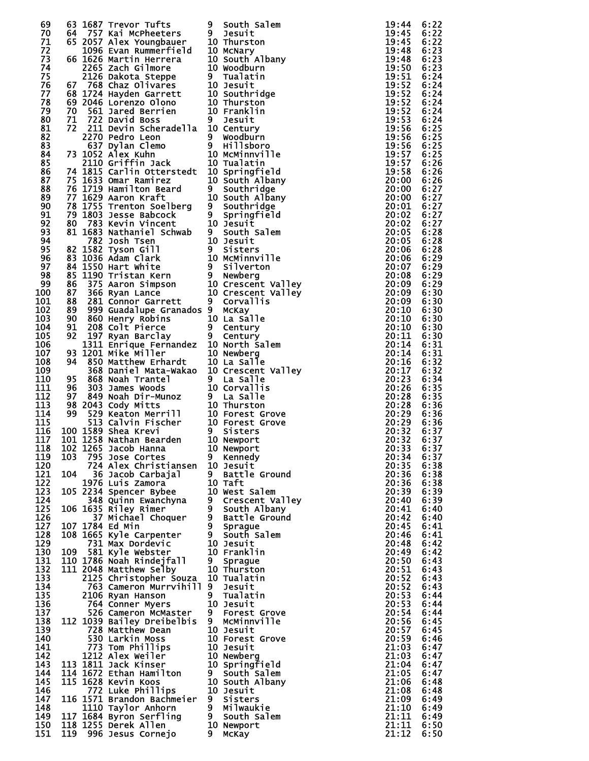| Place | Team Place | Bib | Name | Grade | School | Time | Pace |
|---|---|---|---|---|---|---|---|
| 69 | 63 | 1687 | Trevor Tufts | 9 | South Salem | 19:44 | 6:22 |
| 70 | 64 | 757 | Kai McPheeters | 9 | Jesuit | 19:45 | 6:22 |
| 71 | 65 | 2057 | Alex Youngbauer | 10 | Thurston | 19:45 | 6:22 |
| 72 | | 1096 | Evan Rummerfield | 10 | McNary | 19:48 | 6:23 |
| 73 | 66 | 1626 | Martin Herrera | 10 | South Albany | 19:48 | 6:23 |
| 74 | | 2265 | Zach Gilmore | 10 | Woodburn | 19:50 | 6:23 |
| 75 | | 2126 | Dakota Steppe | 9 | Tualatin | 19:51 | 6:24 |
| 76 | 67 | 768 | Chaz Olivares | 10 | Jesuit | 19:52 | 6:24 |
| 77 | 68 | 1724 | Hayden Garrett | 10 | Southridge | 19:52 | 6:24 |
| 78 | 69 | 2046 | Lorenzo Olono | 10 | Thurston | 19:52 | 6:24 |
| 79 | 70 | 561 | Jared Berrien | 10 | Franklin | 19:52 | 6:24 |
| 80 | 71 | 722 | David Boss | 9 | Jesuit | 19:53 | 6:24 |
| 81 | 72 | 211 | Devin Scheradella | 10 | Century | 19:56 | 6:25 |
| 82 | | 2270 | Pedro Leon | 9 | Woodburn | 19:56 | 6:25 |
| 83 | | 637 | Dylan Clemo | 9 | Hillsboro | 19:56 | 6:25 |
| 84 | 73 | 1052 | Alex Kuhn | 10 | McMinnville | 19:57 | 6:25 |
| 85 | | 2110 | Griffin Jack | 10 | Tualatin | 19:57 | 6:26 |
| 86 | 74 | 1815 | Carlin Otterstedt | 10 | Springfield | 19:58 | 6:26 |
| 87 | 75 | 1633 | Omar Ramirez | 10 | South Albany | 20:00 | 6:26 |
| 88 | 76 | 1719 | Hamilton Beard | 9 | Southridge | 20:00 | 6:27 |
| 89 | 77 | 1629 | Aaron Kraft | 10 | South Albany | 20:00 | 6:27 |
| 90 | 78 | 1755 | Trenton Soelberg | 9 | Southridge | 20:01 | 6:27 |
| 91 | 79 | 1803 | Jesse Babcock | 9 | Springfield | 20:02 | 6:27 |
| 92 | 80 | 783 | Kevin Vincent | 10 | Jesuit | 20:02 | 6:27 |
| 93 | 81 | 1683 | Nathaniel Schwab | 9 | South Salem | 20:05 | 6:28 |
| 94 | | 782 | Josh Tsen | 10 | Jesuit | 20:05 | 6:28 |
| 95 | 82 | 1582 | Tyson Gill | 9 | Sisters | 20:06 | 6:28 |
| 96 | 83 | 1036 | Adam Clark | 10 | McMinnville | 20:06 | 6:29 |
| 97 | 84 | 1550 | Hart White | 9 | Silverton | 20:07 | 6:29 |
| 98 | 85 | 1190 | Tristan Kern | 9 | Newberg | 20:08 | 6:29 |
| 99 | 86 | 375 | Aaron Simpson | 10 | Crescent Valley | 20:09 | 6:29 |
| 100 | 87 | 366 | Ryan Lance | 10 | Crescent Valley | 20:09 | 6:30 |
| 101 | 88 | 281 | Connor Garrett | 9 | Corvallis | 20:09 | 6:30 |
| 102 | 89 | 999 | Guadalupe Granados | 9 | McKay | 20:10 | 6:30 |
| 103 | 90 | 860 | Henry Robins | 10 | La Salle | 20:10 | 6:30 |
| 104 | 91 | 208 | Colt Pierce | 9 | Century | 20:10 | 6:30 |
| 105 | 92 | 197 | Ryan Barclay | 9 | Century | 20:11 | 6:30 |
| 106 | | 1311 | Enrique Fernandez | 10 | North Salem | 20:14 | 6:31 |
| 107 | 93 | 1201 | Mike Miller | 10 | Newberg | 20:14 | 6:31 |
| 108 | 94 | 850 | Matthew Erhardt | 10 | La Salle | 20:16 | 6:32 |
| 109 | | 368 | Daniel Mata-Wakao | 10 | Crescent Valley | 20:17 | 6:32 |
| 110 | 95 | 868 | Noah Trantel | 9 | La Salle | 20:23 | 6:34 |
| 111 | 96 | 303 | James Woods | 10 | Corvallis | 20:26 | 6:35 |
| 112 | 97 | 849 | Noah Dir-Munoz | 9 | La Salle | 20:28 | 6:35 |
| 113 | 98 | 2043 | Cody Mitts | 10 | Thurston | 20:28 | 6:36 |
| 114 | 99 | 529 | Keaton Merrill | 10 | Forest Grove | 20:29 | 6:36 |
| 115 | | 513 | Calvin Fischer | 10 | Forest Grove | 20:29 | 6:36 |
| 116 | 100 | 1589 | Shea Krevi | 9 | Sisters | 20:32 | 6:37 |
| 117 | 101 | 1258 | Nathan Bearden | 10 | Newport | 20:32 | 6:37 |
| 118 | 102 | 1265 | Jacob Hanna | 10 | Newport | 20:33 | 6:37 |
| 119 | 103 | 795 | Jose Cortes | 9 | Kennedy | 20:34 | 6:37 |
| 120 | | 724 | Alex Christiansen | 10 | Jesuit | 20:35 | 6:38 |
| 121 | 104 | 36 | Jacob Carbajal | 9 | Battle Ground | 20:36 | 6:38 |
| 122 | | 1976 | Luis Zamora | 10 | Taft | 20:36 | 6:38 |
| 123 | 105 | 2234 | Spencer Bybee | 10 | West Salem | 20:39 | 6:39 |
| 124 | | 348 | Quinn Ewanchyna | 9 | Crescent Valley | 20:40 | 6:39 |
| 125 | 106 | 1635 | Riley Rimer | 9 | South Albany | 20:41 | 6:40 |
| 126 | | 37 | Michael Choquer | 9 | Battle Ground | 20:42 | 6:40 |
| 127 | 107 | 1784 | Ed Min | 9 | Sprague | 20:45 | 6:41 |
| 128 | 108 | 1665 | Kyle Carpenter | 9 | South Salem | 20:46 | 6:41 |
| 129 | | 731 | Max Dordevic | 10 | Jesuit | 20:48 | 6:42 |
| 130 | 109 | 581 | Kyle Webster | 10 | Franklin | 20:49 | 6:42 |
| 131 | 110 | 1786 | Noah Rindejfall | 9 | Sprague | 20:50 | 6:43 |
| 132 | 111 | 2048 | Matthew Selby | 10 | Thurston | 20:51 | 6:43 |
| 133 | | 2125 | Christopher Souza | 10 | Tualatin | 20:52 | 6:43 |
| 134 | | 763 | Cameron Murrvihill | 9 | Jesuit | 20:52 | 6:43 |
| 135 | | 2106 | Ryan Hanson | 9 | Tualatin | 20:53 | 6:44 |
| 136 | | 764 | Conner Myers | 10 | Jesuit | 20:53 | 6:44 |
| 137 | | 526 | Cameron McMaster | 9 | Forest Grove | 20:54 | 6:44 |
| 138 | 112 | 1039 | Bailey Dreibelbis | 9 | McMinnville | 20:56 | 6:45 |
| 139 | | 728 | Matthew Dean | 10 | Jesuit | 20:57 | 6:45 |
| 140 | | 530 | Larkin Moss | 10 | Forest Grove | 20:59 | 6:46 |
| 141 | | 773 | Tom Phillips | 10 | Jesuit | 21:03 | 6:47 |
| 142 | | 1212 | Alex Weiler | 10 | Newberg | 21:03 | 6:47 |
| 143 | 113 | 1811 | Jack Kinser | 10 | Springfield | 21:04 | 6:47 |
| 144 | 114 | 1672 | Ethan Hamilton | 9 | South Salem | 21:05 | 6:47 |
| 145 | 115 | 1628 | Kevin Koos | 10 | South Albany | 21:06 | 6:48 |
| 146 | | 772 | Luke Phillips | 10 | Jesuit | 21:08 | 6:48 |
| 147 | 116 | 1571 | Brandon Bachmeier | 9 | Sisters | 21:09 | 6:49 |
| 148 | | 1110 | Taylor Anhorn | 9 | Milwaukie | 21:10 | 6:49 |
| 149 | 117 | 1684 | Byron Serfling | 9 | South Salem | 21:11 | 6:49 |
| 150 | 118 | 1255 | Derek Allen | 10 | Newport | 21:11 | 6:50 |
| 151 | 119 | 996 | Jesus Cornejo | 9 | McKay | 21:12 | 6:50 |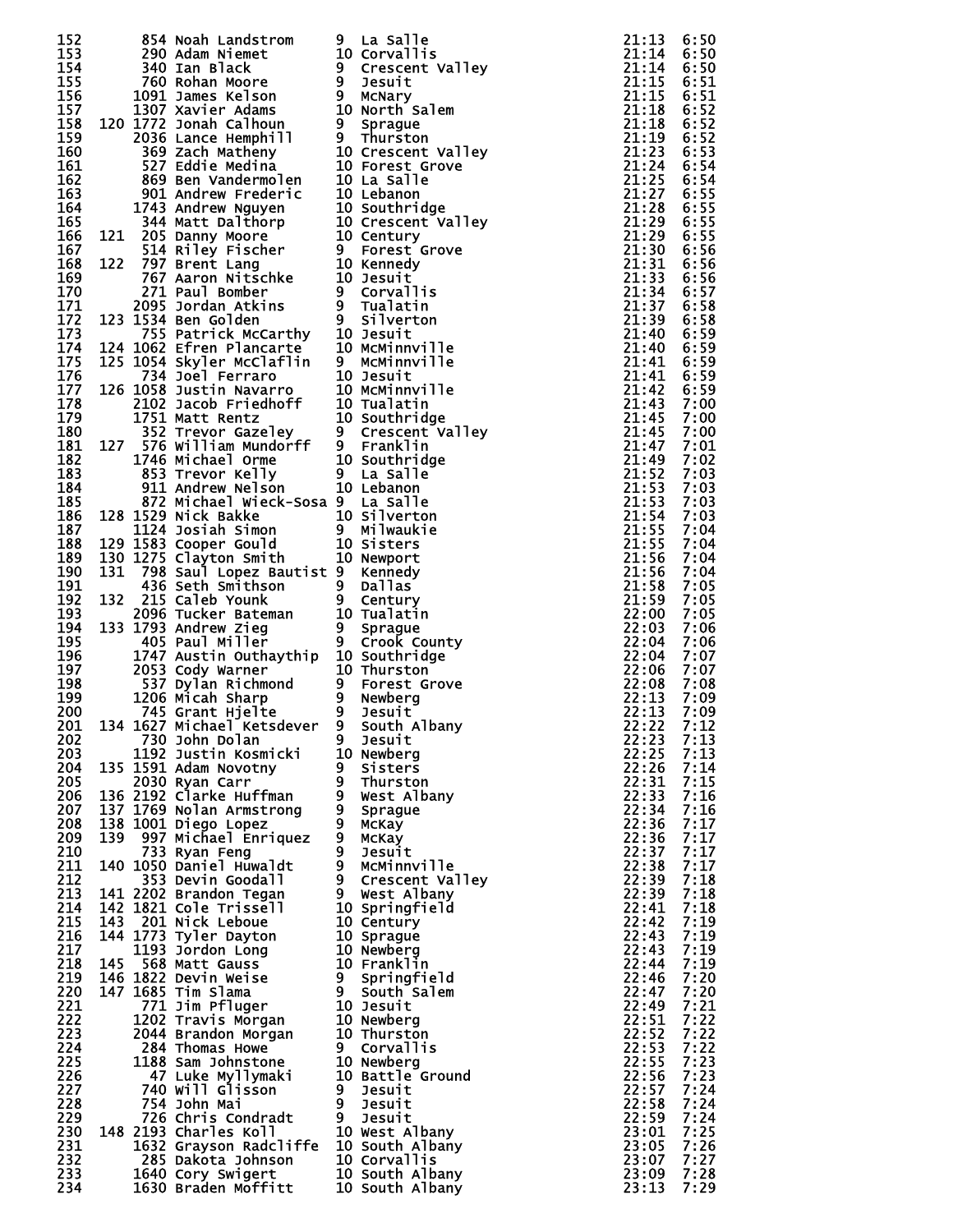| Place | Team Place | Bib | Name | Grade | School | Time | Pace |
|---|---|---|---|---|---|---|---|
| 152 | | 854 | Noah Landstrom | 9 | La Salle | 21:13 | 6:50 |
| 153 | | 290 | Adam Niemet | 10 | Corvallis | 21:14 | 6:50 |
| 154 | | 340 | Ian Black | 9 | Crescent Valley | 21:14 | 6:50 |
| 155 | | 760 | Rohan Moore | 9 | Jesuit | 21:15 | 6:51 |
| 156 | | 1091 | James Kelson | 9 | McNary | 21:15 | 6:51 |
| 157 | | 1307 | Xavier Adams | 10 | North Salem | 21:18 | 6:52 |
| 158 | 120 | 1772 | Jonah Calhoun | 9 | Sprague | 21:18 | 6:52 |
| 159 | | 2036 | Lance Hemphill | 9 | Thurston | 21:19 | 6:52 |
| 160 | | 369 | Zach Matheny | 10 | Crescent Valley | 21:23 | 6:53 |
| 161 | | 527 | Eddie Medina | 10 | Forest Grove | 21:24 | 6:54 |
| 162 | | 869 | Ben Vandermolen | 10 | La Salle | 21:25 | 6:54 |
| 163 | | 901 | Andrew Frederic | 10 | Lebanon | 21:27 | 6:55 |
| 164 | | 1743 | Andrew Nguyen | 10 | Southridge | 21:28 | 6:55 |
| 165 | | 344 | Matt Dalthorp | 10 | Crescent Valley | 21:29 | 6:55 |
| 166 | 121 | 205 | Danny Moore | 10 | Century | 21:29 | 6:55 |
| 167 | | 514 | Riley Fischer | 9 | Forest Grove | 21:30 | 6:56 |
| 168 | 122 | 797 | Brent Lang | 10 | Kennedy | 21:31 | 6:56 |
| 169 | | 767 | Aaron Nitschke | 10 | Jesuit | 21:33 | 6:56 |
| 170 | | 271 | Paul Bomber | 9 | Corvallis | 21:34 | 6:57 |
| 171 | | 2095 | Jordan Atkins | 9 | Tualatin | 21:37 | 6:58 |
| 172 | 123 | 1534 | Ben Golden | 9 | Silverton | 21:39 | 6:58 |
| 173 | | 755 | Patrick McCarthy | 10 | Jesuit | 21:40 | 6:59 |
| 174 | 124 | 1062 | Efren Plancarte | 10 | McMinnville | 21:40 | 6:59 |
| 175 | 125 | 1054 | Skyler McClaflin | 9 | McMinnville | 21:41 | 6:59 |
| 176 | | 734 | Joel Ferraro | 10 | Jesuit | 21:41 | 6:59 |
| 177 | 126 | 1058 | Justin Navarro | 10 | McMinnville | 21:42 | 6:59 |
| 178 | | 2102 | Jacob Friedhoff | 10 | Tualatin | 21:43 | 7:00 |
| 179 | | 1751 | Matt Rentz | 10 | Southridge | 21:45 | 7:00 |
| 180 | | 352 | Trevor Gazeley | 9 | Crescent Valley | 21:45 | 7:00 |
| 181 | 127 | 576 | William Mundorff | 9 | Franklin | 21:47 | 7:01 |
| 182 | | 1746 | Michael Orme | 10 | Southridge | 21:49 | 7:02 |
| 183 | | 853 | Trevor Kelly | 9 | La Salle | 21:52 | 7:03 |
| 184 | | 911 | Andrew Nelson | 10 | Lebanon | 21:53 | 7:03 |
| 185 | | 872 | Michael Wieck-Sosa | 9 | La Salle | 21:53 | 7:03 |
| 186 | 128 | 1529 | Nick Bakke | 10 | Silverton | 21:54 | 7:03 |
| 187 | | 1124 | Josiah Simon | 9 | Milwaukie | 21:55 | 7:04 |
| 188 | 129 | 1583 | Cooper Gould | 10 | Sisters | 21:55 | 7:04 |
| 189 | 130 | 1275 | Clayton Smith | 10 | Newport | 21:56 | 7:04 |
| 190 | 131 | 798 | Saul Lopez Bautist | 9 | Kennedy | 21:56 | 7:04 |
| 191 | | 436 | Seth Smithson | 9 | Dallas | 21:58 | 7:05 |
| 192 | 132 | 215 | Caleb Younk | 9 | Century | 21:59 | 7:05 |
| 193 | | 2096 | Tucker Bateman | 10 | Tualatin | 22:00 | 7:05 |
| 194 | 133 | 1793 | Andrew Zieg | 9 | Sprague | 22:03 | 7:06 |
| 195 | | 405 | Paul Miller | 9 | Crook County | 22:04 | 7:06 |
| 196 | | 1747 | Austin Outhaythip | 10 | Southridge | 22:04 | 7:07 |
| 197 | | 2053 | Cody Warner | 10 | Thurston | 22:06 | 7:07 |
| 198 | | 537 | Dylan Richmond | 9 | Forest Grove | 22:08 | 7:08 |
| 199 | | 1206 | Micah Sharp | 9 | Newberg | 22:13 | 7:09 |
| 200 | | 745 | Grant Hjelte | 9 | Jesuit | 22:13 | 7:09 |
| 201 | 134 | 1627 | Michael Ketsdever | 9 | South Albany | 22:22 | 7:12 |
| 202 | | 730 | John Dolan | 9 | Jesuit | 22:23 | 7:13 |
| 203 | | 1192 | Justin Kosmicki | 10 | Newberg | 22:25 | 7:13 |
| 204 | 135 | 1591 | Adam Novotny | 9 | Sisters | 22:26 | 7:14 |
| 205 | | 2030 | Ryan Carr | 9 | Thurston | 22:31 | 7:15 |
| 206 | 136 | 2192 | Clarke Huffman | 9 | West Albany | 22:33 | 7:16 |
| 207 | 137 | 1769 | Nolan Armstrong | 9 | Sprague | 22:34 | 7:16 |
| 208 | 138 | 1001 | Diego Lopez | 9 | McKay | 22:36 | 7:17 |
| 209 | 139 | 997 | Michael Enriquez | 9 | McKay | 22:36 | 7:17 |
| 210 | | 733 | Ryan Feng | 9 | Jesuit | 22:37 | 7:17 |
| 211 | 140 | 1050 | Daniel Huwaldt | 9 | McMinnville | 22:38 | 7:17 |
| 212 | | 353 | Devin Goodall | 9 | Crescent Valley | 22:39 | 7:18 |
| 213 | 141 | 2202 | Brandon Tegan | 9 | West Albany | 22:39 | 7:18 |
| 214 | 142 | 1821 | Cole Trissell | 10 | Springfield | 22:41 | 7:18 |
| 215 | 143 | 201 | Nick Leboue | 10 | Century | 22:42 | 7:19 |
| 216 | 144 | 1773 | Tyler Dayton | 10 | Sprague | 22:43 | 7:19 |
| 217 | | 1193 | Jordon Long | 10 | Newberg | 22:43 | 7:19 |
| 218 | 145 | 568 | Matt Gauss | 10 | Franklin | 22:44 | 7:19 |
| 219 | 146 | 1822 | Devin Weise | 9 | Springfield | 22:46 | 7:20 |
| 220 | 147 | 1685 | Tim Slama | 9 | South Salem | 22:47 | 7:20 |
| 221 | | 771 | Jim Pfluger | 10 | Jesuit | 22:49 | 7:21 |
| 222 | | 1202 | Travis Morgan | 10 | Newberg | 22:51 | 7:22 |
| 223 | | 2044 | Brandon Morgan | 10 | Thurston | 22:52 | 7:22 |
| 224 | | 284 | Thomas Howe | 9 | Corvallis | 22:53 | 7:22 |
| 225 | | 1188 | Sam Johnstone | 10 | Newberg | 22:55 | 7:23 |
| 226 | | 47 | Luke Myllymaki | 10 | Battle Ground | 22:56 | 7:23 |
| 227 | | 740 | Will Glisson | 9 | Jesuit | 22:57 | 7:24 |
| 228 | | 754 | John Mai | 9 | Jesuit | 22:58 | 7:24 |
| 229 | | 726 | Chris Condradt | 9 | Jesuit | 22:59 | 7:24 |
| 230 | 148 | 2193 | Charles Koll | 10 | West Albany | 23:01 | 7:25 |
| 231 | | 1632 | Grayson Radcliffe | 10 | South Albany | 23:05 | 7:26 |
| 232 | | 285 | Dakota Johnson | 10 | Corvallis | 23:07 | 7:27 |
| 233 | | 1640 | Cory Swigert | 10 | South Albany | 23:09 | 7:28 |
| 234 | | 1630 | Braden Moffitt | 10 | South Albany | 23:13 | 7:29 |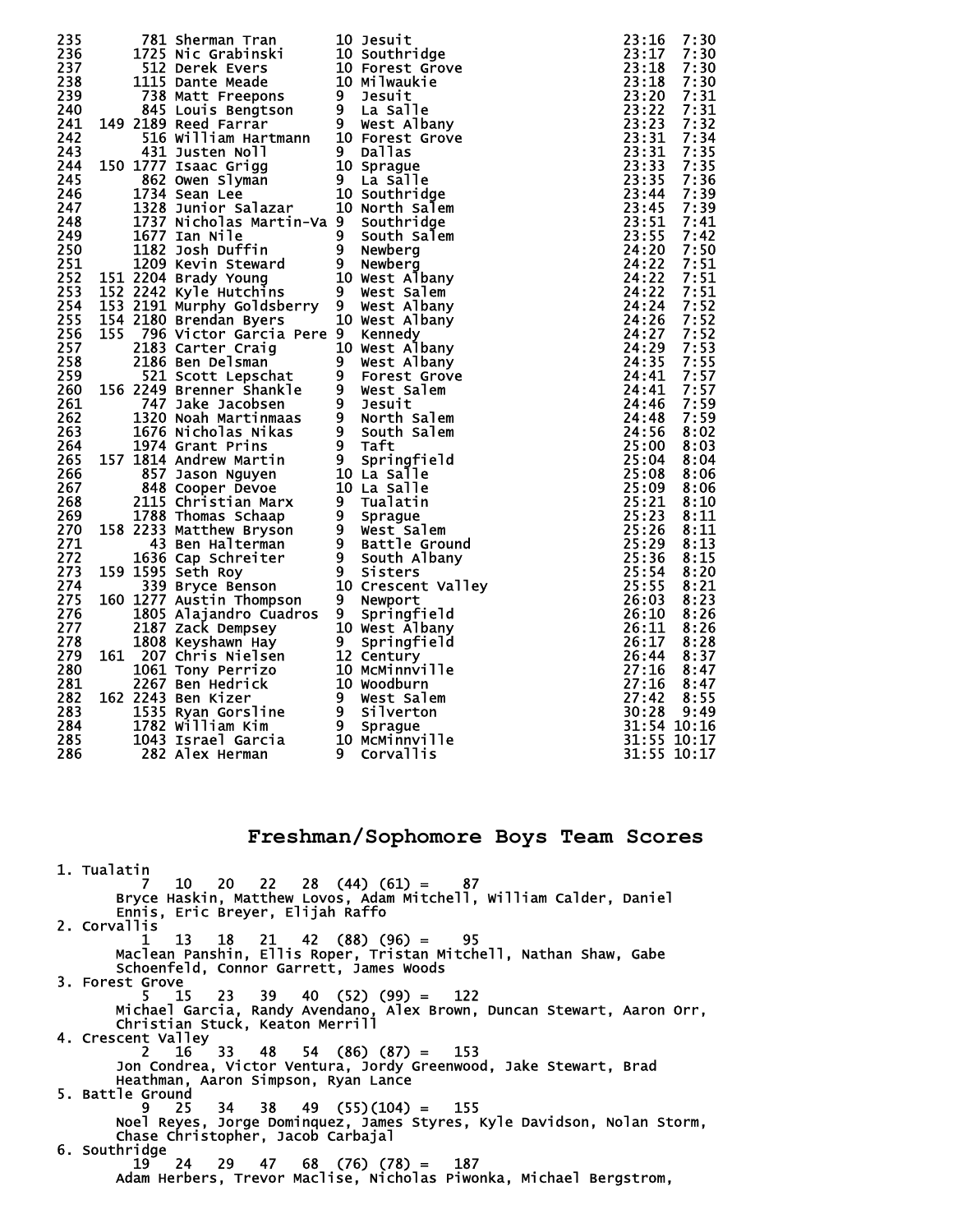```
235        781 Sherman Tran        10 Jesuit                           23:16  7:30
236       1725 Nic Grabinski       10 Southridge                       23:17  7:30
237        512 Derek Evers         10 Forest Grove                     23:18  7:30
238       1115 Dante Meade         10 Milwaukie                        23:18  7:30
239        738 Matt Freepons       9  Jesuit                           23:20  7:31
240        845 Louis Bengtson      9  La Salle                         23:22  7:31
241   149 2189 Reed Farrar         9  West Albany                      23:23  7:32
242        516 William Hartmann    10 Forest Grove                     23:31  7:34
243        431 Justen Noll         9  Dallas                           23:31  7:35
244   150 1777 Isaac Grigg         10 Sprague                          23:33  7:35
245        862 Owen Slyman         9  La Salle                         23:35  7:36
246       1734 Sean Lee            10 Southridge                       23:44  7:39
247       1328 Junior Salazar      10 North Salem                      23:45  7:39
248       1737 Nicholas Martin-Va 9  Southridge                        23:51  7:41
249       1677 Ian Nile            9  South Salem                      23:55  7:42
250       1182 Josh Duffin         9  Newberg                          24:20  7:50
251       1209 Kevin Steward       9  Newberg                          24:22  7:51
252   151 2204 Brady Young         10 West Albany                      24:22  7:51
253   152 2242 Kyle Hutchins       9  West Salem                       24:22  7:51
254   153 2191 Murphy Goldsberry   9  West Albany                      24:24  7:52
255   154 2180 Brendan Byers       10 West Albany                      24:26  7:52
256   155  796 Victor Garcia Pere 9  Kennedy                           24:27  7:52
257       2183 Carter Craig        10 West Albany                      24:29  7:53
258       2186 Ben Delsman         9  West Albany                      24:35  7:55
259        521 Scott Lepschat      9  Forest Grove                     24:41  7:57
260   156 2249 Brenner Shankle     9  West Salem                       24:41  7:57
261        747 Jake Jacobsen       9  Jesuit                           24:46  7:59
262       1320 Noah Martinmaas     9  North Salem                      24:48  7:59
263       1676 Nicholas Nikas      9  South Salem                      24:56  8:02
264       1974 Grant Prins         9  Taft                             25:00  8:03
265   157 1814 Andrew Martin       9  Springfield                      25:04  8:04
266        857 Jason Nguyen        10 La Salle                         25:08  8:06
267        848 Cooper Devoe        10 La Salle                         25:09  8:06
268       2115 Christian Marx      9  Tualatin                         25:21  8:10
269       1788 Thomas Schaap       9  Sprague                          25:23  8:11
270   158 2233 Matthew Bryson      9  West Salem                       25:26  8:11
271         43 Ben Halterman       9  Battle Ground                    25:29  8:13
272       1636 Cap Schreiter       9  South Albany                     25:36  8:15
273   159 1595 Seth Roy            9  Sisters                          25:54  8:20
274        339 Bryce Benson        10 Crescent Valley                  25:55  8:21
275   160 1277 Austin Thompson     9  Newport                          26:03  8:23
276       1805 Alajandro Cuadros   9  Springfield                      26:10  8:26
277       2187 Zack Dempsey        10 West Albany                      26:11  8:26
278       1808 Keyshawn Hay        9  Springfield                      26:17  8:28
279   161  207 Chris Nielsen       12 Century                          26:44  8:37
280       1061 Tony Perrizo        10 McMinnville                      27:16  8:47
281       2267 Ben Hedrick         10 Woodburn                         27:16  8:47
282   162 2243 Ben Kizer           9  West Salem                       27:42  8:55
283       1535 Ryan Gorsline       9  Silverton                        30:28  9:49
284       1782 William Kim         9  Sprague                          31:54 10:16
285       1043 Israel Garcia       10 McMinnville                      31:55 10:17
286        282 Alex Herman         9  Corvallis                        31:55 10:17
```

## Freshman/Sophomore Boys Team Scores

```
 1. Tualatin
          7   10   20   22   28  (44) (61) =    87
       Bryce Haskin, Matthew Lovos, Adam Mitchell, William Calder, Daniel
       Ennis, Eric Breyer, Elijah Raffo
 2. Corvallis
          1   13   18   21   42  (88) (96) =    95
       Maclean Panshin, Ellis Roper, Tristan Mitchell, Nathan Shaw, Gabe
       Schoenfeld, Connor Garrett, James Woods
 3. Forest Grove
          5   15   23   39   40  (52) (99) =   122
       Michael Garcia, Randy Avendano, Alex Brown, Duncan Stewart, Aaron Orr,
       Christian Stuck, Keaton Merrill
 4. Crescent Valley
          2   16   33   48   54  (86) (87) =   153
       Jon Condrea, Victor Ventura, Jordy Greenwood, Jake Stewart, Brad
       Heathman, Aaron Simpson, Ryan Lance
 5. Battle Ground
          9   25   34   38   49  (55)(104) =   155
       Noel Reyes, Jorge Dominquez, James Styres, Kyle Davidson, Nolan Storm,
       Chase Christopher, Jacob Carbajal
 6. Southridge
         19   24   29   47   68  (76) (78) =   187
       Adam Herbers, Trevor Maclise, Nicholas Piwonka, Michael Bergstrom,
```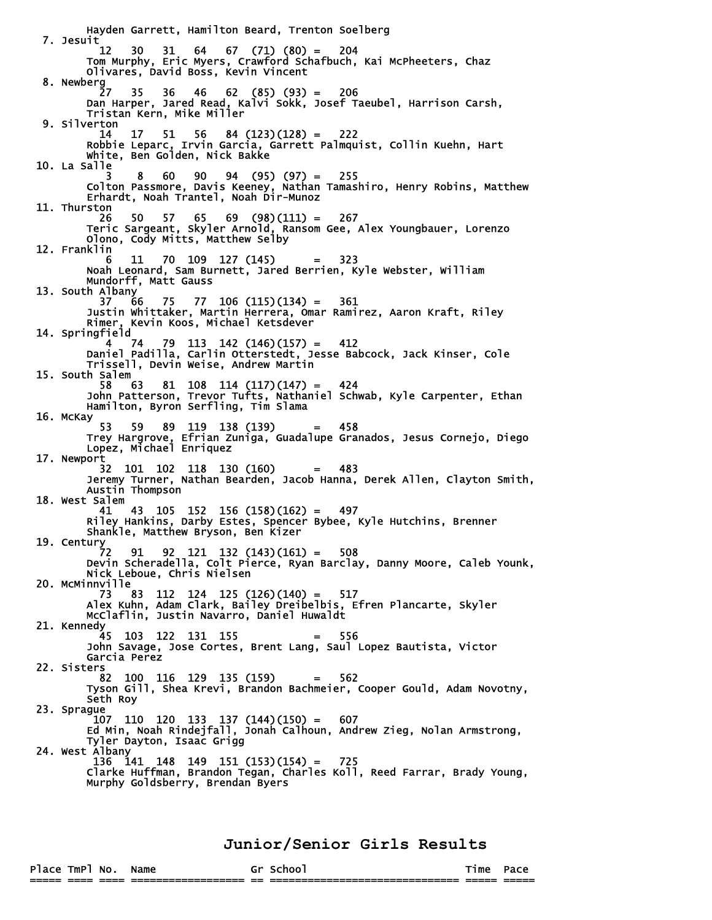```
       Hayden Garrett, Hamilton Beard, Trenton Soelberg
  7. Jesuit
          12   30   31   64   67  (71) (80) =   204
       Tom Murphy, Eric Myers, Crawford Schafbuch, Kai McPheeters, Chaz
       Olivares, David Boss, Kevin Vincent
  8. Newberg
          27   35   36   46   62  (85) (93) =   206
       Dan Harper, Jared Read, Kalvi Sokk, Josef Taeubel, Harrison Carsh,
       Tristan Kern, Mike Miller
  9. Silverton
          14   17   51   56   84 (123)(128) =   222
       Robbie Leparc, Irvin Garcia, Garrett Palmquist, Collin Kuehn, Hart
       White, Ben Golden, Nick Bakke
 10. La Salle
           3    8   60   90   94  (95) (97) =   255
       Colton Passmore, Davis Keeney, Nathan Tamashiro, Henry Robins, Matthew
       Erhardt, Noah Trantel, Noah Dir-Munoz
 11. Thurston
          26   50   57   65   69  (98)(111) =   267
       Teric Sargeant, Skyler Arnold, Ransom Gee, Alex Youngbauer, Lorenzo
       Olono, Cody Mitts, Matthew Selby
 12. Franklin
           6   11   70  109  127 (145)      =   323
       Noah Leonard, Sam Burnett, Jared Berrien, Kyle Webster, William
       Mundorff, Matt Gauss
 13. South Albany
          37   66   75   77  106 (115)(134) =   361
       Justin Whittaker, Martin Herrera, Omar Ramirez, Aaron Kraft, Riley
       Rimer, Kevin Koos, Michael Ketsdever
 14. Springfield
           4   74   79  113  142 (146)(157) =   412
       Daniel Padilla, Carlin Otterstedt, Jesse Babcock, Jack Kinser, Cole
       Trissell, Devin Weise, Andrew Martin
 15. South Salem
          58   63   81  108  114 (117)(147) =   424
       John Patterson, Trevor Tufts, Nathaniel Schwab, Kyle Carpenter, Ethan
       Hamilton, Byron Serfling, Tim Slama
 16. McKay
          53   59   89  119  138 (139)      =   458
       Trey Hargrove, Efrian Zuniga, Guadalupe Granados, Jesus Cornejo, Diego
       Lopez, Michael Enriquez
 17. Newport
          32  101  102  118  130 (160)      =   483
       Jeremy Turner, Nathan Bearden, Jacob Hanna, Derek Allen, Clayton Smith,
       Austin Thompson
 18. West Salem
          41   43  105  152  156 (158)(162) =   497
       Riley Hankins, Darby Estes, Spencer Bybee, Kyle Hutchins, Brenner
       Shankle, Matthew Bryson, Ben Kizer
 19. Century
          72   91   92  121  132 (143)(161) =   508
       Devin Scheradella, Colt Pierce, Ryan Barclay, Danny Moore, Caleb Younk,
       Nick Leboue, Chris Nielsen
 20. McMinnville
          73   83  112  124  125 (126)(140) =   517
       Alex Kuhn, Adam Clark, Bailey Dreibelbis, Efren Plancarte, Skyler
       McClaflin, Justin Navarro, Daniel Huwaldt
 21. Kennedy
          45  103  122  131  155            =   556
       John Savage, Jose Cortes, Brent Lang, Saul Lopez Bautista, Victor
       Garcia Perez
 22. Sisters
          82  100  116  129  135 (159)      =   562
       Tyson Gill, Shea Krevi, Brandon Bachmeier, Cooper Gould, Adam Novotny,
       Seth Roy
 23. Sprague
         107  110  120  133  137 (144)(150) =   607
       Ed Min, Noah Rindejfall, Jonah Calhoun, Andrew Zieg, Nolan Armstrong,
       Tyler Dayton, Isaac Grigg
 24. West Albany
         136  141  148  149  151 (153)(154) =   725
       Clarke Huffman, Brandon Tegan, Charles Koll, Reed Farrar, Brady Young,
       Murphy Goldsberry, Brendan Byers
```

## Junior/Senior Girls Results

```
Place TmPl No.  Name              Gr School                        Time  Pace
===== ==== ==== ================= == ============================= ===== =====
```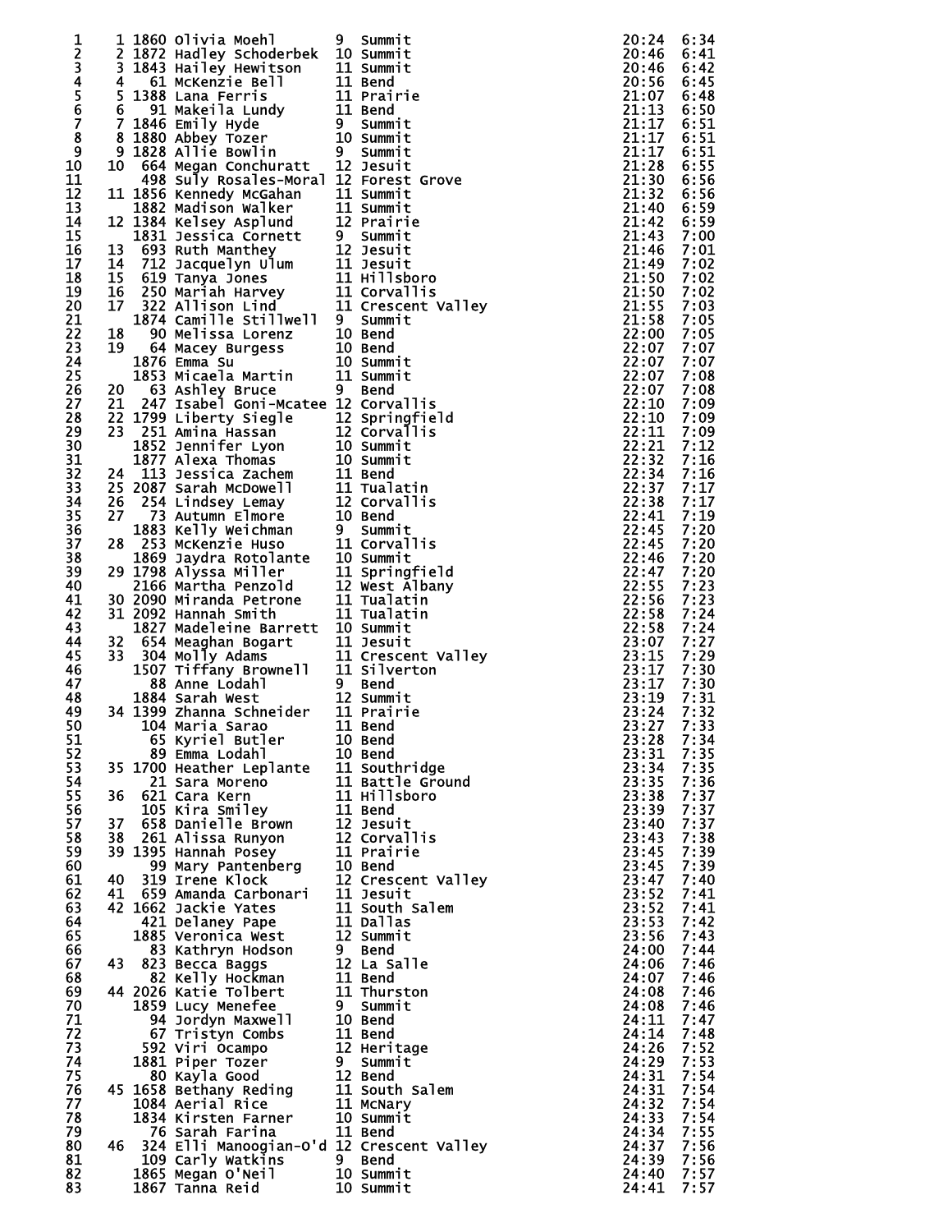| Place | Team Place | Bib | Name | Grade | School | Time | Pace |
|---|---|---|---|---|---|---|---|
| 1 | 1 | 1860 | Olivia Moehl | 9 | Summit | 20:24 | 6:34 |
| 2 | 2 | 1872 | Hadley Schoderbek | 10 | Summit | 20:46 | 6:41 |
| 3 | 3 | 1843 | Hailey Hewitson | 11 | Summit | 20:46 | 6:42 |
| 4 | 4 | 61 | McKenzie Bell | 11 | Bend | 20:56 | 6:45 |
| 5 | 5 | 1388 | Lana Ferris | 11 | Prairie | 21:07 | 6:48 |
| 6 | 6 | 91 | Makeila Lundy | 11 | Bend | 21:13 | 6:50 |
| 7 | 7 | 1846 | Emily Hyde | 9 | Summit | 21:17 | 6:51 |
| 8 | 8 | 1880 | Abbey Tozer | 10 | Summit | 21:17 | 6:51 |
| 9 | 9 | 1828 | Allie Bowlin | 9 | Summit | 21:17 | 6:51 |
| 10 | 10 | 664 | Megan Conchuratt | 12 | Jesuit | 21:28 | 6:55 |
| 11 | | 498 | Suly Rosales-Moral | 12 | Forest Grove | 21:30 | 6:56 |
| 12 | 11 | 1856 | Kennedy McGahan | 11 | Summit | 21:32 | 6:56 |
| 13 | | 1882 | Madison Walker | 11 | Summit | 21:40 | 6:59 |
| 14 | 12 | 1384 | Kelsey Asplund | 12 | Prairie | 21:42 | 6:59 |
| 15 | | 1831 | Jessica Cornett | 9 | Summit | 21:43 | 7:00 |
| 16 | 13 | 693 | Ruth Manthey | 12 | Jesuit | 21:46 | 7:01 |
| 17 | 14 | 712 | Jacquelyn Ulum | 11 | Jesuit | 21:49 | 7:02 |
| 18 | 15 | 619 | Tanya Jones | 11 | Hillsboro | 21:50 | 7:02 |
| 19 | 16 | 250 | Mariah Harvey | 11 | Corvallis | 21:50 | 7:02 |
| 20 | 17 | 322 | Allison Lind | 11 | Crescent Valley | 21:55 | 7:03 |
| 21 | | 1874 | Camille Stillwell | 9 | Summit | 21:58 | 7:05 |
| 22 | 18 | 90 | Melissa Lorenz | 10 | Bend | 22:00 | 7:05 |
| 23 | 19 | 64 | Macey Burgess | 10 | Bend | 22:07 | 7:07 |
| 24 | | 1876 | Emma Su | 10 | Summit | 22:07 | 7:07 |
| 25 | | 1853 | Micaela Martin | 11 | Summit | 22:07 | 7:08 |
| 26 | 20 | 63 | Ashley Bruce | 9 | Bend | 22:07 | 7:08 |
| 27 | 21 | 247 | Isabel Goni-Mcatee | 12 | Corvallis | 22:10 | 7:09 |
| 28 | 22 | 1799 | Liberty Siegle | 12 | Springfield | 22:10 | 7:09 |
| 29 | 23 | 251 | Amina Hassan | 12 | Corvallis | 22:11 | 7:09 |
| 30 | | 1852 | Jennifer Lyon | 10 | Summit | 22:21 | 7:12 |
| 31 | | 1877 | Alexa Thomas | 10 | Summit | 22:32 | 7:16 |
| 32 | 24 | 113 | Jessica Zachem | 11 | Bend | 22:34 | 7:16 |
| 33 | 25 | 2087 | Sarah McDowell | 11 | Tualatin | 22:37 | 7:17 |
| 34 | 26 | 254 | Lindsey Lemay | 12 | Corvallis | 22:38 | 7:17 |
| 35 | 27 | 73 | Autumn Elmore | 10 | Bend | 22:41 | 7:19 |
| 36 | | 1883 | Kelly Weichman | 9 | Summit | 22:45 | 7:20 |
| 37 | 28 | 253 | McKenzie Huso | 11 | Corvallis | 22:45 | 7:20 |
| 38 | | 1869 | Jaydra Rotolante | 10 | Summit | 22:46 | 7:20 |
| 39 | 29 | 1798 | Alyssa Miller | 11 | Springfield | 22:47 | 7:20 |
| 40 | | 2166 | Martha Penzold | 12 | West Albany | 22:55 | 7:23 |
| 41 | 30 | 2090 | Miranda Petrone | 11 | Tualatin | 22:56 | 7:23 |
| 42 | 31 | 2092 | Hannah Smith | 11 | Tualatin | 22:58 | 7:24 |
| 43 | | 1827 | Madeleine Barrett | 10 | Summit | 22:58 | 7:24 |
| 44 | 32 | 654 | Meaghan Bogart | 11 | Jesuit | 23:07 | 7:27 |
| 45 | 33 | 304 | Molly Adams | 11 | Crescent Valley | 23:15 | 7:29 |
| 46 | | 1507 | Tiffany Brownell | 11 | Silverton | 23:17 | 7:30 |
| 47 | | 88 | Anne Lodahl | 9 | Bend | 23:17 | 7:30 |
| 48 | | 1884 | Sarah West | 12 | Summit | 23:19 | 7:31 |
| 49 | 34 | 1399 | Zhanna Schneider | 11 | Prairie | 23:24 | 7:32 |
| 50 | | 104 | Maria Sarao | 11 | Bend | 23:27 | 7:33 |
| 51 | | 65 | Kyriel Butler | 10 | Bend | 23:28 | 7:34 |
| 52 | | 89 | Emma Lodahl | 10 | Bend | 23:31 | 7:35 |
| 53 | 35 | 1700 | Heather Leplante | 11 | Southridge | 23:34 | 7:35 |
| 54 | | 21 | Sara Moreno | 11 | Battle Ground | 23:35 | 7:36 |
| 55 | 36 | 621 | Cara Kern | 11 | Hillsboro | 23:38 | 7:37 |
| 56 | | 105 | Kira Smiley | 11 | Bend | 23:39 | 7:37 |
| 57 | 37 | 658 | Danielle Brown | 12 | Jesuit | 23:40 | 7:37 |
| 58 | 38 | 261 | Alissa Runyon | 12 | Corvallis | 23:43 | 7:38 |
| 59 | 39 | 1395 | Hannah Posey | 11 | Prairie | 23:45 | 7:39 |
| 60 | | 99 | Mary Pantenberg | 10 | Bend | 23:45 | 7:39 |
| 61 | 40 | 319 | Irene Klock | 12 | Crescent Valley | 23:47 | 7:40 |
| 62 | 41 | 659 | Amanda Carbonari | 11 | Jesuit | 23:52 | 7:41 |
| 63 | 42 | 1662 | Jackie Yates | 11 | South Salem | 23:52 | 7:41 |
| 64 | | 421 | Delaney Pape | 11 | Dallas | 23:53 | 7:42 |
| 65 | | 1885 | Veronica West | 12 | Summit | 23:56 | 7:43 |
| 66 | | 83 | Kathryn Hodson | 9 | Bend | 24:00 | 7:44 |
| 67 | 43 | 823 | Becca Baggs | 12 | La Salle | 24:06 | 7:46 |
| 68 | | 82 | Kelly Hockman | 11 | Bend | 24:07 | 7:46 |
| 69 | 44 | 2026 | Katie Tolbert | 11 | Thurston | 24:08 | 7:46 |
| 70 | | 1859 | Lucy Menefee | 9 | Summit | 24:08 | 7:46 |
| 71 | | 94 | Jordyn Maxwell | 10 | Bend | 24:11 | 7:47 |
| 72 | | 67 | Tristyn Combs | 11 | Bend | 24:14 | 7:48 |
| 73 | | 592 | Viri Ocampo | 12 | Heritage | 24:26 | 7:52 |
| 74 | | 1881 | Piper Tozer | 9 | Summit | 24:29 | 7:53 |
| 75 | | 80 | Kayla Good | 12 | Bend | 24:31 | 7:54 |
| 76 | 45 | 1658 | Bethany Reding | 11 | South Salem | 24:31 | 7:54 |
| 77 | | 1084 | Aerial Rice | 11 | McNary | 24:32 | 7:54 |
| 78 | | 1834 | Kirsten Farner | 10 | Summit | 24:33 | 7:54 |
| 79 | | 76 | Sarah Farina | 11 | Bend | 24:34 | 7:55 |
| 80 | 46 | 324 | Elli Manoogian-O'd | 12 | Crescent Valley | 24:37 | 7:56 |
| 81 | | 109 | Carly Watkins | 9 | Bend | 24:39 | 7:56 |
| 82 | | 1865 | Megan O'Neil | 10 | Summit | 24:40 | 7:57 |
| 83 | | 1867 | Tanna Reid | 10 | Summit | 24:41 | 7:57 |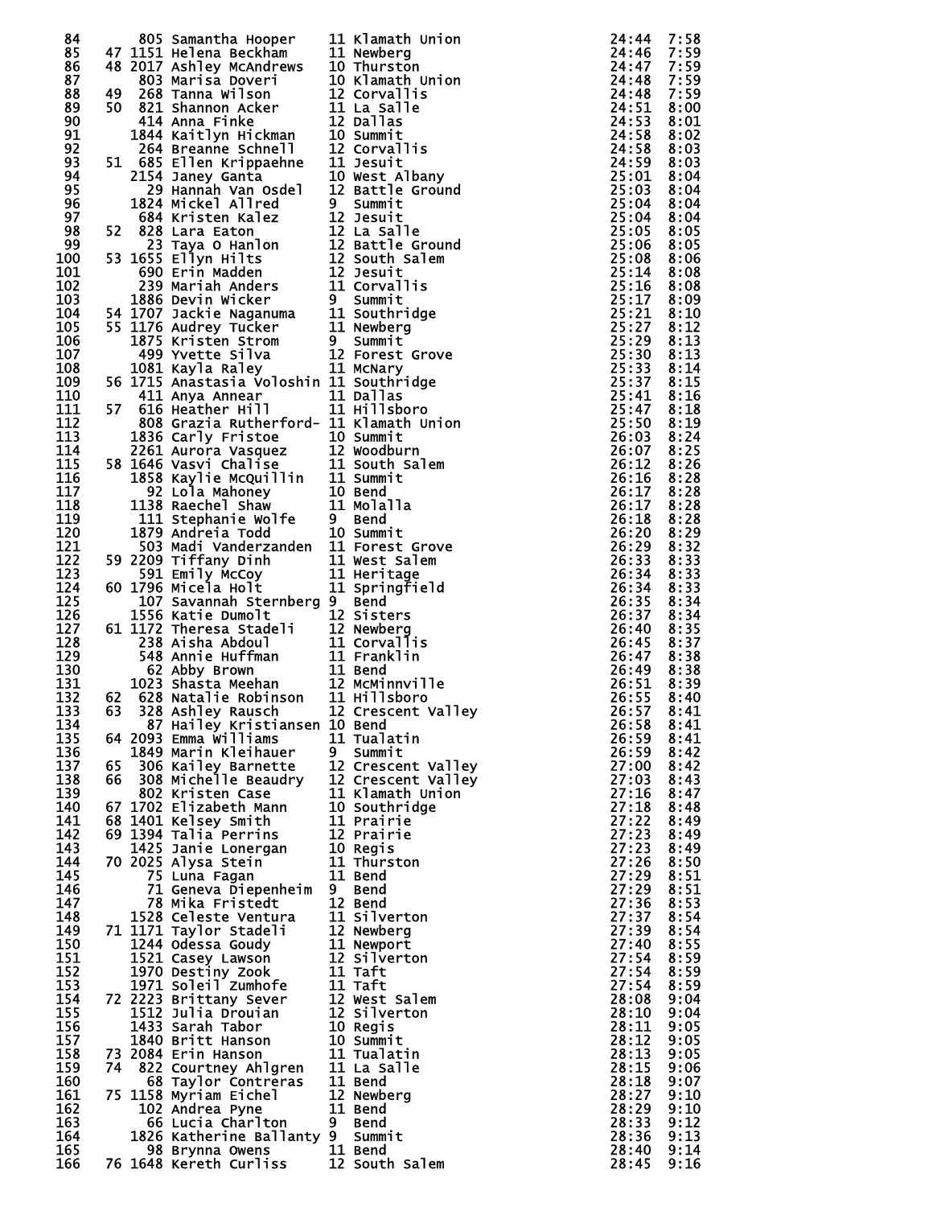| Place | Team Place | Bib | Name | Grade | School | Time | Pace |
|---|---|---|---|---|---|---|---|
| 84 | | 805 | Samantha Hooper | 11 | Klamath Union | 24:44 | 7:58 |
| 85 | 47 | 1151 | Helena Beckham | 11 | Newberg | 24:46 | 7:59 |
| 86 | 48 | 2017 | Ashley McAndrews | 10 | Thurston | 24:47 | 7:59 |
| 87 | | 803 | Marisa Doveri | 10 | Klamath Union | 24:48 | 7:59 |
| 88 | 49 | 268 | Tanna Wilson | 12 | Corvallis | 24:48 | 7:59 |
| 89 | 50 | 821 | Shannon Acker | 11 | La Salle | 24:51 | 8:00 |
| 90 | | 414 | Anna Finke | 12 | Dallas | 24:53 | 8:01 |
| 91 | | 1844 | Kaitlyn Hickman | 10 | Summit | 24:58 | 8:02 |
| 92 | | 264 | Breanne Schnell | 12 | Corvallis | 24:58 | 8:03 |
| 93 | 51 | 685 | Ellen Krippaehne | 11 | Jesuit | 24:59 | 8:03 |
| 94 | | 2154 | Janey Ganta | 10 | West Albany | 25:01 | 8:04 |
| 95 | | 29 | Hannah Van Osdel | 12 | Battle Ground | 25:03 | 8:04 |
| 96 | | 1824 | Mickel Allred | 9 | Summit | 25:04 | 8:04 |
| 97 | | 684 | Kristen Kalez | 12 | Jesuit | 25:04 | 8:04 |
| 98 | 52 | 828 | Lara Eaton | 12 | La Salle | 25:05 | 8:05 |
| 99 | | 23 | Taya O Hanlon | 12 | Battle Ground | 25:06 | 8:05 |
| 100 | 53 | 1655 | Ellyn Hilts | 12 | South Salem | 25:08 | 8:06 |
| 101 | | 690 | Erin Madden | 12 | Jesuit | 25:14 | 8:08 |
| 102 | | 239 | Mariah Anders | 11 | Corvallis | 25:16 | 8:08 |
| 103 | | 1886 | Devin Wicker | 9 | Summit | 25:17 | 8:09 |
| 104 | 54 | 1707 | Jackie Naganuma | 11 | Southridge | 25:21 | 8:10 |
| 105 | 55 | 1176 | Audrey Tucker | 11 | Newberg | 25:27 | 8:12 |
| 106 | | 1875 | Kristen Strom | 9 | Summit | 25:29 | 8:13 |
| 107 | | 499 | Yvette Silva | 12 | Forest Grove | 25:30 | 8:13 |
| 108 | | 1081 | Kayla Raley | 11 | McNary | 25:33 | 8:14 |
| 109 | 56 | 1715 | Anastasia Voloshin | 11 | Southridge | 25:37 | 8:15 |
| 110 | | 411 | Anya Annear | 11 | Dallas | 25:41 | 8:16 |
| 111 | 57 | 616 | Heather Hill | 11 | Hillsboro | 25:47 | 8:18 |
| 112 | | 808 | Grazia Rutherford- | 11 | Klamath Union | 25:50 | 8:19 |
| 113 | | 1836 | Carly Fristoe | 10 | Summit | 26:03 | 8:24 |
| 114 | | 2261 | Aurora Vasquez | 12 | Woodburn | 26:07 | 8:25 |
| 115 | 58 | 1646 | Vasvi Chalise | 11 | South Salem | 26:12 | 8:26 |
| 116 | | 1858 | Kaylie McQuillin | 11 | Summit | 26:16 | 8:28 |
| 117 | | 92 | Lola Mahoney | 10 | Bend | 26:17 | 8:28 |
| 118 | | 1138 | Raechel Shaw | 11 | Molalla | 26:17 | 8:28 |
| 119 | | 111 | Stephanie Wolfe | 9 | Bend | 26:18 | 8:28 |
| 120 | | 1879 | Andreia Todd | 10 | Summit | 26:20 | 8:29 |
| 121 | | 503 | Madi Vanderzanden | 11 | Forest Grove | 26:29 | 8:32 |
| 122 | 59 | 2209 | Tiffany Dinh | 11 | West Salem | 26:33 | 8:33 |
| 123 | | 591 | Emily McCoy | 11 | Heritage | 26:34 | 8:33 |
| 124 | 60 | 1796 | Micela Holt | 11 | Springfield | 26:34 | 8:33 |
| 125 | | 107 | Savannah Sternberg | 9 | Bend | 26:35 | 8:34 |
| 126 | | 1556 | Katie Dumolt | 12 | Sisters | 26:37 | 8:34 |
| 127 | 61 | 1172 | Theresa Stadeli | 12 | Newberg | 26:40 | 8:35 |
| 128 | | 238 | Aisha Abdoul | 11 | Corvallis | 26:45 | 8:37 |
| 129 | | 548 | Annie Huffman | 11 | Franklin | 26:47 | 8:38 |
| 130 | | 62 | Abby Brown | 11 | Bend | 26:49 | 8:38 |
| 131 | | 1023 | Shasta Meehan | 12 | McMinnville | 26:51 | 8:39 |
| 132 | 62 | 628 | Natalie Robinson | 11 | Hillsboro | 26:55 | 8:40 |
| 133 | 63 | 328 | Ashley Rausch | 12 | Crescent Valley | 26:57 | 8:41 |
| 134 | | 87 | Hailey Kristiansen | 10 | Bend | 26:58 | 8:41 |
| 135 | 64 | 2093 | Emma Williams | 11 | Tualatin | 26:59 | 8:41 |
| 136 | | 1849 | Marin Kleihauer | 9 | Summit | 26:59 | 8:42 |
| 137 | 65 | 306 | Kailey Barnette | 12 | Crescent Valley | 27:00 | 8:42 |
| 138 | 66 | 308 | Michelle Beaudry | 12 | Crescent Valley | 27:03 | 8:43 |
| 139 | | 802 | Kristen Case | 11 | Klamath Union | 27:16 | 8:47 |
| 140 | 67 | 1702 | Elizabeth Mann | 10 | Southridge | 27:18 | 8:48 |
| 141 | 68 | 1401 | Kelsey Smith | 11 | Prairie | 27:22 | 8:49 |
| 142 | 69 | 1394 | Talia Perrins | 12 | Prairie | 27:23 | 8:49 |
| 143 | | 1425 | Janie Lonergan | 10 | Regis | 27:23 | 8:49 |
| 144 | 70 | 2025 | Alysa Stein | 11 | Thurston | 27:26 | 8:50 |
| 145 | | 75 | Luna Fagan | 11 | Bend | 27:29 | 8:51 |
| 146 | | 71 | Geneva Diepenheim | 9 | Bend | 27:29 | 8:51 |
| 147 | | 78 | Mika Fristedt | 12 | Bend | 27:36 | 8:53 |
| 148 | | 1528 | Celeste Ventura | 11 | Silverton | 27:37 | 8:54 |
| 149 | 71 | 1171 | Taylor Stadeli | 12 | Newberg | 27:39 | 8:54 |
| 150 | | 1244 | Odessa Goudy | 11 | Newport | 27:40 | 8:55 |
| 151 | | 1521 | Casey Lawson | 12 | Silverton | 27:54 | 8:59 |
| 152 | | 1970 | Destiny Zook | 11 | Taft | 27:54 | 8:59 |
| 153 | | 1971 | Soleil Zumhofe | 11 | Taft | 27:54 | 8:59 |
| 154 | 72 | 2223 | Brittany Sever | 12 | West Salem | 28:08 | 9:04 |
| 155 | | 1512 | Julia Drouian | 12 | Silverton | 28:10 | 9:04 |
| 156 | | 1433 | Sarah Tabor | 10 | Regis | 28:11 | 9:05 |
| 157 | | 1840 | Britt Hanson | 10 | Summit | 28:12 | 9:05 |
| 158 | 73 | 2084 | Erin Hanson | 11 | Tualatin | 28:13 | 9:05 |
| 159 | 74 | 822 | Courtney Ahlgren | 11 | La Salle | 28:15 | 9:06 |
| 160 | | 68 | Taylor Contreras | 11 | Bend | 28:18 | 9:07 |
| 161 | 75 | 1158 | Myriam Eichel | 12 | Newberg | 28:27 | 9:10 |
| 162 | | 102 | Andrea Pyne | 11 | Bend | 28:29 | 9:10 |
| 163 | | 66 | Lucia Charlton | 9 | Bend | 28:33 | 9:12 |
| 164 | | 1826 | Katherine Ballanty | 9 | Summit | 28:36 | 9:13 |
| 165 | | 98 | Brynna Owens | 11 | Bend | 28:40 | 9:14 |
| 166 | 76 | 1648 | Kereth Curliss | 12 | South Salem | 28:45 | 9:16 |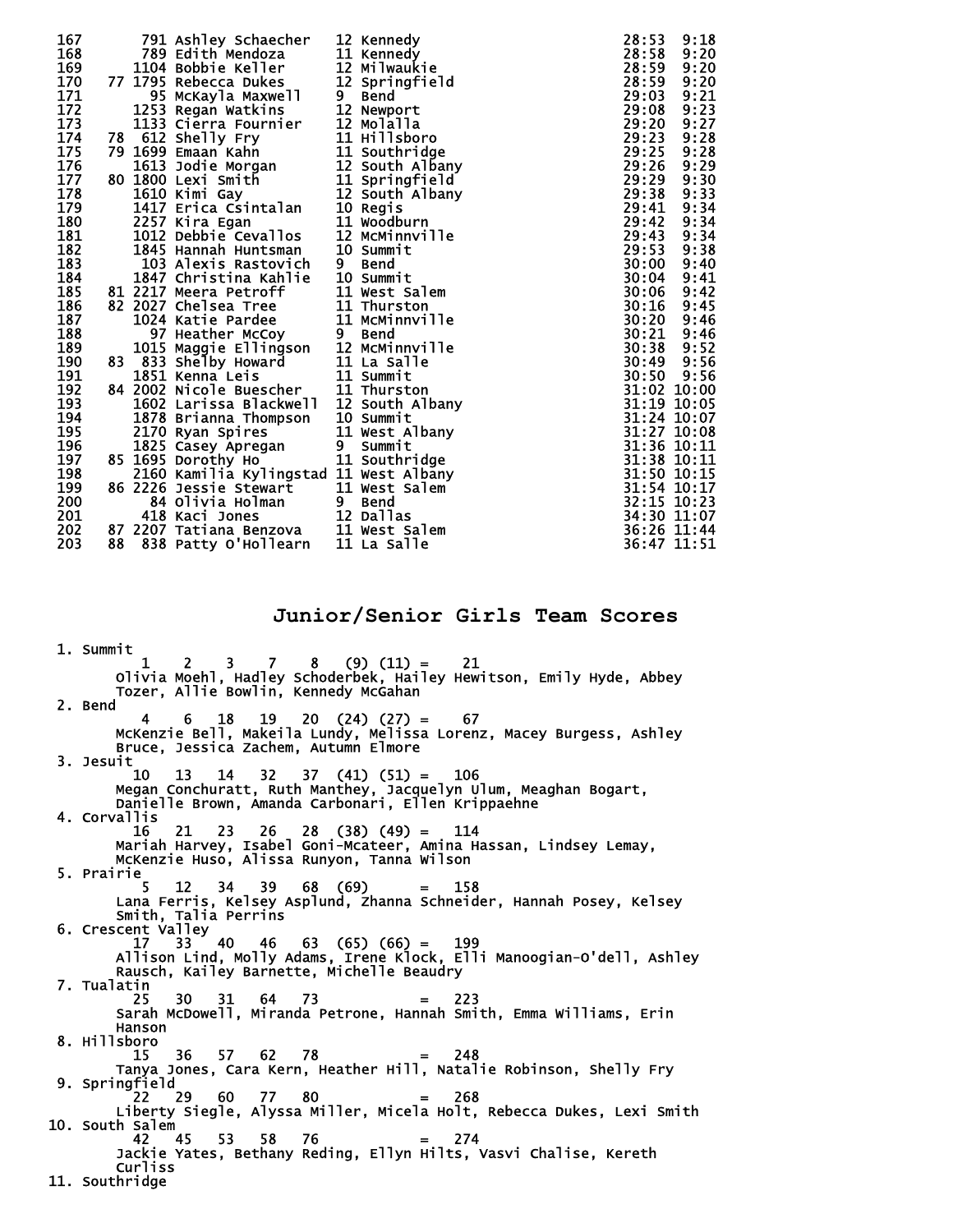```
167        791 Ashley Schaecher   12 Kennedy                          28:53  9:18
168        789 Edith Mendoza      11 Kennedy                          28:58  9:20
169       1104 Bobbie Keller      12 Milwaukie                        28:59  9:20
170    77 1795 Rebecca Dukes      12 Springfield                      28:59  9:20
171         95 McKayla Maxwell    9  Bend                             29:03  9:21
172       1253 Regan Watkins      12 Newport                          29:08  9:23
173       1133 Cierra Fournier    12 Molalla                          29:20  9:27
174    78  612 Shelly Fry         11 Hillsboro                        29:23  9:28
175    79 1699 Emaan Kahn         11 Southridge                       29:25  9:28
176       1613 Jodie Morgan       12 South Albany                     29:26  9:29
177    80 1800 Lexi Smith         11 Springfield                      29:29  9:30
178       1610 Kimi Gay           12 South Albany                     29:38  9:33
179       1417 Erica Csintalan    10 Regis                            29:41  9:34
180       2257 Kira Egan          11 Woodburn                         29:42  9:34
181       1012 Debbie Cevallos    12 McMinnville                      29:43  9:34
182       1845 Hannah Huntsman    10 Summit                           29:53  9:38
183        103 Alexis Rastovich   9  Bend                             30:00  9:40
184       1847 Christina Kahlie   10 Summit                           30:04  9:41
185    81 2217 Meera Petroff      11 West Salem                       30:06  9:42
186    82 2027 Chelsea Tree       11 Thurston                         30:16  9:45
187       1024 Katie Pardee       11 McMinnville                      30:20  9:46
188         97 Heather McCoy      9  Bend                             30:21  9:46
189       1015 Maggie Ellingson   12 McMinnville                      30:38  9:52
190    83  833 Shelby Howard      11 La Salle                         30:49  9:56
191       1851 Kenna Leis         11 Summit                           30:50  9:56
192    84 2002 Nicole Buescher    11 Thurston                         31:02 10:00
193       1602 Larissa Blackwell  12 South Albany                     31:19 10:05
194       1878 Brianna Thompson   10 Summit                           31:24 10:07
195       2170 Ryan Spires        11 West Albany                      31:27 10:08
196       1825 Casey Apregan      9  Summit                           31:36 10:11
197    85 1695 Dorothy Ho         11 Southridge                       31:38 10:11
198       2160 Kamilia Kylingstad 11 West Albany                      31:50 10:15
199    86 2226 Jessie Stewart     11 West Salem                       31:54 10:17
200         84 Olivia Holman      9  Bend                             32:15 10:23
201        418 Kaci Jones         12 Dallas                           34:30 11:07
202    87 2207 Tatiana Benzova    11 West Salem                       36:26 11:44
203    88  838 Patty O'Hollearn   11 La Salle                         36:47 11:51
```

## Junior/Senior Girls Team Scores

```
  1. Summit
         1    2    3    7    8   (9) (11) =    21
       Olivia Moehl, Hadley Schoderbek, Hailey Hewitson, Emily Hyde, Abbey
       Tozer, Allie Bowlin, Kennedy McGahan
  2. Bend
         4    6   18   19   20  (24) (27) =    67
       McKenzie Bell, Makeila Lundy, Melissa Lorenz, Macey Burgess, Ashley
       Bruce, Jessica Zachem, Autumn Elmore
  3. Jesuit
        10   13   14   32   37  (41) (51) =   106
       Megan Conchuratt, Ruth Manthey, Jacquelyn Ulum, Meaghan Bogart,
       Danielle Brown, Amanda Carbonari, Ellen Krippaehne
  4. Corvallis
        16   21   23   26   28  (38) (49) =   114
       Mariah Harvey, Isabel Goni-Mcateer, Amina Hassan, Lindsey Lemay,
       McKenzie Huso, Alissa Runyon, Tanna Wilson
  5. Prairie
         5   12   34   39   68  (69)      =   158
       Lana Ferris, Kelsey Asplund, Zhanna Schneider, Hannah Posey, Kelsey
       Smith, Talia Perrins
  6. Crescent Valley
        17   33   40   46   63  (65) (66) =   199
       Allison Lind, Molly Adams, Irene Klock, Elli Manoogian-O'dell, Ashley
       Rausch, Kailey Barnette, Michelle Beaudry
  7. Tualatin
        25   30   31   64   73            =   223
       Sarah McDowell, Miranda Petrone, Hannah Smith, Emma Williams, Erin
       Hanson
  8. Hillsboro
        15   36   57   62   78            =   248
       Tanya Jones, Cara Kern, Heather Hill, Natalie Robinson, Shelly Fry
  9. Springfield
        22   29   60   77   80            =   268
       Liberty Siegle, Alyssa Miller, Micela Holt, Rebecca Dukes, Lexi Smith
 10. South Salem
        42   45   53   58   76            =   274
       Jackie Yates, Bethany Reding, Ellyn Hilts, Vasvi Chalise, Kereth
       Curliss
 11. Southridge
```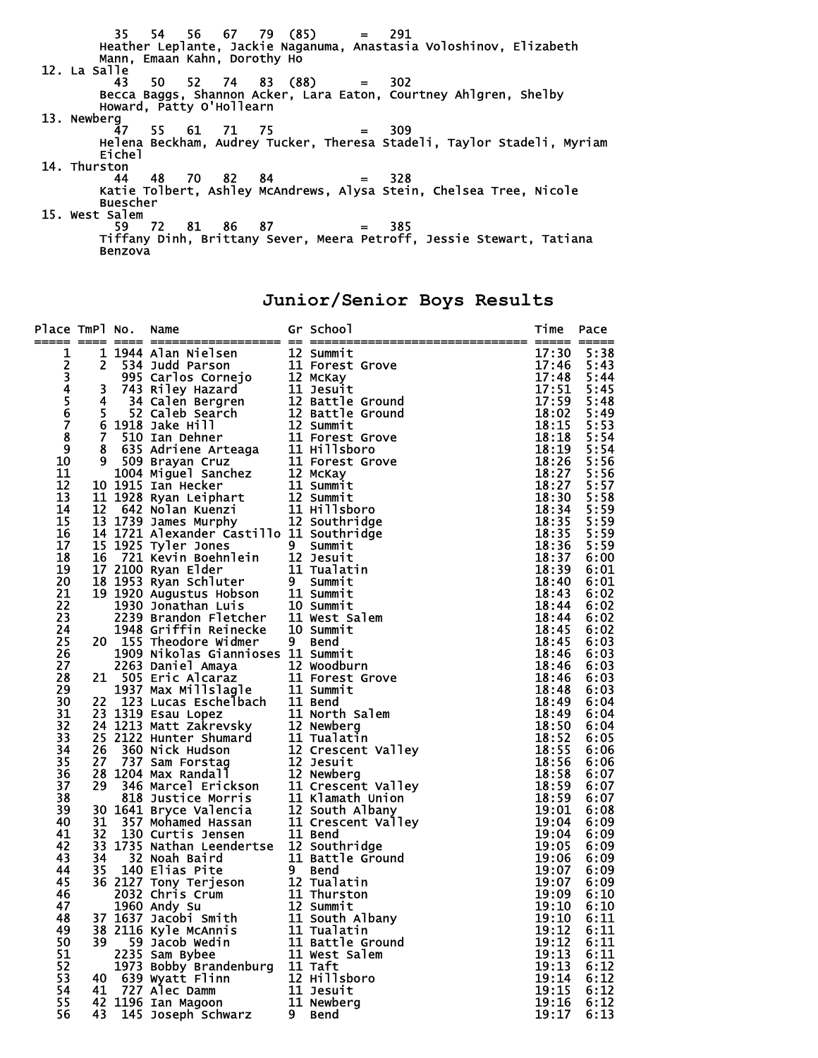35 54 56 67 79 (85) = 291
Heather Leplante, Jackie Naganuma, Anastasia Voloshinov, Elizabeth Mann, Emaan Kahn, Dorothy Ho

12. La Salle
43 50 52 74 83 (88) = 302
Becca Baggs, Shannon Acker, Lara Eaton, Courtney Ahlgren, Shelby Howard, Patty O'Hollearn

13. Newberg
47 55 61 71 75 = 309
Helena Beckham, Audrey Tucker, Theresa Stadeli, Taylor Stadeli, Myriam Eichel

14. Thurston
44 48 70 82 84 = 328
Katie Tolbert, Ashley McAndrews, Alysa Stein, Chelsea Tree, Nicole Buescher

15. West Salem
59 72 81 86 87 = 385
Tiffany Dinh, Brittany Sever, Meera Petroff, Jessie Stewart, Tatiana Benzova

## Junior/Senior Boys Results

| Place | TmPl | No. | Name | Gr | School | Time | Pace |
|---|---|---|---|---|---|---|---|
| 1 | 1 | 1944 | Alan Nielsen | 12 | Summit | 17:30 | 5:38 |
| 2 | 2 | 534 | Judd Parson | 11 | Forest Grove | 17:46 | 5:43 |
| 3 | | 995 | Carlos Cornejo | 12 | McKay | 17:48 | 5:44 |
| 4 | 3 | 743 | Riley Hazard | 11 | Jesuit | 17:51 | 5:45 |
| 5 | 4 | 34 | Calen Bergren | 12 | Battle Ground | 17:59 | 5:48 |
| 6 | 5 | 52 | Caleb Search | 12 | Battle Ground | 18:02 | 5:49 |
| 7 | 6 | 1918 | Jake Hill | 12 | Summit | 18:15 | 5:53 |
| 8 | 7 | 510 | Ian Dehner | 11 | Forest Grove | 18:18 | 5:54 |
| 9 | 8 | 635 | Adriene Arteaga | 11 | Hillsboro | 18:19 | 5:54 |
| 10 | 9 | 509 | Brayan Cruz | 11 | Forest Grove | 18:26 | 5:56 |
| 11 | | 1004 | Miguel Sanchez | 12 | McKay | 18:27 | 5:56 |
| 12 | 10 | 1915 | Ian Hecker | 11 | Summit | 18:27 | 5:57 |
| 13 | 11 | 1928 | Ryan Leiphart | 12 | Summit | 18:30 | 5:58 |
| 14 | 12 | 642 | Nolan Kuenzi | 11 | Hillsboro | 18:34 | 5:59 |
| 15 | 13 | 1739 | James Murphy | 12 | Southridge | 18:35 | 5:59 |
| 16 | 14 | 1721 | Alexander Castillo | 11 | Southridge | 18:35 | 5:59 |
| 17 | 15 | 1925 | Tyler Jones | 9 | Summit | 18:36 | 5:59 |
| 18 | 16 | 721 | Kevin Boehnlein | 12 | Jesuit | 18:37 | 6:00 |
| 19 | 17 | 2100 | Ryan Elder | 11 | Tualatin | 18:39 | 6:01 |
| 20 | 18 | 1953 | Ryan Schluter | 9 | Summit | 18:40 | 6:01 |
| 21 | 19 | 1920 | Augustus Hobson | 11 | Summit | 18:43 | 6:02 |
| 22 | | 1930 | Jonathan Luis | 10 | Summit | 18:44 | 6:02 |
| 23 | | 2239 | Brandon Fletcher | 11 | West Salem | 18:44 | 6:02 |
| 24 | | 1948 | Griffin Reinecke | 10 | Summit | 18:45 | 6:02 |
| 25 | 20 | 155 | Theodore Widmer | 9 | Bend | 18:45 | 6:03 |
| 26 | | 1909 | Nikolas Giannioses | 11 | Summit | 18:46 | 6:03 |
| 27 | | 2263 | Daniel Amaya | 12 | Woodburn | 18:46 | 6:03 |
| 28 | 21 | 505 | Eric Alcaraz | 11 | Forest Grove | 18:46 | 6:03 |
| 29 | | 1937 | Max Millslagle | 11 | Summit | 18:48 | 6:03 |
| 30 | 22 | 123 | Lucas Eschelbach | 11 | Bend | 18:49 | 6:04 |
| 31 | 23 | 1319 | Esau Lopez | 11 | North Salem | 18:49 | 6:04 |
| 32 | 24 | 1213 | Matt Zakrevsky | 12 | Newberg | 18:50 | 6:04 |
| 33 | 25 | 2122 | Hunter Shumard | 11 | Tualatin | 18:52 | 6:05 |
| 34 | 26 | 360 | Nick Hudson | 12 | Crescent Valley | 18:55 | 6:06 |
| 35 | 27 | 737 | Sam Forstag | 12 | Jesuit | 18:56 | 6:06 |
| 36 | 28 | 1204 | Max Randall | 12 | Newberg | 18:58 | 6:07 |
| 37 | 29 | 346 | Marcel Erickson | 11 | Crescent Valley | 18:59 | 6:07 |
| 38 | | 818 | Justice Morris | 11 | Klamath Union | 18:59 | 6:07 |
| 39 | 30 | 1641 | Bryce Valencia | 12 | South Albany | 19:01 | 6:08 |
| 40 | 31 | 357 | Mohamed Hassan | 11 | Crescent Valley | 19:04 | 6:09 |
| 41 | 32 | 130 | Curtis Jensen | 11 | Bend | 19:04 | 6:09 |
| 42 | 33 | 1735 | Nathan Leendertse | 12 | Southridge | 19:05 | 6:09 |
| 43 | 34 | 32 | Noah Baird | 11 | Battle Ground | 19:06 | 6:09 |
| 44 | 35 | 140 | Elias Pite | 9 | Bend | 19:07 | 6:09 |
| 45 | 36 | 2127 | Tony Terjeson | 12 | Tualatin | 19:07 | 6:09 |
| 46 | | 2032 | Chris Crum | 11 | Thurston | 19:09 | 6:10 |
| 47 | | 1960 | Andy Su | 12 | Summit | 19:10 | 6:10 |
| 48 | 37 | 1637 | Jacobi Smith | 11 | South Albany | 19:10 | 6:11 |
| 49 | 38 | 2116 | Kyle McAnnis | 11 | Tualatin | 19:12 | 6:11 |
| 50 | 39 | 59 | Jacob Wedin | 11 | Battle Ground | 19:12 | 6:11 |
| 51 | | 2235 | Sam Bybee | 11 | West Salem | 19:13 | 6:11 |
| 52 | | 1973 | Bobby Brandenburg | 11 | Taft | 19:13 | 6:12 |
| 53 | 40 | 639 | Wyatt Flinn | 12 | Hillsboro | 19:14 | 6:12 |
| 54 | 41 | 727 | Alec Damm | 11 | Jesuit | 19:15 | 6:12 |
| 55 | 42 | 1196 | Ian Magoon | 11 | Newberg | 19:16 | 6:12 |
| 56 | 43 | 145 | Joseph Schwarz | 9 | Bend | 19:17 | 6:13 |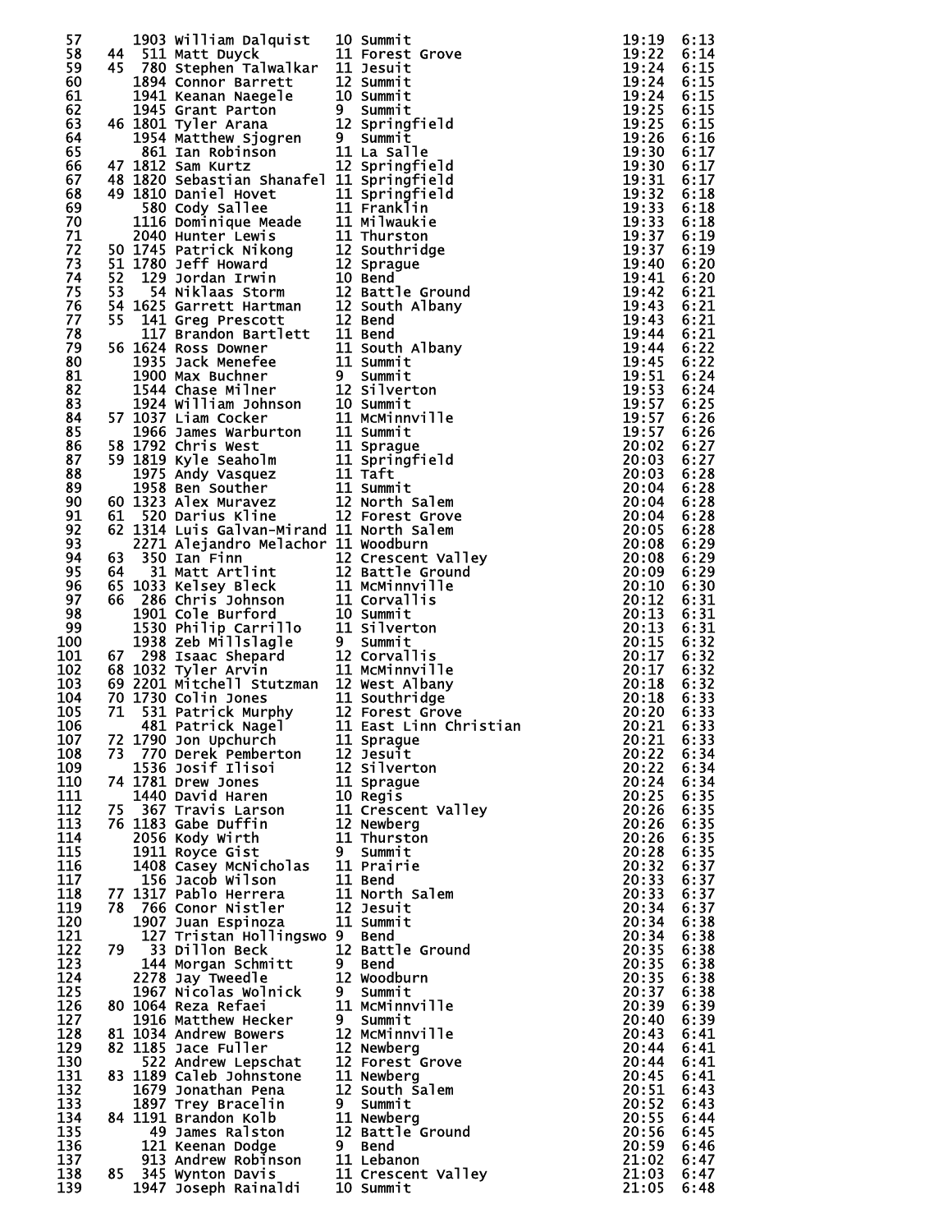| Place | Team Place | Bib | Name | Grade | School | Time | Pace |
|---|---|---|---|---|---|---|---|
| 57 | | 1903 | William Dalquist | 10 | Summit | 19:19 | 6:13 |
| 58 | 44 | 511 | Matt Duyck | 11 | Forest Grove | 19:22 | 6:14 |
| 59 | 45 | 780 | Stephen Talwalkar | 11 | Jesuit | 19:24 | 6:15 |
| 60 | | 1894 | Connor Barrett | 12 | Summit | 19:24 | 6:15 |
| 61 | | 1941 | Keanan Naegele | 10 | Summit | 19:24 | 6:15 |
| 62 | | 1945 | Grant Parton | 9 | Summit | 19:25 | 6:15 |
| 63 | 46 | 1801 | Tyler Arana | 12 | Springfield | 19:25 | 6:15 |
| 64 | | 1954 | Matthew Sjogren | 9 | Summit | 19:26 | 6:16 |
| 65 | | 861 | Ian Robinson | 11 | La Salle | 19:30 | 6:17 |
| 66 | 47 | 1812 | Sam Kurtz | 12 | Springfield | 19:30 | 6:17 |
| 67 | 48 | 1820 | Sebastian Shanafel | 11 | Springfield | 19:31 | 6:17 |
| 68 | 49 | 1810 | Daniel Hovet | 11 | Springfield | 19:32 | 6:18 |
| 69 | | 580 | Cody Sallee | 11 | Franklin | 19:33 | 6:18 |
| 70 | | 1116 | Dominique Meade | 11 | Milwaukie | 19:33 | 6:18 |
| 71 | | 2040 | Hunter Lewis | 11 | Thurston | 19:37 | 6:19 |
| 72 | 50 | 1745 | Patrick Nikong | 12 | Southridge | 19:37 | 6:19 |
| 73 | 51 | 1780 | Jeff Howard | 12 | Sprague | 19:40 | 6:20 |
| 74 | 52 | 129 | Jordan Irwin | 10 | Bend | 19:41 | 6:20 |
| 75 | 53 | 54 | Niklaas Storm | 12 | Battle Ground | 19:42 | 6:21 |
| 76 | 54 | 1625 | Garrett Hartman | 12 | South Albany | 19:43 | 6:21 |
| 77 | 55 | 141 | Greg Prescott | 12 | Bend | 19:43 | 6:21 |
| 78 | | 117 | Brandon Bartlett | 11 | Bend | 19:44 | 6:21 |
| 79 | 56 | 1624 | Ross Downer | 11 | South Albany | 19:44 | 6:22 |
| 80 | | 1935 | Jack Menefee | 11 | Summit | 19:45 | 6:22 |
| 81 | | 1900 | Max Buchner | 9 | Summit | 19:51 | 6:24 |
| 82 | | 1544 | Chase Milner | 12 | Silverton | 19:53 | 6:24 |
| 83 | | 1924 | William Johnson | 10 | Summit | 19:57 | 6:25 |
| 84 | 57 | 1037 | Liam Cocker | 11 | McMinnville | 19:57 | 6:26 |
| 85 | | 1966 | James Warburton | 11 | Summit | 19:57 | 6:26 |
| 86 | 58 | 1792 | Chris West | 11 | Sprague | 20:02 | 6:27 |
| 87 | 59 | 1819 | Kyle Seaholm | 11 | Springfield | 20:03 | 6:27 |
| 88 | | 1975 | Andy Vasquez | 11 | Taft | 20:03 | 6:28 |
| 89 | | 1958 | Ben Souther | 11 | Summit | 20:04 | 6:28 |
| 90 | 60 | 1323 | Alex Muravez | 12 | North Salem | 20:04 | 6:28 |
| 91 | 61 | 520 | Darius Kline | 12 | Forest Grove | 20:04 | 6:28 |
| 92 | 62 | 1314 | Luis Galvan-Mirand | 11 | North Salem | 20:05 | 6:28 |
| 93 | | 2271 | Alejandro Melachor | 11 | Woodburn | 20:08 | 6:29 |
| 94 | 63 | 350 | Ian Finn | 12 | Crescent Valley | 20:08 | 6:29 |
| 95 | 64 | 31 | Matt Artlint | 12 | Battle Ground | 20:09 | 6:29 |
| 96 | 65 | 1033 | Kelsey Bleck | 11 | McMinnville | 20:10 | 6:30 |
| 97 | 66 | 286 | Chris Johnson | 11 | Corvallis | 20:12 | 6:31 |
| 98 | | 1901 | Cole Burford | 10 | Summit | 20:13 | 6:31 |
| 99 | | 1530 | Philip Carrillo | 11 | Silverton | 20:13 | 6:31 |
| 100 | | 1938 | Zeb Millslagle | 9 | Summit | 20:15 | 6:32 |
| 101 | 67 | 298 | Isaac Shepard | 12 | Corvallis | 20:17 | 6:32 |
| 102 | 68 | 1032 | Tyler Arvin | 11 | McMinnville | 20:17 | 6:32 |
| 103 | 69 | 2201 | Mitchell Stutzman | 12 | West Albany | 20:18 | 6:32 |
| 104 | 70 | 1730 | Colin Jones | 11 | Southridge | 20:18 | 6:33 |
| 105 | 71 | 531 | Patrick Murphy | 12 | Forest Grove | 20:20 | 6:33 |
| 106 | | 481 | Patrick Nagel | 11 | East Linn Christian | 20:21 | 6:33 |
| 107 | 72 | 1790 | Jon Upchurch | 11 | Sprague | 20:21 | 6:33 |
| 108 | 73 | 770 | Derek Pemberton | 12 | Jesuit | 20:22 | 6:34 |
| 109 | | 1536 | Josif Ilisoi | 12 | Silverton | 20:22 | 6:34 |
| 110 | 74 | 1781 | Drew Jones | 11 | Sprague | 20:24 | 6:34 |
| 111 | | 1440 | David Haren | 10 | Regis | 20:25 | 6:35 |
| 112 | 75 | 367 | Travis Larson | 11 | Crescent Valley | 20:26 | 6:35 |
| 113 | 76 | 1183 | Gabe Duffin | 12 | Newberg | 20:26 | 6:35 |
| 114 | | 2056 | Kody Wirth | 11 | Thurston | 20:26 | 6:35 |
| 115 | | 1911 | Royce Gist | 9 | Summit | 20:28 | 6:35 |
| 116 | | 1408 | Casey McNicholas | 11 | Prairie | 20:32 | 6:37 |
| 117 | | 156 | Jacob Wilson | 11 | Bend | 20:33 | 6:37 |
| 118 | 77 | 1317 | Pablo Herrera | 11 | North Salem | 20:33 | 6:37 |
| 119 | 78 | 766 | Conor Nistler | 12 | Jesuit | 20:34 | 6:37 |
| 120 | | 1907 | Juan Espinoza | 11 | Summit | 20:34 | 6:38 |
| 121 | | 127 | Tristan Hollingswo | 9 | Bend | 20:34 | 6:38 |
| 122 | 79 | 33 | Dillon Beck | 12 | Battle Ground | 20:35 | 6:38 |
| 123 | | 144 | Morgan Schmitt | 9 | Bend | 20:35 | 6:38 |
| 124 | | 2278 | Jay Tweedle | 12 | Woodburn | 20:35 | 6:38 |
| 125 | | 1967 | Nicolas Wolnick | 9 | Summit | 20:37 | 6:38 |
| 126 | 80 | 1064 | Reza Refaei | 11 | McMinnville | 20:39 | 6:39 |
| 127 | | 1916 | Matthew Hecker | 9 | Summit | 20:40 | 6:39 |
| 128 | 81 | 1034 | Andrew Bowers | 12 | McMinnville | 20:43 | 6:41 |
| 129 | 82 | 1185 | Jace Fuller | 12 | Newberg | 20:44 | 6:41 |
| 130 | | 522 | Andrew Lepschat | 12 | Forest Grove | 20:44 | 6:41 |
| 131 | 83 | 1189 | Caleb Johnstone | 11 | Newberg | 20:45 | 6:41 |
| 132 | | 1679 | Jonathan Pena | 12 | South Salem | 20:51 | 6:43 |
| 133 | | 1897 | Trey Bracelin | 9 | Summit | 20:52 | 6:43 |
| 134 | 84 | 1191 | Brandon Kolb | 11 | Newberg | 20:55 | 6:44 |
| 135 | | 49 | James Ralston | 12 | Battle Ground | 20:56 | 6:45 |
| 136 | | 121 | Keenan Dodge | 9 | Bend | 20:59 | 6:46 |
| 137 | | 913 | Andrew Robinson | 11 | Lebanon | 21:02 | 6:47 |
| 138 | 85 | 345 | Wynton Davis | 11 | Crescent Valley | 21:03 | 6:47 |
| 139 | | 1947 | Joseph Rainaldi | 10 | Summit | 21:05 | 6:48 |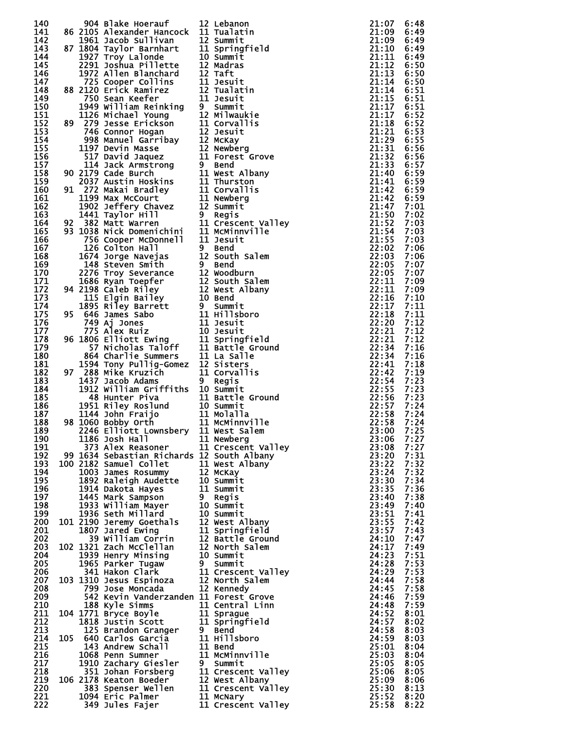| Place | Team Place | Bib | Name | Grade | School | Time | Pace |
|---|---|---|---|---|---|---|---|
| 140 | | 904 | Blake Hoerauf | 12 | Lebanon | 21:07 | 6:48 |
| 141 | 86 | 2105 | Alexander Hancock | 11 | Tualatin | 21:09 | 6:49 |
| 142 | | 1961 | Jacob Sullivan | 12 | Summit | 21:09 | 6:49 |
| 143 | 87 | 1804 | Taylor Barnhart | 11 | Springfield | 21:10 | 6:49 |
| 144 | | 1927 | Troy Lalonde | 10 | Summit | 21:11 | 6:49 |
| 145 | | 2291 | Joshua Pillette | 12 | Madras | 21:12 | 6:50 |
| 146 | | 1972 | Allen Blanchard | 12 | Taft | 21:13 | 6:50 |
| 147 | | 725 | Cooper Collins | 11 | Jesuit | 21:14 | 6:50 |
| 148 | 88 | 2120 | Erick Ramirez | 12 | Tualatin | 21:14 | 6:51 |
| 149 | | 750 | Sean Keefer | 11 | Jesuit | 21:15 | 6:51 |
| 150 | | 1949 | William Reinking | 9 | Summit | 21:17 | 6:51 |
| 151 | | 1126 | Michael Young | 12 | Milwaukie | 21:17 | 6:52 |
| 152 | 89 | 279 | Jesse Erickson | 11 | Corvallis | 21:18 | 6:52 |
| 153 | | 746 | Connor Hogan | 12 | Jesuit | 21:21 | 6:53 |
| 154 | | 998 | Manuel Garribay | 12 | McKay | 21:29 | 6:55 |
| 155 | | 1197 | Devin Masse | 12 | Newberg | 21:31 | 6:56 |
| 156 | | 517 | David Jaquez | 11 | Forest Grove | 21:32 | 6:56 |
| 157 | | 114 | Jack Armstrong | 9 | Bend | 21:33 | 6:57 |
| 158 | 90 | 2179 | Cade Burch | 11 | West Albany | 21:40 | 6:59 |
| 159 | | 2037 | Austin Hoskins | 11 | Thurston | 21:41 | 6:59 |
| 160 | 91 | 272 | Makai Bradley | 11 | Corvallis | 21:42 | 6:59 |
| 161 | | 1199 | Max McCourt | 11 | Newberg | 21:42 | 6:59 |
| 162 | | 1902 | Jeffery Chavez | 12 | Summit | 21:47 | 7:01 |
| 163 | | 1441 | Taylor Hill | 9 | Regis | 21:50 | 7:02 |
| 164 | 92 | 382 | Matt Warren | 11 | Crescent Valley | 21:52 | 7:03 |
| 165 | 93 | 1038 | Nick Domenichini | 11 | McMinnville | 21:54 | 7:03 |
| 166 | | 756 | Cooper McDonnell | 11 | Jesuit | 21:55 | 7:03 |
| 167 | | 126 | Colton Hall | 9 | Bend | 22:02 | 7:06 |
| 168 | | 1674 | Jorge Navejas | 12 | South Salem | 22:03 | 7:06 |
| 169 | | 148 | Steven Smith | 9 | Bend | 22:05 | 7:07 |
| 170 | | 2276 | Troy Severance | 12 | Woodburn | 22:05 | 7:07 |
| 171 | | 1686 | Ryan Toepfer | 12 | South Salem | 22:11 | 7:09 |
| 172 | 94 | 2198 | Caleb Riley | 12 | West Albany | 22:11 | 7:09 |
| 173 | | 115 | Elgin Bailey | 10 | Bend | 22:16 | 7:10 |
| 174 | | 1895 | Riley Barrett | 9 | Summit | 22:17 | 7:11 |
| 175 | 95 | 646 | James Sabo | 11 | Hillsboro | 22:18 | 7:11 |
| 176 | | 749 | Aj Jones | 11 | Jesuit | 22:20 | 7:12 |
| 177 | | 775 | Alex Ruiz | 10 | Jesuit | 22:21 | 7:12 |
| 178 | 96 | 1806 | Elliott Ewing | 11 | Springfield | 22:21 | 7:12 |
| 179 | | 57 | Nicholas Taloff | 11 | Battle Ground | 22:34 | 7:16 |
| 180 | | 864 | Charlie Summers | 11 | La Salle | 22:34 | 7:16 |
| 181 | | 1594 | Tony Pullig-Gomez | 12 | Sisters | 22:41 | 7:18 |
| 182 | 97 | 288 | Mike Kruzich | 11 | Corvallis | 22:42 | 7:19 |
| 183 | | 1437 | Jacob Adams | 9 | Regis | 22:54 | 7:23 |
| 184 | | 1912 | William Griffiths | 10 | Summit | 22:55 | 7:23 |
| 185 | | 48 | Hunter Piva | 11 | Battle Ground | 22:56 | 7:23 |
| 186 | | 1951 | Riley Roslund | 10 | Summit | 22:57 | 7:24 |
| 187 | | 1144 | John Fraijo | 11 | Molalla | 22:58 | 7:24 |
| 188 | 98 | 1060 | Bobby Orth | 11 | McMinnville | 22:58 | 7:24 |
| 189 | | 2246 | Elliott Lownsbery | 11 | West Salem | 23:00 | 7:25 |
| 190 | | 1186 | Josh Hall | 11 | Newberg | 23:06 | 7:27 |
| 191 | | 373 | Alex Reasoner | 11 | Crescent Valley | 23:08 | 7:27 |
| 192 | 99 | 1634 | Sebastian Richards | 12 | South Albany | 23:20 | 7:31 |
| 193 | 100 | 2182 | Samuel Collet | 11 | West Albany | 23:22 | 7:32 |
| 194 | | 1003 | James Rosummy | 12 | McKay | 23:24 | 7:32 |
| 195 | | 1892 | Raleigh Audette | 10 | Summit | 23:30 | 7:34 |
| 196 | | 1914 | Dakota Hayes | 11 | Summit | 23:35 | 7:36 |
| 197 | | 1445 | Mark Sampson | 9 | Regis | 23:40 | 7:38 |
| 198 | | 1933 | William Mayer | 10 | Summit | 23:49 | 7:40 |
| 199 | | 1936 | Seth Millard | 10 | Summit | 23:51 | 7:41 |
| 200 | 101 | 2190 | Jeremy Goethals | 12 | West Albany | 23:55 | 7:42 |
| 201 | | 1807 | Jared Ewing | 11 | Springfield | 23:57 | 7:43 |
| 202 | | 39 | William Corrin | 12 | Battle Ground | 24:10 | 7:47 |
| 203 | 102 | 1321 | Zach McClellan | 12 | North Salem | 24:17 | 7:49 |
| 204 | | 1939 | Henry Minsing | 10 | Summit | 24:23 | 7:51 |
| 205 | | 1965 | Parker Tugaw | 9 | Summit | 24:28 | 7:53 |
| 206 | | 341 | Hakon Clark | 11 | Crescent Valley | 24:29 | 7:53 |
| 207 | 103 | 1310 | Jesus Espinoza | 12 | North Salem | 24:44 | 7:58 |
| 208 | | 799 | Jose Moncada | 12 | Kennedy | 24:45 | 7:58 |
| 209 | | 542 | Kevin Vanderzanden | 11 | Forest Grove | 24:46 | 7:59 |
| 210 | | 188 | Kyle Simms | 11 | Central Linn | 24:48 | 7:59 |
| 211 | 104 | 1771 | Bryce Boyle | 11 | Sprague | 24:52 | 8:01 |
| 212 | | 1818 | Justin Scott | 11 | Springfield | 24:57 | 8:02 |
| 213 | | 125 | Brandon Granger | 9 | Bend | 24:58 | 8:03 |
| 214 | 105 | 640 | Carlos Garcia | 11 | Hillsboro | 24:59 | 8:03 |
| 215 | | 143 | Andrew Schall | 11 | Bend | 25:01 | 8:04 |
| 216 | | 1068 | Penn Sumner | 11 | McMinnville | 25:03 | 8:04 |
| 217 | | 1910 | Zachary Giesler | 9 | Summit | 25:05 | 8:05 |
| 218 | | 351 | Johan Forsberg | 11 | Crescent Valley | 25:06 | 8:05 |
| 219 | 106 | 2178 | Keaton Boeder | 12 | West Albany | 25:09 | 8:06 |
| 220 | | 383 | Spenser Wellen | 11 | Crescent Valley | 25:30 | 8:13 |
| 221 | | 1094 | Eric Palmer | 11 | McNary | 25:52 | 8:20 |
| 222 | | 349 | Jules Fajer | 11 | Crescent Valley | 25:58 | 8:22 |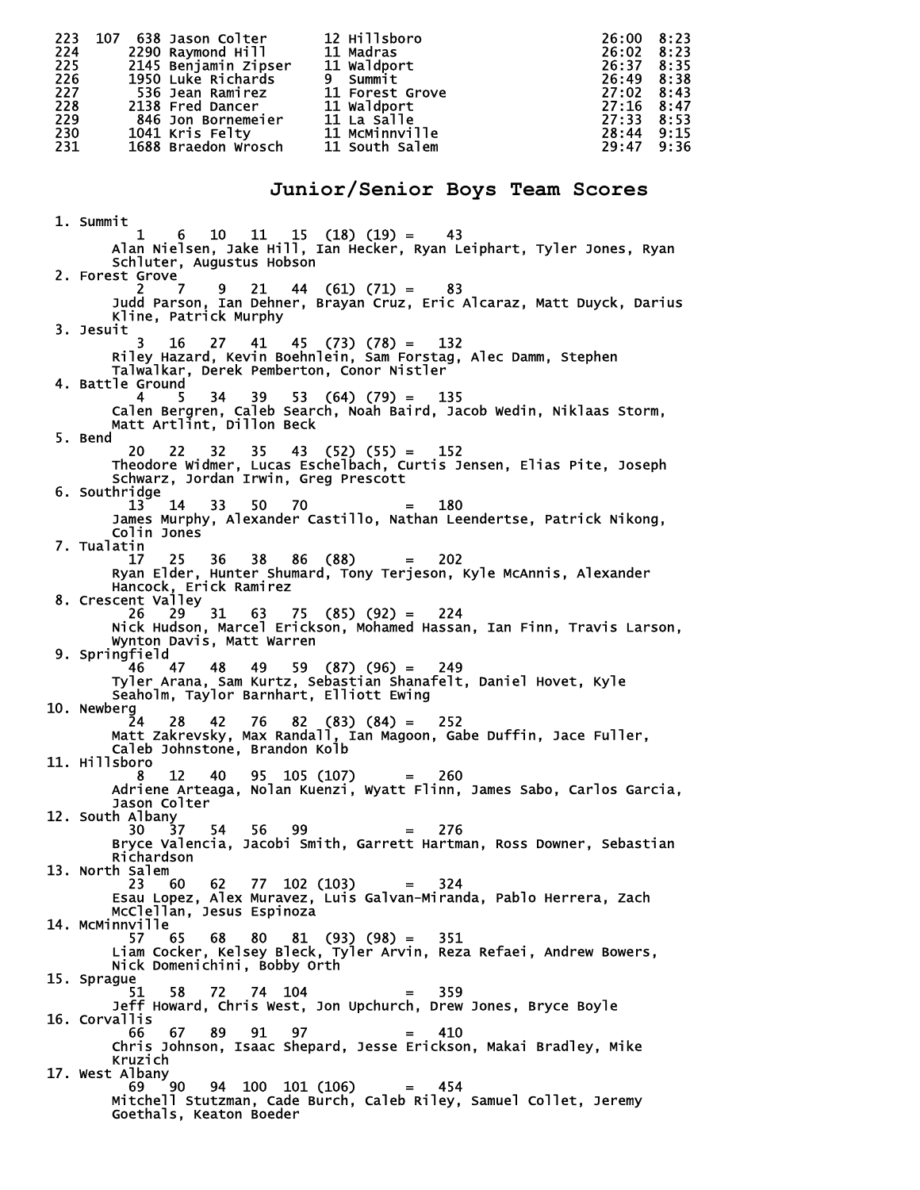| Place | Team Pl | Bib | Name | Yr | School | Time | Pace |
|---|---|---|---|---|---|---|---|
| 223 | 107 | 638 | Jason Colter | 12 | Hillsboro | 26:00 | 8:23 |
| 224 | | 2290 | Raymond Hill | 11 | Madras | 26:02 | 8:23 |
| 225 | | 2145 | Benjamin Zipser | 11 | Waldport | 26:37 | 8:35 |
| 226 | | 1950 | Luke Richards | 9 | Summit | 26:49 | 8:38 |
| 227 | | 536 | Jean Ramirez | 11 | Forest Grove | 27:02 | 8:43 |
| 228 | | 2138 | Fred Dancer | 11 | Waldport | 27:16 | 8:47 |
| 229 | | 846 | Jon Bornemeier | 11 | La Salle | 27:33 | 8:53 |
| 230 | | 1041 | Kris Felty | 11 | McMinnville | 28:44 | 9:15 |
| 231 | | 1688 | Braedon Wrosch | 11 | South Salem | 29:47 | 9:36 |

## Junior/Senior Boys Team Scores

```
 1. Summit
         1    6   10   11   15  (18) (19) =    43
       Alan Nielsen, Jake Hill, Ian Hecker, Ryan Leiphart, Tyler Jones, Ryan
       Schluter, Augustus Hobson
 2. Forest Grove
         2    7    9   21   44  (61) (71) =    83
       Judd Parson, Ian Dehner, Brayan Cruz, Eric Alcaraz, Matt Duyck, Darius
       Kline, Patrick Murphy
 3. Jesuit
         3   16   27   41   45  (73) (78) =   132
       Riley Hazard, Kevin Boehnlein, Sam Forstag, Alec Damm, Stephen
       Talwalkar, Derek Pemberton, Conor Nistler
 4. Battle Ground
         4    5   34   39   53  (64) (79) =   135
       Calen Bergren, Caleb Search, Noah Baird, Jacob Wedin, Niklaas Storm,
       Matt Artlint, Dillon Beck
 5. Bend
        20   22   32   35   43  (52) (55) =   152
       Theodore Widmer, Lucas Eschelbach, Curtis Jensen, Elias Pite, Joseph
       Schwarz, Jordan Irwin, Greg Prescott
 6. Southridge
        13   14   33   50   70            =   180
       James Murphy, Alexander Castillo, Nathan Leendertse, Patrick Nikong,
       Colin Jones
 7. Tualatin
        17   25   36   38   86  (88)      =   202
       Ryan Elder, Hunter Shumard, Tony Terjeson, Kyle McAnnis, Alexander
       Hancock, Erick Ramirez
 8. Crescent Valley
        26   29   31   63   75  (85) (92) =   224
       Nick Hudson, Marcel Erickson, Mohamed Hassan, Ian Finn, Travis Larson,
       Wynton Davis, Matt Warren
 9. Springfield
        46   47   48   49   59  (87) (96) =   249
       Tyler Arana, Sam Kurtz, Sebastian Shanafelt, Daniel Hovet, Kyle
       Seaholm, Taylor Barnhart, Elliott Ewing
10. Newberg
        24   28   42   76   82  (83) (84) =   252
       Matt Zakrevsky, Max Randall, Ian Magoon, Gabe Duffin, Jace Fuller,
       Caleb Johnstone, Brandon Kolb
11. Hillsboro
         8   12   40   95  105 (107)      =   260
       Adriene Arteaga, Nolan Kuenzi, Wyatt Flinn, James Sabo, Carlos Garcia,
       Jason Colter
12. South Albany
        30   37   54   56   99            =   276
       Bryce Valencia, Jacobi Smith, Garrett Hartman, Ross Downer, Sebastian
       Richardson
13. North Salem
        23   60   62   77  102 (103)      =   324
       Esau Lopez, Alex Muravez, Luis Galvan-Miranda, Pablo Herrera, Zach
       McClellan, Jesus Espinoza
14. McMinnville
        57   65   68   80   81  (93) (98) =   351
       Liam Cocker, Kelsey Bleck, Tyler Arvin, Reza Refaei, Andrew Bowers,
       Nick Domenichini, Bobby Orth
15. Sprague
        51   58   72   74  104            =   359
       Jeff Howard, Chris West, Jon Upchurch, Drew Jones, Bryce Boyle
16. Corvallis
        66   67   89   91   97            =   410
       Chris Johnson, Isaac Shepard, Jesse Erickson, Makai Bradley, Mike
       Kruzich
17. West Albany
        69   90   94  100  101 (106)      =   454
       Mitchell Stutzman, Cade Burch, Caleb Riley, Samuel Collet, Jeremy
       Goethals, Keaton Boeder
```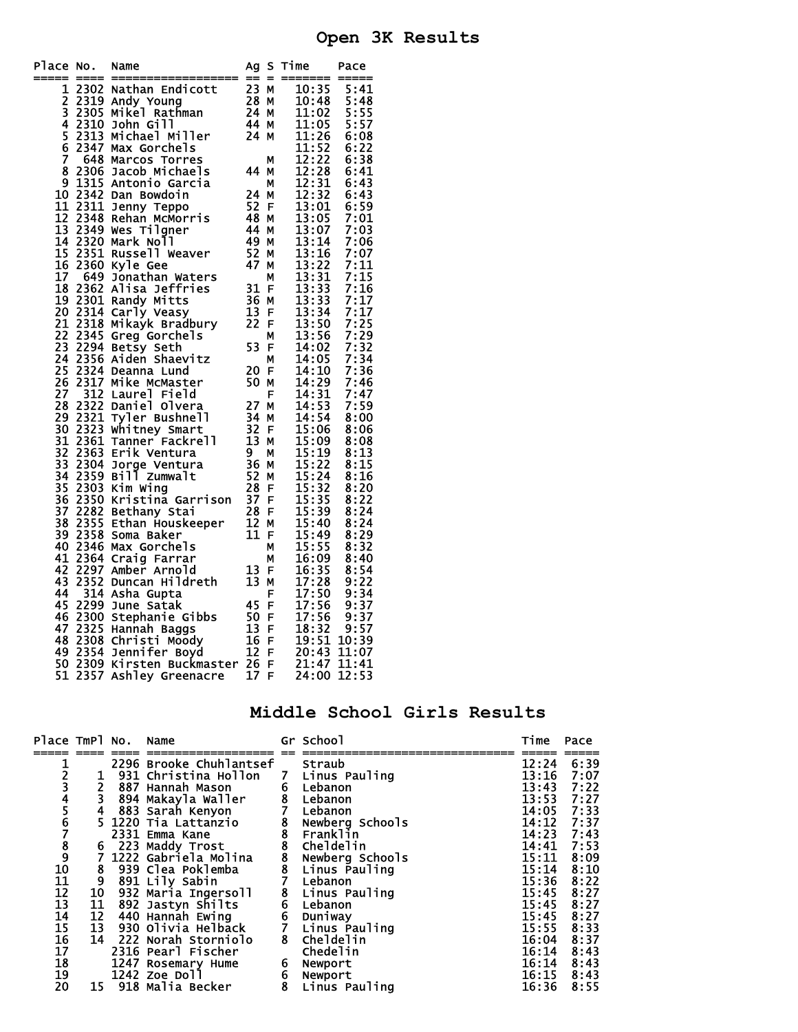## Open 3K Results

| Place | No. | Name | Ag | S | Time | Pace |
|---|---|---|---|---|---|---|
| 1 | 2302 | Nathan Endicott | 23 | M | 10:35 | 5:41 |
| 2 | 2319 | Andy Young | 28 | M | 10:48 | 5:48 |
| 3 | 2305 | Mikel Rathman | 24 | M | 11:02 | 5:55 |
| 4 | 2310 | John Gill | 44 | M | 11:05 | 5:57 |
| 5 | 2313 | Michael Miller | 24 | M | 11:26 | 6:08 |
| 6 | 2347 | Max Gorchels | | | 11:52 | 6:22 |
| 7 | 648 | Marcos Torres | | M | 12:22 | 6:38 |
| 8 | 2306 | Jacob Michaels | 44 | M | 12:28 | 6:41 |
| 9 | 1315 | Antonio Garcia | | M | 12:31 | 6:43 |
| 10 | 2342 | Dan Bowdoin | 24 | M | 12:32 | 6:43 |
| 11 | 2311 | Jenny Teppo | 52 | F | 13:01 | 6:59 |
| 12 | 2348 | Rehan McMorris | 48 | M | 13:05 | 7:01 |
| 13 | 2349 | Wes Tilgner | 44 | M | 13:07 | 7:03 |
| 14 | 2320 | Mark Noll | 49 | M | 13:14 | 7:06 |
| 15 | 2351 | Russell Weaver | 52 | M | 13:16 | 7:07 |
| 16 | 2360 | Kyle Gee | 47 | M | 13:22 | 7:11 |
| 17 | 649 | Jonathan Waters | | M | 13:31 | 7:15 |
| 18 | 2362 | Alisa Jeffries | 31 | F | 13:33 | 7:16 |
| 19 | 2301 | Randy Mitts | 36 | M | 13:33 | 7:17 |
| 20 | 2314 | Carly Veasy | 13 | F | 13:34 | 7:17 |
| 21 | 2318 | Mikayk Bradbury | 22 | F | 13:50 | 7:25 |
| 22 | 2345 | Greg Gorchels | | M | 13:56 | 7:29 |
| 23 | 2294 | Betsy Seth | 53 | F | 14:02 | 7:32 |
| 24 | 2356 | Aiden Shaevitz | | M | 14:05 | 7:34 |
| 25 | 2324 | Deanna Lund | 20 | F | 14:10 | 7:36 |
| 26 | 2317 | Mike McMaster | 50 | M | 14:29 | 7:46 |
| 27 | 312 | Laurel Field | | F | 14:31 | 7:47 |
| 28 | 2322 | Daniel Olvera | 27 | M | 14:53 | 7:59 |
| 29 | 2321 | Tyler Bushnell | 34 | M | 14:54 | 8:00 |
| 30 | 2323 | Whitney Smart | 32 | F | 15:06 | 8:06 |
| 31 | 2361 | Tanner Fackrell | 13 | M | 15:09 | 8:08 |
| 32 | 2363 | Erik Ventura | 9 | M | 15:19 | 8:13 |
| 33 | 2304 | Jorge Ventura | 36 | M | 15:22 | 8:15 |
| 34 | 2359 | Bill Zumwalt | 52 | M | 15:24 | 8:16 |
| 35 | 2303 | Kim Wing | 28 | F | 15:32 | 8:20 |
| 36 | 2350 | Kristina Garrison | 37 | F | 15:35 | 8:22 |
| 37 | 2282 | Bethany Stai | 28 | F | 15:39 | 8:24 |
| 38 | 2355 | Ethan Houskeeper | 12 | M | 15:40 | 8:24 |
| 39 | 2358 | Soma Baker | 11 | F | 15:49 | 8:29 |
| 40 | 2346 | Max Gorchels | | M | 15:55 | 8:32 |
| 41 | 2364 | Craig Farrar | | M | 16:09 | 8:40 |
| 42 | 2297 | Amber Arnold | 13 | F | 16:35 | 8:54 |
| 43 | 2352 | Duncan Hildreth | 13 | M | 17:28 | 9:22 |
| 44 | 314 | Asha Gupta | | F | 17:50 | 9:34 |
| 45 | 2299 | June Satak | 45 | F | 17:56 | 9:37 |
| 46 | 2300 | Stephanie Gibbs | 50 | F | 17:56 | 9:37 |
| 47 | 2325 | Hannah Baggs | 13 | F | 18:32 | 9:57 |
| 48 | 2308 | Christi Moody | 16 | F | 19:51 | 10:39 |
| 49 | 2354 | Jennifer Boyd | 12 | F | 20:43 | 11:07 |
| 50 | 2309 | Kirsten Buckmaster | 26 | F | 21:47 | 11:41 |
| 51 | 2357 | Ashley Greenacre | 17 | F | 24:00 | 12:53 |

## Middle School Girls Results

| Place | TmPl | No. | Name | Gr | School | Time | Pace |
|---|---|---|---|---|---|---|---|
| 1 | | 2296 | Brooke Chuhlantsef | | Straub | 12:24 | 6:39 |
| 2 | 1 | 931 | Christina Hollon | 7 | Linus Pauling | 13:16 | 7:07 |
| 3 | 2 | 887 | Hannah Mason | 6 | Lebanon | 13:43 | 7:22 |
| 4 | 3 | 894 | Makayla Waller | 8 | Lebanon | 13:53 | 7:27 |
| 5 | 4 | 883 | Sarah Kenyon | 7 | Lebanon | 14:05 | 7:33 |
| 6 | 5 | 1220 | Tia Lattanzio | 8 | Newberg Schools | 14:12 | 7:37 |
| 7 | | 2331 | Emma Kane | 8 | Franklin | 14:23 | 7:43 |
| 8 | 6 | 223 | Maddy Trost | 8 | Cheldelin | 14:41 | 7:53 |
| 9 | 7 | 1222 | Gabriela Molina | 8 | Newberg Schools | 15:11 | 8:09 |
| 10 | 8 | 939 | Clea Poklemba | 8 | Linus Pauling | 15:14 | 8:10 |
| 11 | 9 | 891 | Lily Sabin | 7 | Lebanon | 15:36 | 8:22 |
| 12 | 10 | 932 | Maria Ingersoll | 8 | Linus Pauling | 15:45 | 8:27 |
| 13 | 11 | 892 | Jastyn Shilts | 6 | Lebanon | 15:45 | 8:27 |
| 14 | 12 | 440 | Hannah Ewing | 6 | Duniway | 15:45 | 8:27 |
| 15 | 13 | 930 | Olivia Helback | 7 | Linus Pauling | 15:55 | 8:33 |
| 16 | 14 | 222 | Norah Storniolo | 8 | Cheldelin | 16:04 | 8:37 |
| 17 | | 2316 | Pearl Fischer | | Chedelin | 16:14 | 8:43 |
| 18 | | 1247 | Rosemary Hume | 6 | Newport | 16:14 | 8:43 |
| 19 | | 1242 | Zoe Doll | 6 | Newport | 16:15 | 8:43 |
| 20 | 15 | 918 | Malia Becker | 8 | Linus Pauling | 16:36 | 8:55 |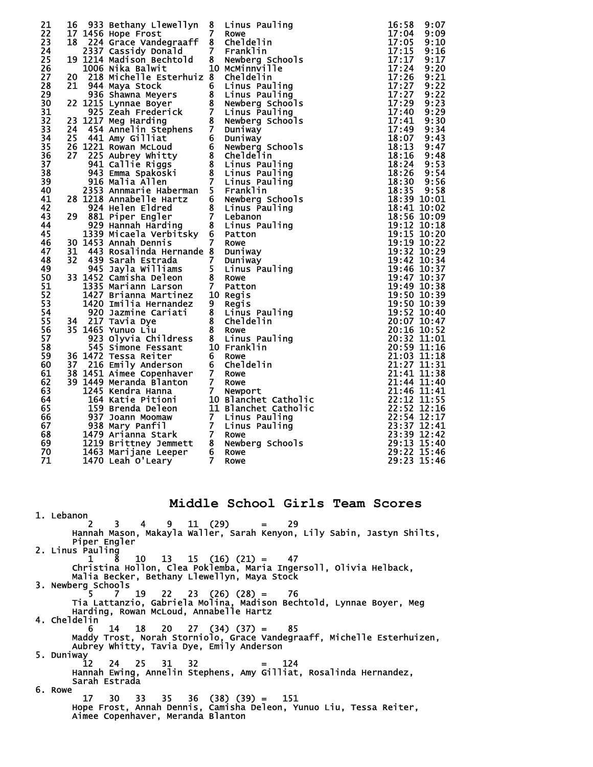| Place | Team Place | Bib | Name | Grade | School | Time | Pace |
|---|---|---|---|---|---|---|---|
| 21 | 16 | 933 | Bethany Llewellyn | 8 | Linus Pauling | 16:58 | 9:07 |
| 22 | 17 | 1456 | Hope Frost | 7 | Rowe | 17:04 | 9:09 |
| 23 | 18 | 224 | Grace Vandegraaff | 8 | Cheldelin | 17:05 | 9:10 |
| 24 | | 2337 | Cassidy Donald | 7 | Franklin | 17:15 | 9:16 |
| 25 | 19 | 1214 | Madison Bechtold | 8 | Newberg Schools | 17:17 | 9:17 |
| 26 | | 1006 | Nika Balwit | 10 | McMinnville | 17:24 | 9:20 |
| 27 | 20 | 218 | Michelle Esterhuiz | 8 | Cheldelin | 17:26 | 9:21 |
| 28 | 21 | 944 | Maya Stock | 6 | Linus Pauling | 17:27 | 9:22 |
| 29 | | 936 | Shawna Meyers | 8 | Linus Pauling | 17:27 | 9:22 |
| 30 | 22 | 1215 | Lynnae Boyer | 8 | Newberg Schools | 17:29 | 9:23 |
| 31 | | 925 | Zeah Frederick | 7 | Linus Pauling | 17:40 | 9:29 |
| 32 | 23 | 1217 | Meg Harding | 8 | Newberg Schools | 17:41 | 9:30 |
| 33 | 24 | 454 | Annelin Stephens | 7 | Duniway | 17:49 | 9:34 |
| 34 | 25 | 441 | Amy Gilliat | 6 | Duniway | 18:07 | 9:43 |
| 35 | 26 | 1221 | Rowan McLoud | 6 | Newberg Schools | 18:13 | 9:47 |
| 36 | 27 | 225 | Aubrey Whitty | 8 | Cheldelin | 18:16 | 9:48 |
| 37 | | 941 | Callie Riggs | 8 | Linus Pauling | 18:24 | 9:53 |
| 38 | | 943 | Emma Spakoski | 8 | Linus Pauling | 18:26 | 9:54 |
| 39 | | 916 | Malia Allen | 7 | Linus Pauling | 18:30 | 9:56 |
| 40 | | 2353 | Annmarie Haberman | 5 | Franklin | 18:35 | 9:58 |
| 41 | 28 | 1218 | Annabelle Hartz | 6 | Newberg Schools | 18:39 | 10:01 |
| 42 | | 924 | Helen Eldred | 8 | Linus Pauling | 18:41 | 10:02 |
| 43 | 29 | 881 | Piper Engler | 7 | Lebanon | 18:56 | 10:09 |
| 44 | | 929 | Hannah Harding | 8 | Linus Pauling | 19:12 | 10:18 |
| 45 | | 1339 | Micaela Verbitsky | 6 | Patton | 19:15 | 10:20 |
| 46 | 30 | 1453 | Annah Dennis | 7 | Rowe | 19:19 | 10:22 |
| 47 | 31 | 443 | Rosalinda Hernande | 8 | Duniway | 19:32 | 10:29 |
| 48 | 32 | 439 | Sarah Estrada | 7 | Duniway | 19:42 | 10:34 |
| 49 | | 945 | Jayla Williams | 5 | Linus Pauling | 19:46 | 10:37 |
| 50 | 33 | 1452 | Camisha Deleon | 8 | Rowe | 19:47 | 10:37 |
| 51 | | 1335 | Mariann Larson | 7 | Patton | 19:49 | 10:38 |
| 52 | | 1427 | Brianna Martinez | 10 | Regis | 19:50 | 10:39 |
| 53 | | 1420 | Imilia Hernandez | 9 | Regis | 19:50 | 10:39 |
| 54 | | 920 | Jazmine Cariati | 8 | Linus Pauling | 19:52 | 10:40 |
| 55 | 34 | 217 | Tavia Dye | 8 | Cheldelin | 20:07 | 10:47 |
| 56 | 35 | 1465 | Yunuo Liu | 8 | Rowe | 20:16 | 10:52 |
| 57 | | 923 | Olyvia Childress | 8 | Linus Pauling | 20:32 | 11:01 |
| 58 | | 545 | Simone Fessant | 10 | Franklin | 20:59 | 11:16 |
| 59 | 36 | 1472 | Tessa Reiter | 6 | Rowe | 21:03 | 11:18 |
| 60 | 37 | 216 | Emily Anderson | 6 | Cheldelin | 21:27 | 11:31 |
| 61 | 38 | 1451 | Aimee Copenhaver | 7 | Rowe | 21:41 | 11:38 |
| 62 | 39 | 1449 | Meranda Blanton | 7 | Rowe | 21:44 | 11:40 |
| 63 | | 1245 | Kendra Hanna | 7 | Newport | 21:46 | 11:41 |
| 64 | | 164 | Katie Pitioni | 10 | Blanchet Catholic | 22:12 | 11:55 |
| 65 | | 159 | Brenda Deleon | 11 | Blanchet Catholic | 22:52 | 12:16 |
| 66 | | 937 | Joann Moomaw | 7 | Linus Pauling | 22:54 | 12:17 |
| 67 | | 938 | Mary Panfil | 7 | Linus Pauling | 23:37 | 12:41 |
| 68 | | 1479 | Arianna Stark | 7 | Rowe | 23:39 | 12:42 |
| 69 | | 1219 | Brittney Jemmett | 8 | Newberg Schools | 29:13 | 15:40 |
| 70 | | 1463 | Marijane Leeper | 6 | Rowe | 29:22 | 15:46 |
| 71 | | 1470 | Leah O'Leary | 7 | Rowe | 29:23 | 15:46 |

## Middle School Girls Team Scores

1. Lebanon
   2 3 4 9 11 (29) = 29
   Hannah Mason, Makayla Waller, Sarah Kenyon, Lily Sabin, Jastyn Shilts, Piper Engler
2. Linus Pauling
   1 8 10 13 15 (16) (21) = 47
   Christina Hollon, Clea Poklemba, Maria Ingersoll, Olivia Helback, Malia Becker, Bethany Llewellyn, Maya Stock
3. Newberg Schools
   5 7 19 22 23 (26) (28) = 76
   Tia Lattanzio, Gabriela Molina, Madison Bechtold, Lynnae Boyer, Meg Harding, Rowan McLoud, Annabelle Hartz
4. Cheldelin
   6 14 18 20 27 (34) (37) = 85
   Maddy Trost, Norah Storniolo, Grace Vandegraaff, Michelle Esterhuizen, Aubrey Whitty, Tavia Dye, Emily Anderson
5. Duniway
   12 24 25 31 32 = 124
   Hannah Ewing, Annelin Stephens, Amy Gilliat, Rosalinda Hernandez, Sarah Estrada
6. Rowe
   17 30 33 35 36 (38) (39) = 151
   Hope Frost, Annah Dennis, Camisha Deleon, Yunuo Liu, Tessa Reiter, Aimee Copenhaver, Meranda Blanton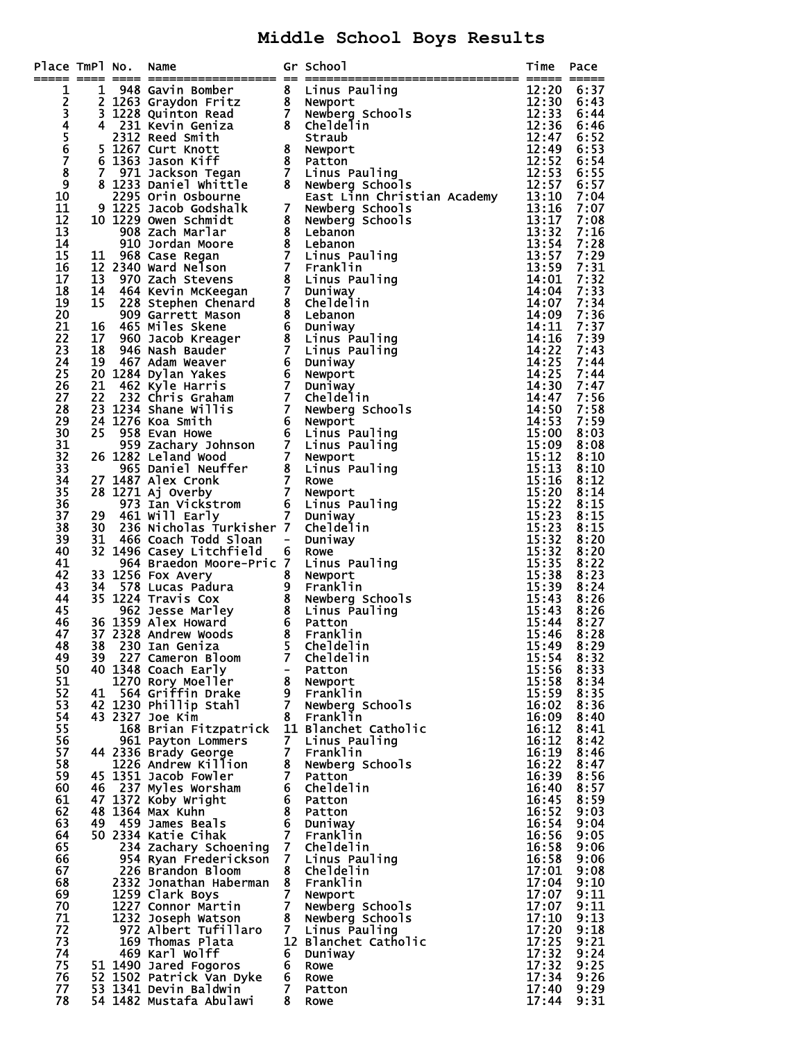# Middle School Boys Results

| Place | TmPl | No. | Name | Gr | School | Time | Pace |
|---|---|---|---|---|---|---|---|
| 1 | 1 | 948 | Gavin Bomber | 8 | Linus Pauling | 12:20 | 6:37 |
| 2 | 2 | 1263 | Graydon Fritz | 8 | Newport | 12:30 | 6:43 |
| 3 | 3 | 1228 | Quinton Read | 7 | Newberg Schools | 12:33 | 6:44 |
| 4 | 4 | 231 | Kevin Geniza | 8 | Cheldelin | 12:36 | 6:46 |
| 5 | | 2312 | Reed Smith | | Straub | 12:47 | 6:52 |
| 6 | 5 | 1267 | Curt Knott | 8 | Newport | 12:49 | 6:53 |
| 7 | 6 | 1363 | Jason Kiff | 8 | Patton | 12:52 | 6:54 |
| 8 | 7 | 971 | Jackson Tegan | 7 | Linus Pauling | 12:53 | 6:55 |
| 9 | 8 | 1233 | Daniel Whittle | 8 | Newberg Schools | 12:57 | 6:57 |
| 10 | | 2295 | Orin Osbourne | | East Linn Christian Academy | 13:10 | 7:04 |
| 11 | 9 | 1225 | Jacob Godshalk | 7 | Newberg Schools | 13:16 | 7:07 |
| 12 | 10 | 1229 | Owen Schmidt | 8 | Newberg Schools | 13:17 | 7:08 |
| 13 | | 908 | Zach Marlar | 8 | Lebanon | 13:32 | 7:16 |
| 14 | | 910 | Jordan Moore | 8 | Lebanon | 13:54 | 7:28 |
| 15 | 11 | 968 | Case Regan | 7 | Linus Pauling | 13:57 | 7:29 |
| 16 | 12 | 2340 | Ward Nelson | 7 | Franklin | 13:59 | 7:31 |
| 17 | 13 | 970 | Zach Stevens | 8 | Linus Pauling | 14:01 | 7:32 |
| 18 | 14 | 464 | Kevin McKeegan | 7 | Duniway | 14:04 | 7:33 |
| 19 | 15 | 228 | Stephen Chenard | 8 | Cheldelin | 14:07 | 7:34 |
| 20 | | 909 | Garrett Mason | 8 | Lebanon | 14:09 | 7:36 |
| 21 | 16 | 465 | Miles Skene | 6 | Duniway | 14:11 | 7:37 |
| 22 | 17 | 960 | Jacob Kreager | 8 | Linus Pauling | 14:16 | 7:39 |
| 23 | 18 | 946 | Nash Bauder | 7 | Linus Pauling | 14:22 | 7:43 |
| 24 | 19 | 467 | Adam Weaver | 6 | Duniway | 14:25 | 7:44 |
| 25 | 20 | 1284 | Dylan Yakes | 6 | Newport | 14:25 | 7:44 |
| 26 | 21 | 462 | Kyle Harris | 7 | Duniway | 14:30 | 7:47 |
| 27 | 22 | 232 | Chris Graham | 7 | Cheldelin | 14:47 | 7:56 |
| 28 | 23 | 1234 | Shane Willis | 7 | Newberg Schools | 14:50 | 7:58 |
| 29 | 24 | 1276 | Koa Smith | 6 | Newport | 14:53 | 7:59 |
| 30 | 25 | 958 | Evan Howe | 6 | Linus Pauling | 15:00 | 8:03 |
| 31 | | 959 | Zachary Johnson | 7 | Linus Pauling | 15:09 | 8:08 |
| 32 | 26 | 1282 | Leland Wood | 7 | Newport | 15:12 | 8:10 |
| 33 | | 965 | Daniel Neuffer | 8 | Linus Pauling | 15:13 | 8:10 |
| 34 | 27 | 1487 | Alex Cronk | 7 | Rowe | 15:16 | 8:12 |
| 35 | 28 | 1271 | Aj Overby | 7 | Newport | 15:20 | 8:14 |
| 36 | | 973 | Ian Vickstrom | 6 | Linus Pauling | 15:22 | 8:15 |
| 37 | 29 | 461 | Will Early | 7 | Duniway | 15:23 | 8:15 |
| 38 | 30 | 236 | Nicholas Turkisher | 7 | Cheldelin | 15:23 | 8:15 |
| 39 | 31 | 466 | Coach Todd Sloan | - | Duniway | 15:32 | 8:20 |
| 40 | 32 | 1496 | Casey Litchfield | 6 | Rowe | 15:32 | 8:20 |
| 41 | | 964 | Braedon Moore-Pric | 7 | Linus Pauling | 15:35 | 8:22 |
| 42 | 33 | 1256 | Fox Avery | 8 | Newport | 15:38 | 8:23 |
| 43 | 34 | 578 | Lucas Padura | 9 | Franklin | 15:39 | 8:24 |
| 44 | 35 | 1224 | Travis Cox | 8 | Newberg Schools | 15:43 | 8:26 |
| 45 | | 962 | Jesse Marley | 8 | Linus Pauling | 15:43 | 8:26 |
| 46 | 36 | 1359 | Alex Howard | 6 | Patton | 15:44 | 8:27 |
| 47 | 37 | 2328 | Andrew Woods | 8 | Franklin | 15:46 | 8:28 |
| 48 | 38 | 230 | Ian Geniza | 5 | Cheldelin | 15:49 | 8:29 |
| 49 | 39 | 227 | Cameron Bloom | 7 | Cheldelin | 15:54 | 8:32 |
| 50 | 40 | 1348 | Coach Early | - | Patton | 15:56 | 8:33 |
| 51 | | 1270 | Rory Moeller | 8 | Newport | 15:58 | 8:34 |
| 52 | 41 | 564 | Griffin Drake | 9 | Franklin | 15:59 | 8:35 |
| 53 | 42 | 1230 | Phillip Stahl | 7 | Newberg Schools | 16:02 | 8:36 |
| 54 | 43 | 2327 | Joe Kim | 8 | Franklin | 16:09 | 8:40 |
| 55 | | 168 | Brian Fitzpatrick | 11 | Blanchet Catholic | 16:12 | 8:41 |
| 56 | | 961 | Payton Lommers | 7 | Linus Pauling | 16:12 | 8:42 |
| 57 | 44 | 2336 | Brady George | 7 | Franklin | 16:19 | 8:46 |
| 58 | | 1226 | Andrew Killion | 8 | Newberg Schools | 16:22 | 8:47 |
| 59 | 45 | 1351 | Jacob Fowler | 7 | Patton | 16:39 | 8:56 |
| 60 | 46 | 237 | Myles Worsham | 6 | Cheldelin | 16:40 | 8:57 |
| 61 | 47 | 1372 | Koby Wright | 6 | Patton | 16:45 | 8:59 |
| 62 | 48 | 1364 | Max Kuhn | 8 | Patton | 16:52 | 9:03 |
| 63 | 49 | 459 | James Beals | 6 | Duniway | 16:54 | 9:04 |
| 64 | 50 | 2334 | Katie Cihak | 7 | Franklin | 16:56 | 9:05 |
| 65 | | 234 | Zachary Schoening | 7 | Cheldelin | 16:58 | 9:06 |
| 66 | | 954 | Ryan Frederickson | 7 | Linus Pauling | 16:58 | 9:06 |
| 67 | | 226 | Brandon Bloom | 8 | Cheldelin | 17:01 | 9:08 |
| 68 | | 2332 | Jonathan Haberman | 8 | Franklin | 17:04 | 9:10 |
| 69 | | 1259 | Clark Boys | 7 | Newport | 17:07 | 9:11 |
| 70 | | 1227 | Connor Martin | 7 | Newberg Schools | 17:07 | 9:11 |
| 71 | | 1232 | Joseph Watson | 8 | Newberg Schools | 17:10 | 9:13 |
| 72 | | 972 | Albert Tufillaro | 7 | Linus Pauling | 17:20 | 9:18 |
| 73 | | 169 | Thomas Plata | 12 | Blanchet Catholic | 17:25 | 9:21 |
| 74 | | 469 | Karl Wolff | 6 | Duniway | 17:32 | 9:24 |
| 75 | 51 | 1490 | Jared Fogoros | 6 | Rowe | 17:32 | 9:25 |
| 76 | 52 | 1502 | Patrick Van Dyke | 6 | Rowe | 17:34 | 9:26 |
| 77 | 53 | 1341 | Devin Baldwin | 7 | Patton | 17:40 | 9:29 |
| 78 | 54 | 1482 | Mustafa Abulawi | 8 | Rowe | 17:44 | 9:31 |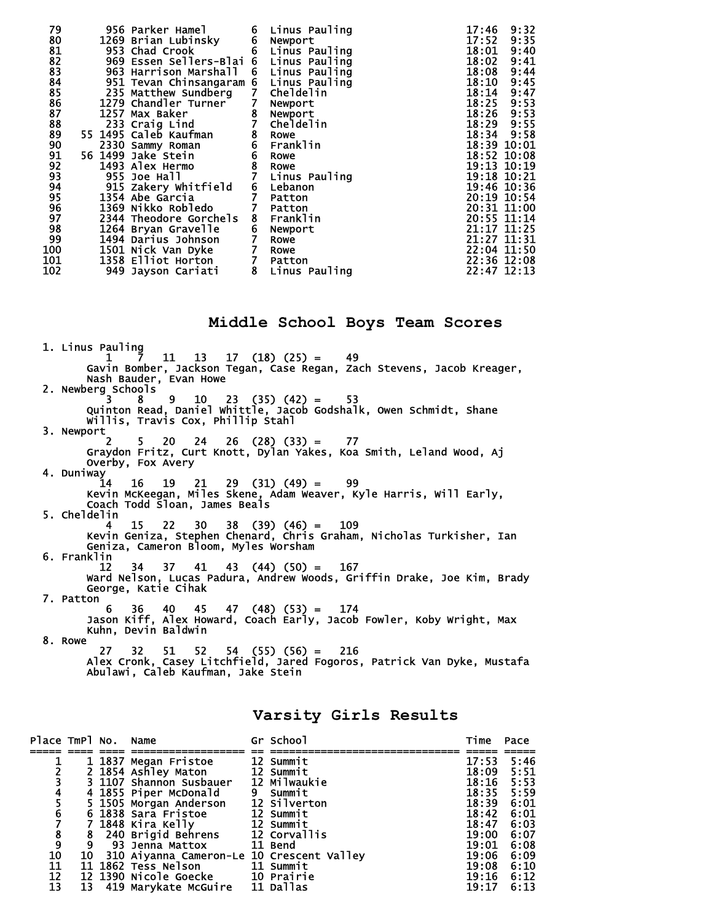| Place | TmPl | No. | Name | Gr | School | Time | Pace |
|---|---|---|---|---|---|---|---|
| 79 | | 956 | Parker Hamel | 6 | Linus Pauling | 17:46 | 9:32 |
| 80 | | 1269 | Brian Lubinsky | 6 | Newport | 17:52 | 9:35 |
| 81 | | 953 | Chad Crook | 6 | Linus Pauling | 18:01 | 9:40 |
| 82 | | 969 | Essen Sellers-Blai | 6 | Linus Pauling | 18:02 | 9:41 |
| 83 | | 963 | Harrison Marshall | 6 | Linus Pauling | 18:08 | 9:44 |
| 84 | | 951 | Tevan Chinsangaram | 6 | Linus Pauling | 18:10 | 9:45 |
| 85 | | 235 | Matthew Sundberg | 7 | Cheldelin | 18:14 | 9:47 |
| 86 | | 1279 | Chandler Turner | 7 | Newport | 18:25 | 9:53 |
| 87 | | 1257 | Max Baker | 8 | Newport | 18:26 | 9:53 |
| 88 | | 233 | Craig Lind | 7 | Cheldelin | 18:29 | 9:55 |
| 89 | 55 | 1495 | Caleb Kaufman | 8 | Rowe | 18:34 | 9:58 |
| 90 | | 2330 | Sammy Roman | 6 | Franklin | 18:39 | 10:01 |
| 91 | 56 | 1499 | Jake Stein | 6 | Rowe | 18:52 | 10:08 |
| 92 | | 1493 | Alex Hermo | 8 | Rowe | 19:13 | 10:19 |
| 93 | | 955 | Joe Hall | 7 | Linus Pauling | 19:18 | 10:21 |
| 94 | | 915 | Zakery Whitfield | 6 | Lebanon | 19:46 | 10:36 |
| 95 | | 1354 | Abe Garcia | 7 | Patton | 20:19 | 10:54 |
| 96 | | 1369 | Nikko Robledo | 7 | Patton | 20:31 | 11:00 |
| 97 | | 2344 | Theodore Gorchels | 8 | Franklin | 20:55 | 11:14 |
| 98 | | 1264 | Bryan Gravelle | 6 | Newport | 21:17 | 11:25 |
| 99 | | 1494 | Darius Johnson | 7 | Rowe | 21:27 | 11:31 |
| 100 | | 1501 | Nick Van Dyke | 7 | Rowe | 22:04 | 11:50 |
| 101 | | 1358 | Elliot Horton | 7 | Patton | 22:36 | 12:08 |
| 102 | | 949 | Jayson Cariati | 8 | Linus Pauling | 22:47 | 12:13 |

## Middle School Boys Team Scores

1. Linus Pauling
   1 7 11 13 17 (18) (25) = 49
   Gavin Bomber, Jackson Tegan, Case Regan, Zach Stevens, Jacob Kreager, Nash Bauder, Evan Howe
2. Newberg Schools
   3 8 9 10 23 (35) (42) = 53
   Quinton Read, Daniel Whittle, Jacob Godshalk, Owen Schmidt, Shane Willis, Travis Cox, Phillip Stahl
3. Newport
   2 5 20 24 26 (28) (33) = 77
   Graydon Fritz, Curt Knott, Dylan Yakes, Koa Smith, Leland Wood, Aj Overby, Fox Avery
4. Duniway
   14 16 19 21 29 (31) (49) = 99
   Kevin McKeegan, Miles Skene, Adam Weaver, Kyle Harris, Will Early, Coach Todd Sloan, James Beals
5. Cheldelin
   4 15 22 30 38 (39) (46) = 109
   Kevin Geniza, Stephen Chenard, Chris Graham, Nicholas Turkisher, Ian Geniza, Cameron Bloom, Myles Worsham
6. Franklin
   12 34 37 41 43 (44) (50) = 167
   Ward Nelson, Lucas Padura, Andrew Woods, Griffin Drake, Joe Kim, Brady George, Katie Cihak
7. Patton
   6 36 40 45 47 (48) (53) = 174
   Jason Kiff, Alex Howard, Coach Early, Jacob Fowler, Koby Wright, Max Kuhn, Devin Baldwin
8. Rowe
   27 32 51 52 54 (55) (56) = 216
   Alex Cronk, Casey Litchfield, Jared Fogoros, Patrick Van Dyke, Mustafa Abulawi, Caleb Kaufman, Jake Stein

## Varsity Girls Results

| Place | TmPl | No. | Name | Gr | School | Time | Pace |
|---|---|---|---|---|---|---|---|
| 1 | 1 | 1837 | Megan Fristoe | 12 | Summit | 17:53 | 5:46 |
| 2 | 2 | 1854 | Ashley Maton | 12 | Summit | 18:09 | 5:51 |
| 3 | 3 | 1107 | Shannon Susbauer | 12 | Milwaukie | 18:16 | 5:53 |
| 4 | 4 | 1855 | Piper McDonald | 9 | Summit | 18:35 | 5:59 |
| 5 | 5 | 1505 | Morgan Anderson | 12 | Silverton | 18:39 | 6:01 |
| 6 | 6 | 1838 | Sara Fristoe | 12 | Summit | 18:42 | 6:01 |
| 7 | 7 | 1848 | Kira Kelly | 12 | Summit | 18:47 | 6:03 |
| 8 | 8 | 240 | Brigid Behrens | 12 | Corvallis | 19:00 | 6:07 |
| 9 | 9 | 93 | Jenna Mattox | 11 | Bend | 19:01 | 6:08 |
| 10 | 10 | 310 | Aiyanna Cameron-Le | 10 | Crescent Valley | 19:06 | 6:09 |
| 11 | 11 | 1862 | Tess Nelson | 11 | Summit | 19:08 | 6:10 |
| 12 | 12 | 1390 | Nicole Goecke | 10 | Prairie | 19:16 | 6:12 |
| 13 | 13 | 419 | Marykate McGuire | 11 | Dallas | 19:17 | 6:13 |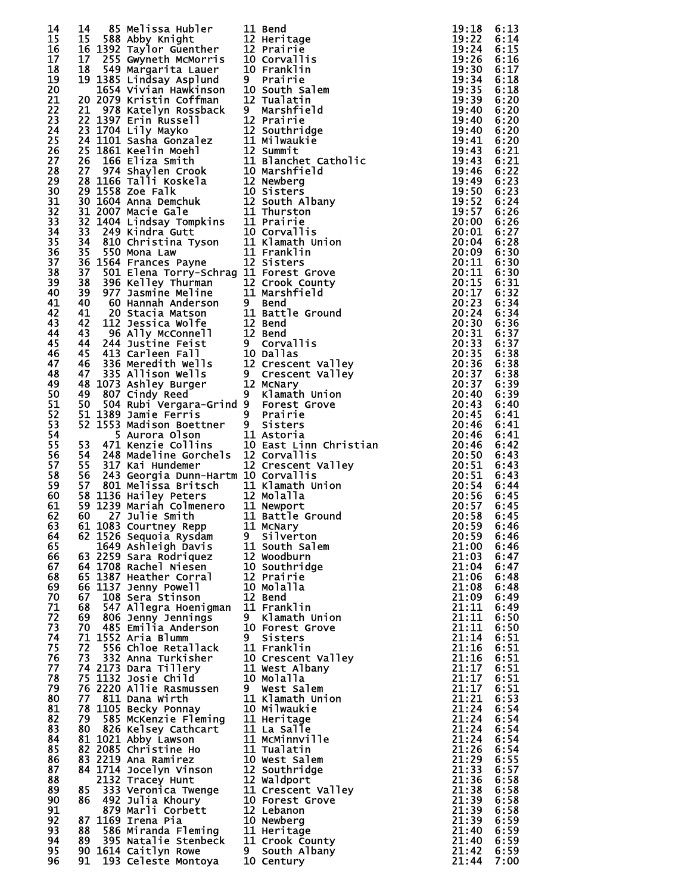| Place | Team Place | Bib | Name | Grade | School | Time | Pace |
|---|---|---|---|---|---|---|---|
| 14 | 14 | 85 | Melissa Hubler | 11 | Bend | 19:18 | 6:13 |
| 15 | 15 | 588 | Abby Knight | 12 | Heritage | 19:22 | 6:14 |
| 16 | 16 | 1392 | Taylor Guenther | 12 | Prairie | 19:24 | 6:15 |
| 17 | 17 | 255 | Gwyneth McMorris | 10 | Corvallis | 19:26 | 6:16 |
| 18 | 18 | 549 | Margarita Lauer | 10 | Franklin | 19:30 | 6:17 |
| 19 | 19 | 1385 | Lindsay Asplund | 9 | Prairie | 19:34 | 6:18 |
| 20 | | 1654 | Vivian Hawkinson | 10 | South Salem | 19:35 | 6:18 |
| 21 | 20 | 2079 | Kristin Coffman | 12 | Tualatin | 19:39 | 6:20 |
| 22 | 21 | 978 | Katelyn Rossback | 9 | Marshfield | 19:40 | 6:20 |
| 23 | 22 | 1397 | Erin Russell | 12 | Prairie | 19:40 | 6:20 |
| 24 | 23 | 1704 | Lily Mayko | 12 | Southridge | 19:40 | 6:20 |
| 25 | 24 | 1101 | Sasha Gonzalez | 11 | Milwaukie | 19:41 | 6:20 |
| 26 | 25 | 1861 | Keelin Moehl | 12 | Summit | 19:43 | 6:21 |
| 27 | 26 | 166 | Eliza Smith | 11 | Blanchet Catholic | 19:43 | 6:21 |
| 28 | 27 | 974 | Shaylen Crook | 10 | Marshfield | 19:46 | 6:22 |
| 29 | 28 | 1166 | Talli Koskela | 12 | Newberg | 19:49 | 6:23 |
| 30 | 29 | 1558 | Zoe Falk | 10 | Sisters | 19:50 | 6:23 |
| 31 | 30 | 1604 | Anna Demchuk | 12 | South Albany | 19:52 | 6:24 |
| 32 | 31 | 2007 | Macie Gale | 11 | Thurston | 19:57 | 6:26 |
| 33 | 32 | 1404 | Lindsay Tompkins | 11 | Prairie | 20:00 | 6:26 |
| 34 | 33 | 249 | Kindra Gutt | 10 | Corvallis | 20:01 | 6:27 |
| 35 | 34 | 810 | Christina Tyson | 11 | Klamath Union | 20:04 | 6:28 |
| 36 | 35 | 550 | Mona Law | 11 | Franklin | 20:09 | 6:30 |
| 37 | 36 | 1564 | Frances Payne | 12 | Sisters | 20:11 | 6:30 |
| 38 | 37 | 501 | Elena Torry-Schrag | 11 | Forest Grove | 20:11 | 6:30 |
| 39 | 38 | 396 | Kelley Thurman | 12 | Crook County | 20:15 | 6:31 |
| 40 | 39 | 977 | Jasmine Meline | 11 | Marshfield | 20:17 | 6:32 |
| 41 | 40 | 60 | Hannah Anderson | 9 | Bend | 20:23 | 6:34 |
| 42 | 41 | 20 | Stacia Matson | 11 | Battle Ground | 20:24 | 6:34 |
| 43 | 42 | 112 | Jessica Wolfe | 12 | Bend | 20:30 | 6:36 |
| 44 | 43 | 96 | Ally McConnell | 12 | Bend | 20:31 | 6:37 |
| 45 | 44 | 244 | Justine Feist | 9 | Corvallis | 20:33 | 6:37 |
| 46 | 45 | 413 | Carleen Fall | 10 | Dallas | 20:35 | 6:38 |
| 47 | 46 | 336 | Meredith Wells | 12 | Crescent Valley | 20:36 | 6:38 |
| 48 | 47 | 335 | Allison Wells | 9 | Crescent Valley | 20:37 | 6:38 |
| 49 | 48 | 1073 | Ashley Burger | 12 | McNary | 20:37 | 6:39 |
| 50 | 49 | 807 | Cindy Reed | 9 | Klamath Union | 20:40 | 6:39 |
| 51 | 50 | 504 | Rubi Vergara-Grind | 9 | Forest Grove | 20:43 | 6:40 |
| 52 | 51 | 1389 | Jamie Ferris | 9 | Prairie | 20:45 | 6:41 |
| 53 | 52 | 1553 | Madison Boettner | 9 | Sisters | 20:46 | 6:41 |
| 54 | | 5 | Aurora Olson | 11 | Astoria | 20:46 | 6:41 |
| 55 | 53 | 471 | Kenzie Collins | 10 | East Linn Christian | 20:46 | 6:42 |
| 56 | 54 | 248 | Madeline Gorchels | 12 | Corvallis | 20:50 | 6:43 |
| 57 | 55 | 317 | Kai Hundemer | 12 | Crescent Valley | 20:51 | 6:43 |
| 58 | 56 | 243 | Georgia Dunn-Hartm | 10 | Corvallis | 20:51 | 6:43 |
| 59 | 57 | 801 | Melissa Britsch | 11 | Klamath Union | 20:54 | 6:44 |
| 60 | 58 | 1136 | Hailey Peters | 12 | Molalla | 20:56 | 6:45 |
| 61 | 59 | 1239 | Mariah Colmenero | 11 | Newport | 20:57 | 6:45 |
| 62 | 60 | 27 | Julie Smith | 11 | Battle Ground | 20:58 | 6:45 |
| 63 | 61 | 1083 | Courtney Repp | 11 | McNary | 20:59 | 6:46 |
| 64 | 62 | 1526 | Sequoia Rysdam | 9 | Silverton | 20:59 | 6:46 |
| 65 | | 1649 | Ashleigh Davis | 11 | South Salem | 21:00 | 6:46 |
| 66 | 63 | 2259 | Sara Rodriquez | 12 | Woodburn | 21:03 | 6:47 |
| 67 | 64 | 1708 | Rachel Niesen | 10 | Southridge | 21:04 | 6:47 |
| 68 | 65 | 1387 | Heather Corral | 12 | Prairie | 21:06 | 6:48 |
| 69 | 66 | 1137 | Jenny Powell | 10 | Molalla | 21:08 | 6:48 |
| 70 | 67 | 108 | Sera Stinson | 12 | Bend | 21:09 | 6:49 |
| 71 | 68 | 547 | Allegra Hoenigman | 11 | Franklin | 21:11 | 6:49 |
| 72 | 69 | 806 | Jenny Jennings | 9 | Klamath Union | 21:11 | 6:50 |
| 73 | 70 | 485 | Emilia Anderson | 10 | Forest Grove | 21:11 | 6:50 |
| 74 | 71 | 1552 | Aria Blumm | 9 | Sisters | 21:14 | 6:51 |
| 75 | 72 | 556 | Chloe Retallack | 11 | Franklin | 21:16 | 6:51 |
| 76 | 73 | 332 | Anna Turkisher | 10 | Crescent Valley | 21:16 | 6:51 |
| 77 | 74 | 2173 | Dara Tillery | 11 | West Albany | 21:17 | 6:51 |
| 78 | 75 | 1132 | Josie Child | 10 | Molalla | 21:17 | 6:51 |
| 79 | 76 | 2220 | Allie Rasmussen | 9 | West Salem | 21:17 | 6:51 |
| 80 | 77 | 811 | Dana Wirth | 11 | Klamath Union | 21:21 | 6:53 |
| 81 | 78 | 1105 | Becky Ponnay | 10 | Milwaukie | 21:24 | 6:54 |
| 82 | 79 | 585 | McKenzie Fleming | 11 | Heritage | 21:24 | 6:54 |
| 83 | 80 | 826 | Kelsey Cathcart | 11 | La Salle | 21:24 | 6:54 |
| 84 | 81 | 1021 | Abby Lawson | 11 | McMinnville | 21:24 | 6:54 |
| 85 | 82 | 2085 | Christine Ho | 11 | Tualatin | 21:26 | 6:54 |
| 86 | 83 | 2219 | Ana Ramirez | 10 | West Salem | 21:29 | 6:55 |
| 87 | 84 | 1714 | Jocelyn Vinson | 12 | Southridge | 21:33 | 6:57 |
| 88 | | 2132 | Tracey Hunt | 12 | Waldport | 21:36 | 6:58 |
| 89 | 85 | 333 | Veronica Twenge | 11 | Crescent Valley | 21:38 | 6:58 |
| 90 | 86 | 492 | Julia Khoury | 10 | Forest Grove | 21:39 | 6:58 |
| 91 | | 879 | Marli Corbett | 12 | Lebanon | 21:39 | 6:58 |
| 92 | 87 | 1169 | Irena Pia | 10 | Newberg | 21:39 | 6:59 |
| 93 | 88 | 586 | Miranda Fleming | 11 | Heritage | 21:40 | 6:59 |
| 94 | 89 | 395 | Natalie Stenbeck | 11 | Crook County | 21:40 | 6:59 |
| 95 | 90 | 1614 | Caitlyn Rowe | 9 | South Albany | 21:42 | 6:59 |
| 96 | 91 | 193 | Celeste Montoya | 10 | Century | 21:44 | 7:00 |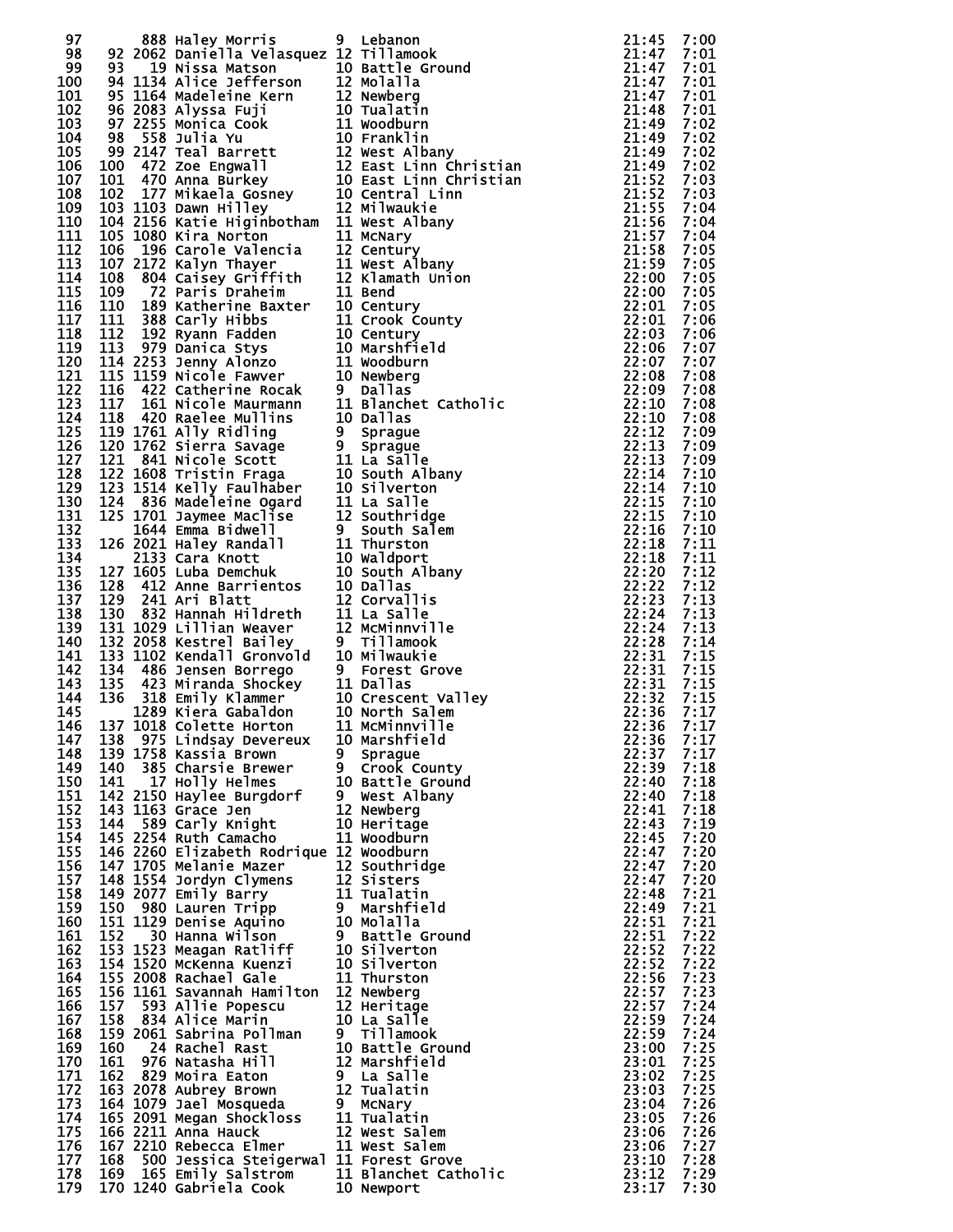| Place | Team Place | Bib | Name | Grade | School | Time | Pace |
|---|---|---|---|---|---|---|---|
| 97 | | 888 | Haley Morris | 9 | Lebanon | 21:45 | 7:00 |
| 98 | 92 | 2062 | Daniella Velasquez | 12 | Tillamook | 21:47 | 7:01 |
| 99 | 93 | 19 | Nissa Matson | 10 | Battle Ground | 21:47 | 7:01 |
| 100 | 94 | 1134 | Alice Jefferson | 12 | Molalla | 21:47 | 7:01 |
| 101 | 95 | 1164 | Madeleine Kern | 12 | Newberg | 21:47 | 7:01 |
| 102 | 96 | 2083 | Alyssa Fuji | 10 | Tualatin | 21:48 | 7:01 |
| 103 | 97 | 2255 | Monica Cook | 11 | Woodburn | 21:49 | 7:02 |
| 104 | 98 | 558 | Julia Yu | 10 | Franklin | 21:49 | 7:02 |
| 105 | 99 | 2147 | Teal Barrett | 12 | West Albany | 21:49 | 7:02 |
| 106 | 100 | 472 | Zoe Engwall | 12 | East Linn Christian | 21:49 | 7:02 |
| 107 | 101 | 470 | Anna Burkey | 10 | East Linn Christian | 21:52 | 7:03 |
| 108 | 102 | 177 | Mikaela Gosney | 10 | Central Linn | 21:52 | 7:03 |
| 109 | 103 | 1103 | Dawn Hilley | 12 | Milwaukie | 21:55 | 7:04 |
| 110 | 104 | 2156 | Katie Higinbotham | 11 | West Albany | 21:56 | 7:04 |
| 111 | 105 | 1080 | Kira Norton | 11 | McNary | 21:57 | 7:04 |
| 112 | 106 | 196 | Carole Valencia | 12 | Century | 21:58 | 7:05 |
| 113 | 107 | 2172 | Kalyn Thayer | 11 | West Albany | 21:59 | 7:05 |
| 114 | 108 | 804 | Caisey Griffith | 12 | Klamath Union | 22:00 | 7:05 |
| 115 | 109 | 72 | Paris Draheim | 11 | Bend | 22:00 | 7:05 |
| 116 | 110 | 189 | Katherine Baxter | 10 | Century | 22:01 | 7:05 |
| 117 | 111 | 388 | Carly Hibbs | 11 | Crook County | 22:01 | 7:06 |
| 118 | 112 | 192 | Ryann Fadden | 10 | Century | 22:03 | 7:06 |
| 119 | 113 | 979 | Danica Stys | 10 | Marshfield | 22:06 | 7:07 |
| 120 | 114 | 2253 | Jenny Alonzo | 11 | Woodburn | 22:07 | 7:07 |
| 121 | 115 | 1159 | Nicole Fawver | 10 | Newberg | 22:08 | 7:08 |
| 122 | 116 | 422 | Catherine Rocak | 9 | Dallas | 22:09 | 7:08 |
| 123 | 117 | 161 | Nicole Maurmann | 11 | Blanchet Catholic | 22:10 | 7:08 |
| 124 | 118 | 420 | Raelee Mullins | 10 | Dallas | 22:10 | 7:08 |
| 125 | 119 | 1761 | Ally Ridling | 9 | Sprague | 22:12 | 7:09 |
| 126 | 120 | 1762 | Sierra Savage | 9 | Sprague | 22:13 | 7:09 |
| 127 | 121 | 841 | Nicole Scott | 11 | La Salle | 22:13 | 7:09 |
| 128 | 122 | 1608 | Tristin Fraga | 10 | South Albany | 22:14 | 7:10 |
| 129 | 123 | 1514 | Kelly Faulhaber | 10 | Silverton | 22:14 | 7:10 |
| 130 | 124 | 836 | Madeleine Ogard | 11 | La Salle | 22:15 | 7:10 |
| 131 | 125 | 1701 | Jaymee Maclise | 12 | Southridge | 22:15 | 7:10 |
| 132 | | 1644 | Emma Bidwell | 9 | South Salem | 22:16 | 7:10 |
| 133 | 126 | 2021 | Haley Randall | 11 | Thurston | 22:18 | 7:11 |
| 134 | | 2133 | Cara Knott | 10 | Waldport | 22:18 | 7:11 |
| 135 | 127 | 1605 | Luba Demchuk | 10 | South Albany | 22:20 | 7:12 |
| 136 | 128 | 412 | Anne Barrientos | 10 | Dallas | 22:22 | 7:12 |
| 137 | 129 | 241 | Ari Blatt | 12 | Corvallis | 22:23 | 7:13 |
| 138 | 130 | 832 | Hannah Hildreth | 11 | La Salle | 22:24 | 7:13 |
| 139 | 131 | 1029 | Lillian Weaver | 12 | McMinnville | 22:24 | 7:13 |
| 140 | 132 | 2058 | Kestrel Bailey | 9 | Tillamook | 22:28 | 7:14 |
| 141 | 133 | 1102 | Kendall Gronvold | 10 | Milwaukie | 22:31 | 7:15 |
| 142 | 134 | 486 | Jensen Borrego | 9 | Forest Grove | 22:31 | 7:15 |
| 143 | 135 | 423 | Miranda Shockey | 11 | Dallas | 22:31 | 7:15 |
| 144 | 136 | 318 | Emily Klammer | 10 | Crescent Valley | 22:32 | 7:15 |
| 145 | | 1289 | Kiera Gabaldon | 10 | North Salem | 22:36 | 7:17 |
| 146 | 137 | 1018 | Colette Horton | 11 | McMinnville | 22:36 | 7:17 |
| 147 | 138 | 975 | Lindsay Devereux | 10 | Marshfield | 22:36 | 7:17 |
| 148 | 139 | 1758 | Kassia Brown | 9 | Sprague | 22:37 | 7:17 |
| 149 | 140 | 385 | Charsie Brewer | 9 | Crook County | 22:39 | 7:18 |
| 150 | 141 | 17 | Holly Helmes | 10 | Battle Ground | 22:40 | 7:18 |
| 151 | 142 | 2150 | Haylee Burgdorf | 9 | West Albany | 22:40 | 7:18 |
| 152 | 143 | 1163 | Grace Jen | 12 | Newberg | 22:41 | 7:18 |
| 153 | 144 | 589 | Carly Knight | 10 | Heritage | 22:43 | 7:19 |
| 154 | 145 | 2254 | Ruth Camacho | 11 | Woodburn | 22:45 | 7:20 |
| 155 | 146 | 2260 | Elizabeth Rodrique | 12 | Woodburn | 22:47 | 7:20 |
| 156 | 147 | 1705 | Melanie Mazer | 12 | Southridge | 22:47 | 7:20 |
| 157 | 148 | 1554 | Jordyn Clymens | 12 | Sisters | 22:47 | 7:20 |
| 158 | 149 | 2077 | Emily Barry | 11 | Tualatin | 22:48 | 7:21 |
| 159 | 150 | 980 | Lauren Tripp | 9 | Marshfield | 22:49 | 7:21 |
| 160 | 151 | 1129 | Denise Aquino | 10 | Molalla | 22:51 | 7:21 |
| 161 | 152 | 30 | Hanna Wilson | 9 | Battle Ground | 22:51 | 7:22 |
| 162 | 153 | 1523 | Meagan Ratliff | 10 | Silverton | 22:52 | 7:22 |
| 163 | 154 | 1520 | McKenna Kuenzi | 10 | Silverton | 22:52 | 7:22 |
| 164 | 155 | 2008 | Rachael Gale | 11 | Thurston | 22:56 | 7:23 |
| 165 | 156 | 1161 | Savannah Hamilton | 12 | Newberg | 22:57 | 7:23 |
| 166 | 157 | 593 | Allie Popescu | 12 | Heritage | 22:57 | 7:24 |
| 167 | 158 | 834 | Alice Marin | 10 | La Salle | 22:59 | 7:24 |
| 168 | 159 | 2061 | Sabrina Pollman | 9 | Tillamook | 22:59 | 7:24 |
| 169 | 160 | 24 | Rachel Rast | 10 | Battle Ground | 23:00 | 7:25 |
| 170 | 161 | 976 | Natasha Hill | 12 | Marshfield | 23:01 | 7:25 |
| 171 | 162 | 829 | Moira Eaton | 9 | La Salle | 23:02 | 7:25 |
| 172 | 163 | 2078 | Aubrey Brown | 12 | Tualatin | 23:03 | 7:25 |
| 173 | 164 | 1079 | Jael Mosqueda | 9 | McNary | 23:04 | 7:26 |
| 174 | 165 | 2091 | Megan Shockloss | 11 | Tualatin | 23:05 | 7:26 |
| 175 | 166 | 2211 | Anna Hauck | 12 | West Salem | 23:06 | 7:26 |
| 176 | 167 | 2210 | Rebecca Elmer | 11 | West Salem | 23:06 | 7:27 |
| 177 | 168 | 500 | Jessica Steigerwal | 11 | Forest Grove | 23:10 | 7:28 |
| 178 | 169 | 165 | Emily Salstrom | 11 | Blanchet Catholic | 23:12 | 7:29 |
| 179 | 170 | 1240 | Gabriela Cook | 10 | Newport | 23:17 | 7:30 |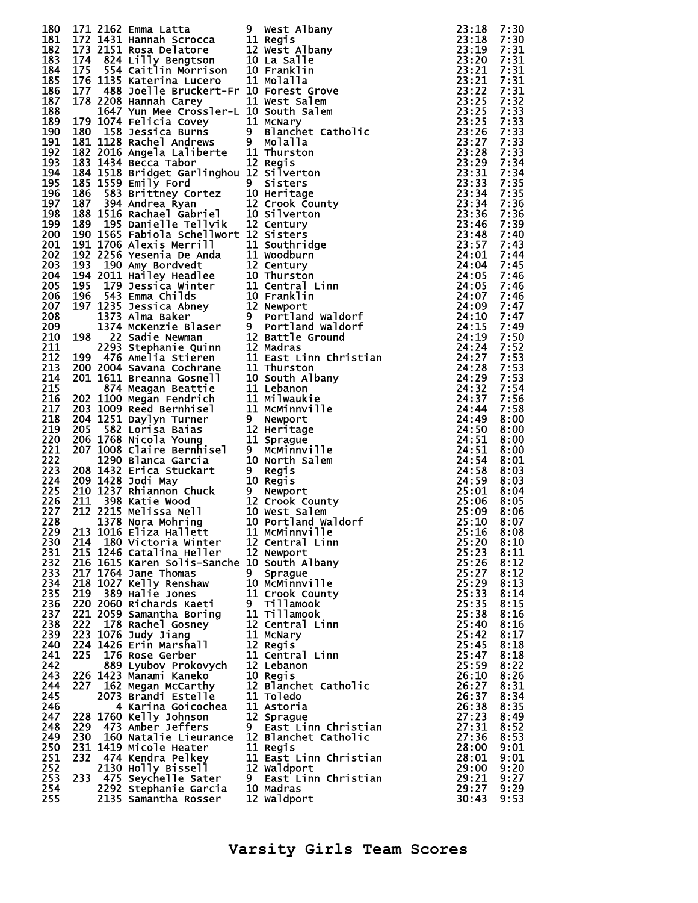| Place | Team Place | Bib | Name | Yr | School | Time | Pace |
|---|---|---|---|---|---|---|---|
| 180 | 171 | 2162 | Emma Latta | 9 | West Albany | 23:18 | 7:30 |
| 181 | 172 | 1431 | Hannah Scrocca | 11 | Regis | 23:18 | 7:30 |
| 182 | 173 | 2151 | Rosa Delatore | 12 | West Albany | 23:19 | 7:31 |
| 183 | 174 | 824 | Lilly Bengtson | 10 | La Salle | 23:20 | 7:31 |
| 184 | 175 | 554 | Caitlin Morrison | 10 | Franklin | 23:21 | 7:31 |
| 185 | 176 | 1135 | Katerina Lucero | 11 | Molalla | 23:21 | 7:31 |
| 186 | 177 | 488 | Joelle Bruckert-Fr | 10 | Forest Grove | 23:22 | 7:31 |
| 187 | 178 | 2208 | Hannah Carey | 11 | West Salem | 23:25 | 7:32 |
| 188 | | 1647 | Yun Mee Crossler-L | 10 | South Salem | 23:25 | 7:33 |
| 189 | 179 | 1074 | Felicia Covey | 11 | McNary | 23:25 | 7:33 |
| 190 | 180 | 158 | Jessica Burns | 9 | Blanchet Catholic | 23:26 | 7:33 |
| 191 | 181 | 1128 | Rachel Andrews | 9 | Molalla | 23:27 | 7:33 |
| 192 | 182 | 2016 | Angela Laliberte | 11 | Thurston | 23:28 | 7:33 |
| 193 | 183 | 1434 | Becca Tabor | 12 | Regis | 23:29 | 7:34 |
| 194 | 184 | 1518 | Bridget Garlinghou | 12 | Silverton | 23:31 | 7:34 |
| 195 | 185 | 1559 | Emily Ford | 9 | Sisters | 23:33 | 7:35 |
| 196 | 186 | 583 | Brittney Cortez | 10 | Heritage | 23:34 | 7:35 |
| 197 | 187 | 394 | Andrea Ryan | 12 | Crook County | 23:34 | 7:36 |
| 198 | 188 | 1516 | Rachael Gabriel | 10 | Silverton | 23:36 | 7:36 |
| 199 | 189 | 195 | Danielle Tellvik | 12 | Century | 23:46 | 7:39 |
| 200 | 190 | 1565 | Fabiola Schellwort | 12 | Sisters | 23:48 | 7:40 |
| 201 | 191 | 1706 | Alexis Merrill | 11 | Southridge | 23:57 | 7:43 |
| 202 | 192 | 2256 | Yesenia De Anda | 11 | Woodburn | 24:01 | 7:44 |
| 203 | 193 | 190 | Amy Bordvedt | 12 | Century | 24:04 | 7:45 |
| 204 | 194 | 2011 | Hailey Headlee | 10 | Thurston | 24:05 | 7:46 |
| 205 | 195 | 179 | Jessica Winter | 11 | Central Linn | 24:05 | 7:46 |
| 206 | 196 | 543 | Emma Childs | 10 | Franklin | 24:07 | 7:46 |
| 207 | 197 | 1235 | Jessica Abney | 12 | Newport | 24:09 | 7:47 |
| 208 | | 1373 | Alma Baker | 9 | Portland Waldorf | 24:10 | 7:47 |
| 209 | | 1374 | McKenzie Blaser | 9 | Portland Waldorf | 24:15 | 7:49 |
| 210 | 198 | 22 | Sadie Newman | 12 | Battle Ground | 24:19 | 7:50 |
| 211 | | 2293 | Stephanie Quinn | 12 | Madras | 24:24 | 7:52 |
| 212 | 199 | 476 | Amelia Stieren | 11 | East Linn Christian | 24:27 | 7:53 |
| 213 | 200 | 2004 | Savana Cochrane | 11 | Thurston | 24:28 | 7:53 |
| 214 | 201 | 1611 | Breanna Gosnell | 10 | South Albany | 24:29 | 7:53 |
| 215 | | 874 | Meagan Beattie | 11 | Lebanon | 24:32 | 7:54 |
| 216 | 202 | 1100 | Megan Fendrich | 11 | Milwaukie | 24:37 | 7:56 |
| 217 | 203 | 1009 | Reed Bernhisel | 11 | McMinnville | 24:44 | 7:58 |
| 218 | 204 | 1251 | Daylyn Turner | 9 | Newport | 24:49 | 8:00 |
| 219 | 205 | 582 | Lorisa Baias | 12 | Heritage | 24:50 | 8:00 |
| 220 | 206 | 1768 | Nicola Young | 11 | Sprague | 24:51 | 8:00 |
| 221 | 207 | 1008 | Claire Bernhisel | 9 | McMinnville | 24:51 | 8:00 |
| 222 | | 1290 | Blanca Garcia | 10 | North Salem | 24:54 | 8:01 |
| 223 | 208 | 1432 | Erica Stuckart | 9 | Regis | 24:58 | 8:03 |
| 224 | 209 | 1428 | Jodi May | 10 | Regis | 24:59 | 8:03 |
| 225 | 210 | 1237 | Rhiannon Chuck | 9 | Newport | 25:01 | 8:04 |
| 226 | 211 | 398 | Katie Wood | 12 | Crook County | 25:06 | 8:05 |
| 227 | 212 | 2215 | Melissa Nell | 10 | West Salem | 25:09 | 8:06 |
| 228 | | 1378 | Nora Mohring | 10 | Portland Waldorf | 25:10 | 8:07 |
| 229 | 213 | 1016 | Eliza Hallett | 11 | McMinnville | 25:16 | 8:08 |
| 230 | 214 | 180 | Victoria Winter | 12 | Central Linn | 25:20 | 8:10 |
| 231 | 215 | 1246 | Catalina Heller | 12 | Newport | 25:23 | 8:11 |
| 232 | 216 | 1615 | Karen Solis-Sanche | 10 | South Albany | 25:26 | 8:12 |
| 233 | 217 | 1764 | Jane Thomas | 9 | Sprague | 25:27 | 8:12 |
| 234 | 218 | 1027 | Kelly Renshaw | 10 | McMinnville | 25:29 | 8:13 |
| 235 | 219 | 389 | Halie Jones | 11 | Crook County | 25:33 | 8:14 |
| 236 | 220 | 2060 | Richards Kaeti | 9 | Tillamook | 25:35 | 8:15 |
| 237 | 221 | 2059 | Samantha Boring | 11 | Tillamook | 25:38 | 8:16 |
| 238 | 222 | 178 | Rachel Gosney | 12 | Central Linn | 25:40 | 8:16 |
| 239 | 223 | 1076 | Judy Jiang | 11 | McNary | 25:42 | 8:17 |
| 240 | 224 | 1426 | Erin Marshall | 12 | Regis | 25:45 | 8:18 |
| 241 | 225 | 176 | Rose Gerber | 11 | Central Linn | 25:47 | 8:18 |
| 242 | | 889 | Lyubov Prokovych | 12 | Lebanon | 25:59 | 8:22 |
| 243 | 226 | 1423 | Manami Kaneko | 10 | Regis | 26:10 | 8:26 |
| 244 | 227 | 162 | Megan McCarthy | 12 | Blanchet Catholic | 26:27 | 8:31 |
| 245 | | 2073 | Brandi Estelle | 11 | Toledo | 26:37 | 8:34 |
| 246 | | 4 | Karina Goicochea | 11 | Astoria | 26:38 | 8:35 |
| 247 | 228 | 1760 | Kelly Johnson | 12 | Sprague | 27:23 | 8:49 |
| 248 | 229 | 473 | Amber Jeffers | 9 | East Linn Christian | 27:31 | 8:52 |
| 249 | 230 | 160 | Natalie Lieurance | 12 | Blanchet Catholic | 27:36 | 8:53 |
| 250 | 231 | 1419 | Micole Heater | 11 | Regis | 28:00 | 9:01 |
| 251 | 232 | 474 | Kendra Pelkey | 11 | East Linn Christian | 28:01 | 9:01 |
| 252 | | 2130 | Holly Bissell | 12 | Waldport | 29:00 | 9:20 |
| 253 | 233 | 475 | Seychelle Sater | 9 | East Linn Christian | 29:21 | 9:27 |
| 254 | | 2292 | Stephanie Garcia | 10 | Madras | 29:27 | 9:29 |
| 255 | | 2135 | Samantha Rosser | 12 | Waldport | 30:43 | 9:53 |

## Varsity Girls Team Scores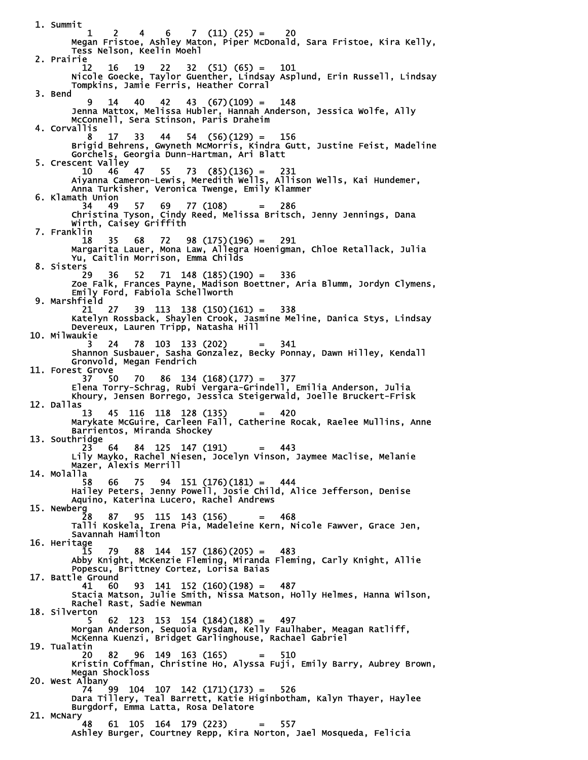```
 1. Summit
        1    2    4    6    7  (11) (25) =    20
      Megan Fristoe, Ashley Maton, Piper McDonald, Sara Fristoe, Kira Kelly,
      Tess Nelson, Keelin Moehl
 2. Prairie
       12   16   19   22   32  (51) (65) =   101
      Nicole Goecke, Taylor Guenther, Lindsay Asplund, Erin Russell, Lindsay
      Tompkins, Jamie Ferris, Heather Corral
 3. Bend
        9   14   40   42   43  (67)(109) =   148
      Jenna Mattox, Melissa Hubler, Hannah Anderson, Jessica Wolfe, Ally
      McConnell, Sera Stinson, Paris Draheim
 4. Corvallis
        8   17   33   44   54  (56)(129) =   156
      Brigid Behrens, Gwyneth McMorris, Kindra Gutt, Justine Feist, Madeline
      Gorchels, Georgia Dunn-Hartman, Ari Blatt
 5. Crescent Valley
       10   46   47   55   73  (85)(136) =   231
      Aiyanna Cameron-Lewis, Meredith Wells, Allison Wells, Kai Hundemer,
      Anna Turkisher, Veronica Twenge, Emily Klammer
 6. Klamath Union
       34   49   57   69   77 (108)      =   286
      Christina Tyson, Cindy Reed, Melissa Britsch, Jenny Jennings, Dana
      Wirth, Caisey Griffith
 7. Franklin
       18   35   68   72   98 (175)(196) =   291
      Margarita Lauer, Mona Law, Allegra Hoenigman, Chloe Retallack, Julia
      Yu, Caitlin Morrison, Emma Childs
 8. Sisters
       29   36   52   71  148 (185)(190) =   336
      Zoe Falk, Frances Payne, Madison Boettner, Aria Blumm, Jordyn Clymens,
      Emily Ford, Fabiola Schellworth
 9. Marshfield
       21   27   39  113  138 (150)(161) =   338
      Katelyn Rossback, Shaylen Crook, Jasmine Meline, Danica Stys, Lindsay
      Devereux, Lauren Tripp, Natasha Hill
10. Milwaukie
        3   24   78  103  133 (202)      =   341
      Shannon Susbauer, Sasha Gonzalez, Becky Ponnay, Dawn Hilley, Kendall
      Gronvold, Megan Fendrich
11. Forest Grove
       37   50   70   86  134 (168)(177) =   377
      Elena Torry-Schrag, Rubi Vergara-Grindell, Emilia Anderson, Julia
      Khoury, Jensen Borrego, Jessica Steigerwald, Joelle Bruckert-Frisk
12. Dallas
       13   45  116  118  128 (135)      =   420
      Marykate McGuire, Carleen Fall, Catherine Rocak, Raelee Mullins, Anne
      Barrientos, Miranda Shockey
13. Southridge
       23   64   84  125  147 (191)      =   443
      Lily Mayko, Rachel Niesen, Jocelyn Vinson, Jaymee Maclise, Melanie
      Mazer, Alexis Merrill
14. Molalla
       58   66   75   94  151 (176)(181) =   444
      Hailey Peters, Jenny Powell, Josie Child, Alice Jefferson, Denise
      Aquino, Katerina Lucero, Rachel Andrews
15. Newberg
       28   87   95  115  143 (156)      =   468
      Talli Koskela, Irena Pia, Madeleine Kern, Nicole Fawver, Grace Jen,
      Savannah Hamilton
16. Heritage
       15   79   88  144  157 (186)(205) =   483
      Abby Knight, McKenzie Fleming, Miranda Fleming, Carly Knight, Allie
      Popescu, Brittney Cortez, Lorisa Baias
17. Battle Ground
       41   60   93  141  152 (160)(198) =   487
      Stacia Matson, Julie Smith, Nissa Matson, Holly Helmes, Hanna Wilson,
      Rachel Rast, Sadie Newman
18. Silverton
        5   62  123  153  154 (184)(188) =   497
      Morgan Anderson, Sequoia Rysdam, Kelly Faulhaber, Meagan Ratliff,
      McKenna Kuenzi, Bridget Garlinghouse, Rachael Gabriel
19. Tualatin
       20   82   96  149  163 (165)      =   510
      Kristin Coffman, Christine Ho, Alyssa Fuji, Emily Barry, Aubrey Brown,
      Megan Shockloss
20. West Albany
       74   99  104  107  142 (171)(173) =   526
      Dara Tillery, Teal Barrett, Katie Higinbotham, Kalyn Thayer, Haylee
      Burgdorf, Emma Latta, Rosa Delatore
21. McNary
       48   61  105  164  179 (223)      =   557
      Ashley Burger, Courtney Repp, Kira Norton, Jael Mosqueda, Felicia
```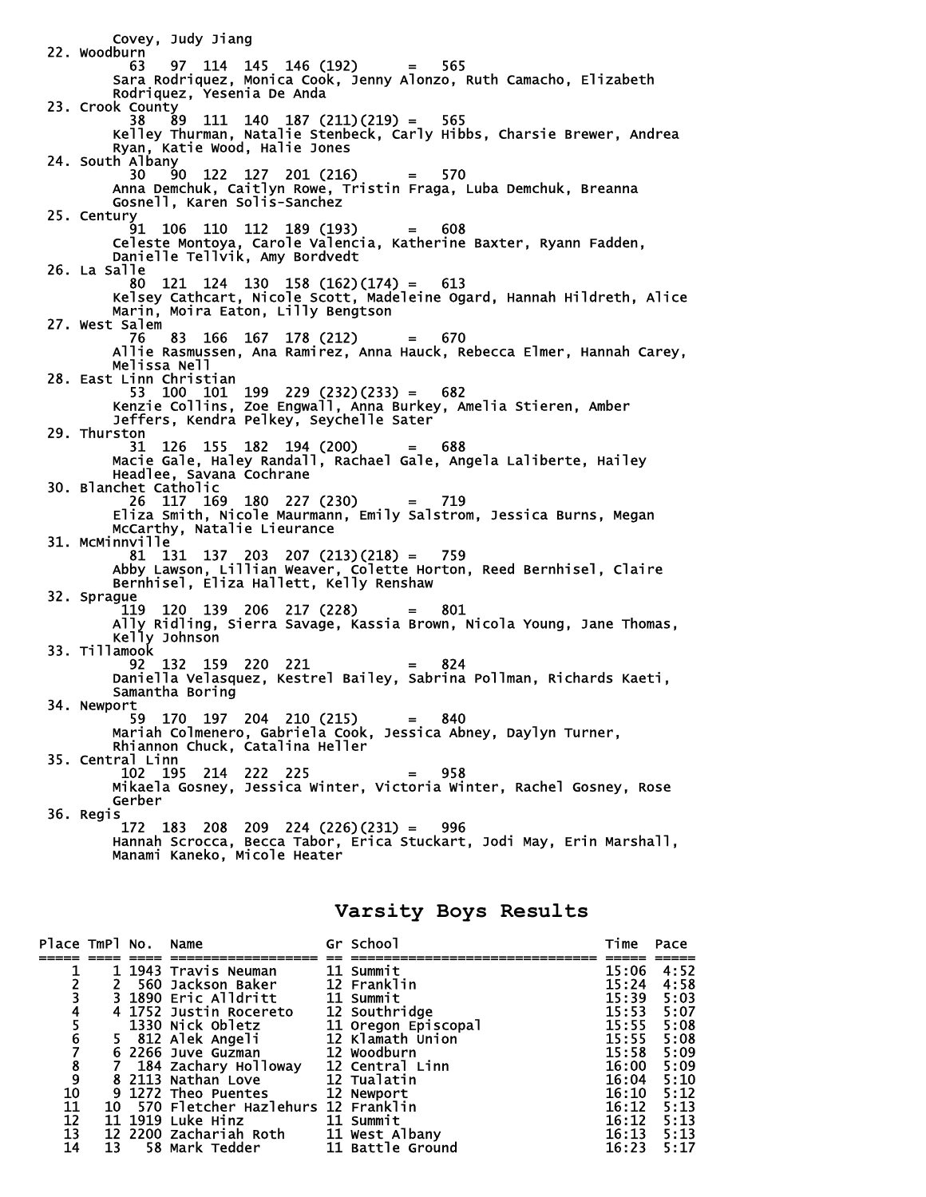Covey, Judy Jiang

22. Woodburn
    63 97 114 145 146 (192) = 565
    Sara Rodriquez, Monica Cook, Jenny Alonzo, Ruth Camacho, Elizabeth Rodriquez, Yesenia De Anda

23. Crook County
    38 89 111 140 187 (211)(219) = 565
    Kelley Thurman, Natalie Stenbeck, Carly Hibbs, Charsie Brewer, Andrea Ryan, Katie Wood, Halie Jones

24. South Albany
    30 90 122 127 201 (216) = 570
    Anna Demchuk, Caitlyn Rowe, Tristin Fraga, Luba Demchuk, Breanna Gosnell, Karen Solis-Sanchez

25. Century
    91 106 110 112 189 (193) = 608
    Celeste Montoya, Carole Valencia, Katherine Baxter, Ryann Fadden, Danielle Tellvik, Amy Bordvedt

26. La Salle
    80 121 124 130 158 (162)(174) = 613
    Kelsey Cathcart, Nicole Scott, Madeleine Ogard, Hannah Hildreth, Alice Marin, Moira Eaton, Lilly Bengtson

27. West Salem
    76 83 166 167 178 (212) = 670
    Allie Rasmussen, Ana Ramirez, Anna Hauck, Rebecca Elmer, Hannah Carey, Melissa Nell

28. East Linn Christian
    53 100 101 199 229 (232)(233) = 682
    Kenzie Collins, Zoe Engwall, Anna Burkey, Amelia Stieren, Amber Jeffers, Kendra Pelkey, Seychelle Sater

29. Thurston
    31 126 155 182 194 (200) = 688
    Macie Gale, Haley Randall, Rachael Gale, Angela Laliberte, Hailey Headlee, Savana Cochrane

30. Blanchet Catholic
    26 117 169 180 227 (230) = 719
    Eliza Smith, Nicole Maurmann, Emily Salstrom, Jessica Burns, Megan McCarthy, Natalie Lieurance

31. McMinnville
    81 131 137 203 207 (213)(218) = 759
    Abby Lawson, Lillian Weaver, Colette Horton, Reed Bernhisel, Claire Bernhisel, Eliza Hallett, Kelly Renshaw

32. Sprague
    119 120 139 206 217 (228) = 801
    Ally Ridling, Sierra Savage, Kassia Brown, Nicola Young, Jane Thomas, Kelly Johnson

33. Tillamook
    92 132 159 220 221 = 824
    Daniella Velasquez, Kestrel Bailey, Sabrina Pollman, Richards Kaeti, Samantha Boring

34. Newport
    59 170 197 204 210 (215) = 840
    Mariah Colmenero, Gabriela Cook, Jessica Abney, Daylyn Turner, Rhiannon Chuck, Catalina Heller

35. Central Linn
    102 195 214 222 225 = 958
    Mikaela Gosney, Jessica Winter, Victoria Winter, Rachel Gosney, Rose Gerber

36. Regis
    172 183 208 209 224 (226)(231) = 996
    Hannah Scrocca, Becca Tabor, Erica Stuckart, Jodi May, Erin Marshall, Manami Kaneko, Micole Heater

## Varsity Boys Results

| Place | TmPl | No. | Name | Gr | School | Time | Pace |
|---|---|---|---|---|---|---|---|
| 1 | 1 | 1943 | Travis Neuman | 11 | Summit | 15:06 | 4:52 |
| 2 | 2 | 560 | Jackson Baker | 12 | Franklin | 15:24 | 4:58 |
| 3 | 3 | 1890 | Eric Alldritt | 11 | Summit | 15:39 | 5:03 |
| 4 | 4 | 1752 | Justin Rocereto | 12 | Southridge | 15:53 | 5:07 |
| 5 | | 1330 | Nick Obletz | 11 | Oregon Episcopal | 15:55 | 5:08 |
| 6 | 5 | 812 | Alek Angeli | 12 | Klamath Union | 15:55 | 5:08 |
| 7 | 6 | 2266 | Juve Guzman | 12 | Woodburn | 15:58 | 5:09 |
| 8 | 7 | 184 | Zachary Holloway | 12 | Central Linn | 16:00 | 5:09 |
| 9 | 8 | 2113 | Nathan Love | 12 | Tualatin | 16:04 | 5:10 |
| 10 | 9 | 1272 | Theo Puentes | 12 | Newport | 16:10 | 5:12 |
| 11 | 10 | 570 | Fletcher Hazlehurs | 12 | Franklin | 16:12 | 5:13 |
| 12 | 11 | 1919 | Luke Hinz | 11 | Summit | 16:12 | 5:13 |
| 13 | 12 | 2200 | Zachariah Roth | 11 | West Albany | 16:13 | 5:13 |
| 14 | 13 | 58 | Mark Tedder | 11 | Battle Ground | 16:23 | 5:17 |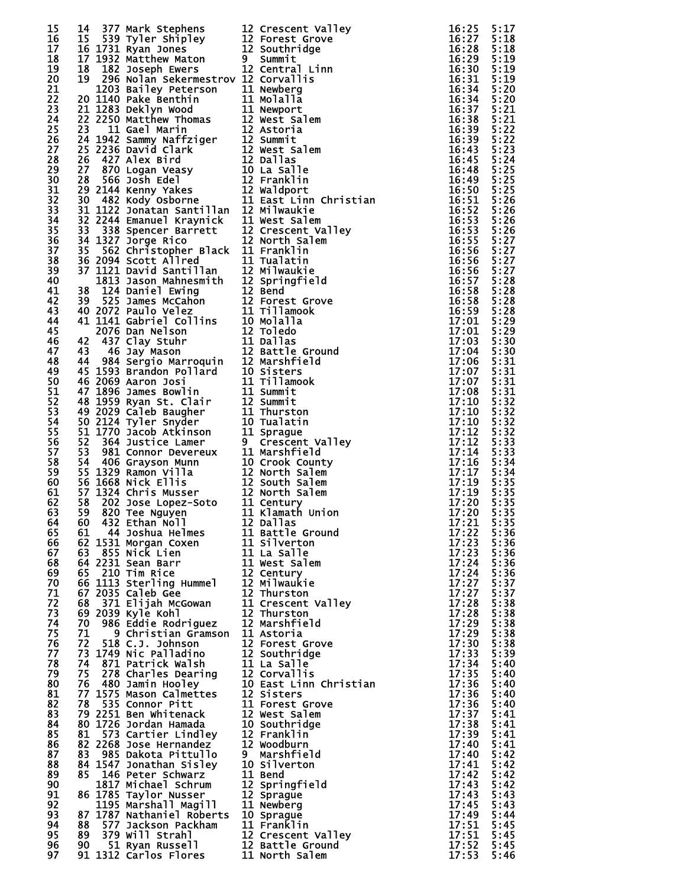| | | | | | | | |
|---|---|---|---|---|---|---|---|
| 15 | 14 | 377 | Mark Stephens | 12 | Crescent Valley | 16:25 | 5:17 |
| 16 | 15 | 539 | Tyler Shipley | 12 | Forest Grove | 16:27 | 5:18 |
| 17 | 16 | 1731 | Ryan Jones | 12 | Southridge | 16:28 | 5:18 |
| 18 | 17 | 1932 | Matthew Maton | 9 | Summit | 16:29 | 5:19 |
| 19 | 18 | 182 | Joseph Ewers | 12 | Central Linn | 16:30 | 5:19 |
| 20 | 19 | 296 | Nolan Sekermestrov | 12 | Corvallis | 16:31 | 5:19 |
| 21 | | 1203 | Bailey Peterson | 11 | Newberg | 16:34 | 5:20 |
| 22 | 20 | 1140 | Pake Benthin | 11 | Molalla | 16:34 | 5:20 |
| 23 | 21 | 1283 | Deklyn Wood | 11 | Newport | 16:37 | 5:21 |
| 24 | 22 | 2250 | Matthew Thomas | 12 | West Salem | 16:38 | 5:21 |
| 25 | 23 | 11 | Gael Marin | 12 | Astoria | 16:39 | 5:22 |
| 26 | 24 | 1942 | Sammy Naffziger | 12 | Summit | 16:39 | 5:22 |
| 27 | 25 | 2236 | David Clark | 12 | West Salem | 16:43 | 5:23 |
| 28 | 26 | 427 | Alex Bird | 12 | Dallas | 16:45 | 5:24 |
| 29 | 27 | 870 | Logan Veasy | 10 | La Salle | 16:48 | 5:25 |
| 30 | 28 | 566 | Josh Edel | 12 | Franklin | 16:49 | 5:25 |
| 31 | 29 | 2144 | Kenny Yakes | 12 | Waldport | 16:50 | 5:25 |
| 32 | 30 | 482 | Kody Osborne | 11 | East Linn Christian | 16:51 | 5:26 |
| 33 | 31 | 1122 | Jonatan Santillan | 12 | Milwaukie | 16:52 | 5:26 |
| 34 | 32 | 2244 | Emanuel Kraynick | 11 | West Salem | 16:53 | 5:26 |
| 35 | 33 | 338 | Spencer Barrett | 12 | Crescent Valley | 16:53 | 5:26 |
| 36 | 34 | 1327 | Jorge Rico | 12 | North Salem | 16:55 | 5:27 |
| 37 | 35 | 562 | Christopher Black | 11 | Franklin | 16:56 | 5:27 |
| 38 | 36 | 2094 | Scott Allred | 11 | Tualatin | 16:56 | 5:27 |
| 39 | 37 | 1121 | David Santillan | 12 | Milwaukie | 16:56 | 5:27 |
| 40 | | 1813 | Jason Mahnesmith | 12 | Springfield | 16:57 | 5:28 |
| 41 | 38 | 124 | Daniel Ewing | 12 | Bend | 16:58 | 5:28 |
| 42 | 39 | 525 | James McCahon | 12 | Forest Grove | 16:58 | 5:28 |
| 43 | 40 | 2072 | Paulo Velez | 11 | Tillamook | 16:59 | 5:28 |
| 44 | 41 | 1141 | Gabriel Collins | 10 | Molalla | 17:01 | 5:29 |
| 45 | | 2076 | Dan Nelson | 12 | Toledo | 17:01 | 5:29 |
| 46 | 42 | 437 | Clay Stuhr | 11 | Dallas | 17:03 | 5:30 |
| 47 | 43 | 46 | Jay Mason | 12 | Battle Ground | 17:04 | 5:30 |
| 48 | 44 | 984 | Sergio Marroquin | 12 | Marshfield | 17:06 | 5:31 |
| 49 | 45 | 1593 | Brandon Pollard | 10 | Sisters | 17:07 | 5:31 |
| 50 | 46 | 2069 | Aaron Josi | 11 | Tillamook | 17:07 | 5:31 |
| 51 | 47 | 1896 | James Bowlin | 11 | Summit | 17:08 | 5:31 |
| 52 | 48 | 1959 | Ryan St. Clair | 12 | Summit | 17:10 | 5:32 |
| 53 | 49 | 2029 | Caleb Baugher | 11 | Thurston | 17:10 | 5:32 |
| 54 | 50 | 2124 | Tyler Snyder | 10 | Tualatin | 17:10 | 5:32 |
| 55 | 51 | 1770 | Jacob Atkinson | 11 | Sprague | 17:12 | 5:32 |
| 56 | 52 | 364 | Justice Lamer | 9 | Crescent Valley | 17:12 | 5:33 |
| 57 | 53 | 981 | Connor Devereux | 11 | Marshfield | 17:14 | 5:33 |
| 58 | 54 | 406 | Grayson Munn | 10 | Crook County | 17:16 | 5:34 |
| 59 | 55 | 1329 | Ramon Villa | 12 | North Salem | 17:17 | 5:34 |
| 60 | 56 | 1668 | Nick Ellis | 12 | South Salem | 17:19 | 5:35 |
| 61 | 57 | 1324 | Chris Musser | 12 | North Salem | 17:19 | 5:35 |
| 62 | 58 | 202 | Jose Lopez-Soto | 11 | Century | 17:20 | 5:35 |
| 63 | 59 | 820 | Tee Nguyen | 11 | Klamath Union | 17:20 | 5:35 |
| 64 | 60 | 432 | Ethan Noll | 12 | Dallas | 17:21 | 5:35 |
| 65 | 61 | 44 | Joshua Helmes | 11 | Battle Ground | 17:22 | 5:36 |
| 66 | 62 | 1531 | Morgan Coxen | 11 | Silverton | 17:23 | 5:36 |
| 67 | 63 | 855 | Nick Lien | 11 | La Salle | 17:23 | 5:36 |
| 68 | 64 | 2231 | Sean Barr | 11 | West Salem | 17:24 | 5:36 |
| 69 | 65 | 210 | Tim Rice | 12 | Century | 17:24 | 5:36 |
| 70 | 66 | 1113 | Sterling Hummel | 12 | Milwaukie | 17:27 | 5:37 |
| 71 | 67 | 2035 | Caleb Gee | 12 | Thurston | 17:27 | 5:37 |
| 72 | 68 | 371 | Elijah McGowan | 11 | Crescent Valley | 17:28 | 5:38 |
| 73 | 69 | 2039 | Kyle Kohl | 12 | Thurston | 17:28 | 5:38 |
| 74 | 70 | 986 | Eddie Rodriguez | 12 | Marshfield | 17:29 | 5:38 |
| 75 | 71 | 9 | Christian Gramson | 11 | Astoria | 17:29 | 5:38 |
| 76 | 72 | 518 | C.J. Johnson | 12 | Forest Grove | 17:30 | 5:38 |
| 77 | 73 | 1749 | Nic Palladino | 12 | Southridge | 17:33 | 5:39 |
| 78 | 74 | 871 | Patrick Walsh | 11 | La Salle | 17:34 | 5:40 |
| 79 | 75 | 278 | Charles Dearing | 12 | Corvallis | 17:35 | 5:40 |
| 80 | 76 | 480 | Jamin Hooley | 10 | East Linn Christian | 17:36 | 5:40 |
| 81 | 77 | 1575 | Mason Calmettes | 12 | Sisters | 17:36 | 5:40 |
| 82 | 78 | 535 | Connor Pitt | 11 | Forest Grove | 17:36 | 5:40 |
| 83 | 79 | 2251 | Ben Whitenack | 12 | West Salem | 17:37 | 5:41 |
| 84 | 80 | 1726 | Jordan Hamada | 10 | Southridge | 17:38 | 5:41 |
| 85 | 81 | 573 | Cartier Lindley | 12 | Franklin | 17:39 | 5:41 |
| 86 | 82 | 2268 | Jose Hernandez | 12 | Woodburn | 17:40 | 5:41 |
| 87 | 83 | 985 | Dakota Pittullo | 9 | Marshfield | 17:40 | 5:42 |
| 88 | 84 | 1547 | Jonathan Sisley | 10 | Silverton | 17:41 | 5:42 |
| 89 | 85 | 146 | Peter Schwarz | 11 | Bend | 17:42 | 5:42 |
| 90 | | 1817 | Michael Schrum | 12 | Springfield | 17:43 | 5:42 |
| 91 | 86 | 1785 | Taylor Nusser | 12 | Sprague | 17:43 | 5:43 |
| 92 | | 1195 | Marshall Magill | 11 | Newberg | 17:45 | 5:43 |
| 93 | 87 | 1787 | Nathaniel Roberts | 10 | Sprague | 17:49 | 5:44 |
| 94 | 88 | 577 | Jackson Packham | 11 | Franklin | 17:51 | 5:45 |
| 95 | 89 | 379 | Will Strahl | 12 | Crescent Valley | 17:51 | 5:45 |
| 96 | 90 | 51 | Ryan Russell | 12 | Battle Ground | 17:52 | 5:45 |
| 97 | 91 | 1312 | Carlos Flores | 11 | North Salem | 17:53 | 5:46 |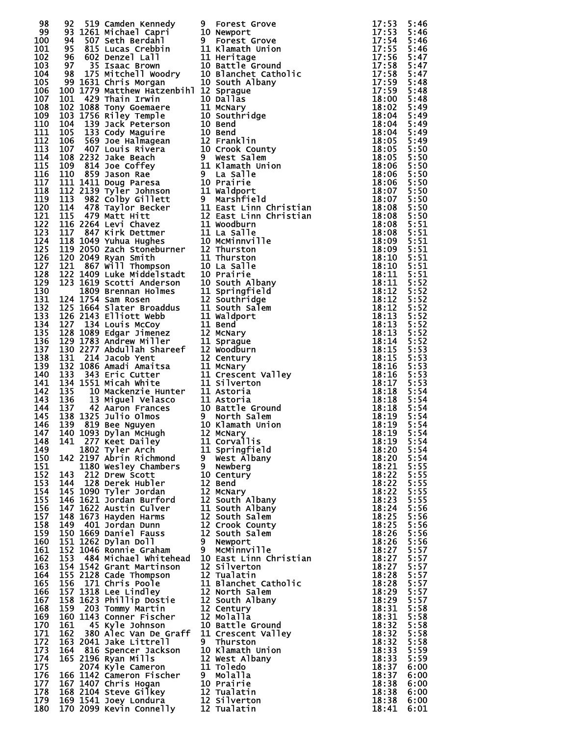| | | | | | | | |
|---|---|---|---|---|---|---|---|
| 98 | 92 | 519 | Camden Kennedy | 9 | Forest Grove | 17:53 | 5:46 |
| 99 | 93 | 1261 | Michael Capri | 10 | Newport | 17:53 | 5:46 |
| 100 | 94 | 507 | Seth Berdahl | 9 | Forest Grove | 17:54 | 5:46 |
| 101 | 95 | 815 | Lucas Crebbin | 11 | Klamath Union | 17:55 | 5:46 |
| 102 | 96 | 602 | Denzel Lall | 11 | Heritage | 17:56 | 5:47 |
| 103 | 97 | 35 | Isaac Brown | 10 | Battle Ground | 17:58 | 5:47 |
| 104 | 98 | 175 | Mitchell Woodry | 10 | Blanchet Catholic | 17:58 | 5:47 |
| 105 | 99 | 1631 | Chris Morgan | 10 | South Albany | 17:59 | 5:48 |
| 106 | 100 | 1779 | Matthew Hatzenbihl | 12 | Sprague | 17:59 | 5:48 |
| 107 | 101 | 429 | Thain Irwin | 10 | Dallas | 18:00 | 5:48 |
| 108 | 102 | 1088 | Tony Goemaere | 11 | McNary | 18:02 | 5:49 |
| 109 | 103 | 1756 | Riley Temple | 10 | Southridge | 18:04 | 5:49 |
| 110 | 104 | 139 | Jack Peterson | 10 | Bend | 18:04 | 5:49 |
| 111 | 105 | 133 | Cody Maguire | 10 | Bend | 18:04 | 5:49 |
| 112 | 106 | 569 | Joe Halmagean | 12 | Franklin | 18:05 | 5:49 |
| 113 | 107 | 407 | Louis Rivera | 10 | Crook County | 18:05 | 5:50 |
| 114 | 108 | 2232 | Jake Beach | 9 | West Salem | 18:05 | 5:50 |
| 115 | 109 | 814 | Joe Coffey | 11 | Klamath Union | 18:06 | 5:50 |
| 116 | 110 | 859 | Jason Rae | 9 | La Salle | 18:06 | 5:50 |
| 117 | 111 | 1411 | Doug Paresa | 10 | Prairie | 18:06 | 5:50 |
| 118 | 112 | 2139 | Tyler Johnson | 11 | Waldport | 18:07 | 5:50 |
| 119 | 113 | 982 | Colby Gillett | 9 | Marshfield | 18:07 | 5:50 |
| 120 | 114 | 478 | Taylor Becker | 11 | East Linn Christian | 18:08 | 5:50 |
| 121 | 115 | 479 | Matt Hitt | 12 | East Linn Christian | 18:08 | 5:50 |
| 122 | 116 | 2264 | Levi Chavez | 11 | Woodburn | 18:08 | 5:51 |
| 123 | 117 | 847 | Kirk Dettmer | 11 | La Salle | 18:08 | 5:51 |
| 124 | 118 | 1049 | Yuhua Hughes | 10 | McMinnville | 18:09 | 5:51 |
| 125 | 119 | 2050 | Zach Stoneburner | 12 | Thurston | 18:09 | 5:51 |
| 126 | 120 | 2049 | Ryan Smith | 11 | Thurston | 18:10 | 5:51 |
| 127 | 121 | 867 | Will Thompson | 10 | La Salle | 18:10 | 5:51 |
| 128 | 122 | 1409 | Luke Middelstadt | 10 | Prairie | 18:11 | 5:51 |
| 129 | 123 | 1619 | Scotti Anderson | 10 | South Albany | 18:11 | 5:52 |
| 130 | | 1809 | Brennan Holmes | 11 | Springfield | 18:12 | 5:52 |
| 131 | 124 | 1754 | Sam Rosen | 12 | Southridge | 18:12 | 5:52 |
| 132 | 125 | 1664 | Slater Broaddus | 11 | South Salem | 18:12 | 5:52 |
| 133 | 126 | 2143 | Elliott Webb | 11 | Waldport | 18:13 | 5:52 |
| 134 | 127 | 134 | Louis McCoy | 11 | Bend | 18:13 | 5:52 |
| 135 | 128 | 1089 | Edgar Jimenez | 12 | McNary | 18:13 | 5:52 |
| 136 | 129 | 1783 | Andrew Miller | 11 | Sprague | 18:14 | 5:52 |
| 137 | 130 | 2277 | Abdullah Shareef | 12 | Woodburn | 18:15 | 5:53 |
| 138 | 131 | 214 | Jacob Yent | 12 | Century | 18:15 | 5:53 |
| 139 | 132 | 1086 | Amadi Amaitsa | 11 | McNary | 18:16 | 5:53 |
| 140 | 133 | 343 | Eric Cutter | 11 | Crescent Valley | 18:16 | 5:53 |
| 141 | 134 | 1551 | Micah White | 11 | Silverton | 18:17 | 5:53 |
| 142 | 135 | 10 | Mackenzie Hunter | 11 | Astoria | 18:18 | 5:54 |
| 143 | 136 | 13 | Miguel Velasco | 11 | Astoria | 18:18 | 5:54 |
| 144 | 137 | 42 | Aaron Frances | 10 | Battle Ground | 18:18 | 5:54 |
| 145 | 138 | 1325 | Julio Olmos | 9 | North Salem | 18:19 | 5:54 |
| 146 | 139 | 819 | Bee Nguyen | 10 | Klamath Union | 18:19 | 5:54 |
| 147 | 140 | 1093 | Dylan McHugh | 12 | McNary | 18:19 | 5:54 |
| 148 | 141 | 277 | Keet Dailey | 11 | Corvallis | 18:19 | 5:54 |
| 149 | | 1802 | Tyler Arch | 11 | Springfield | 18:20 | 5:54 |
| 150 | 142 | 2197 | Abrin Richmond | 9 | West Albany | 18:20 | 5:54 |
| 151 | | 1180 | Wesley Chambers | 9 | Newberg | 18:21 | 5:55 |
| 152 | 143 | 212 | Drew Scott | 10 | Century | 18:22 | 5:55 |
| 153 | 144 | 128 | Derek Hubler | 12 | Bend | 18:22 | 5:55 |
| 154 | 145 | 1090 | Tyler Jordan | 12 | McNary | 18:22 | 5:55 |
| 155 | 146 | 1621 | Jordan Burford | 12 | South Albany | 18:23 | 5:55 |
| 156 | 147 | 1622 | Austin Culver | 11 | South Albany | 18:24 | 5:56 |
| 157 | 148 | 1673 | Hayden Harms | 12 | South Salem | 18:25 | 5:56 |
| 158 | 149 | 401 | Jordan Dunn | 12 | Crook County | 18:25 | 5:56 |
| 159 | 150 | 1669 | Daniel Fauss | 12 | South Salem | 18:26 | 5:56 |
| 160 | 151 | 1262 | Dylan Doll | 9 | Newport | 18:26 | 5:56 |
| 161 | 152 | 1046 | Ronnie Graham | 9 | McMinnville | 18:27 | 5:57 |
| 162 | 153 | 484 | Michael Whitehead | 10 | East Linn Christian | 18:27 | 5:57 |
| 163 | 154 | 1542 | Grant Martinson | 12 | Silverton | 18:27 | 5:57 |
| 164 | 155 | 2128 | Cade Thompson | 12 | Tualatin | 18:28 | 5:57 |
| 165 | 156 | 171 | Chris Poole | 11 | Blanchet Catholic | 18:28 | 5:57 |
| 166 | 157 | 1318 | Lee Lindley | 12 | North Salem | 18:29 | 5:57 |
| 167 | 158 | 1623 | Phillip Dostie | 12 | South Albany | 18:29 | 5:57 |
| 168 | 159 | 203 | Tommy Martin | 12 | Century | 18:31 | 5:58 |
| 169 | 160 | 1143 | Conner Fischer | 12 | Molalla | 18:31 | 5:58 |
| 170 | 161 | 45 | Kyle Johnson | 10 | Battle Ground | 18:32 | 5:58 |
| 171 | 162 | 380 | Alec Van De Graff | 11 | Crescent Valley | 18:32 | 5:58 |
| 172 | 163 | 2041 | Jake Littrell | 9 | Thurston | 18:32 | 5:58 |
| 173 | 164 | 816 | Spencer Jackson | 10 | Klamath Union | 18:33 | 5:59 |
| 174 | 165 | 2196 | Ryan Mills | 12 | West Albany | 18:33 | 5:59 |
| 175 | | 2074 | Kyle Cameron | 11 | Toledo | 18:37 | 6:00 |
| 176 | 166 | 1142 | Cameron Fischer | 9 | Molalla | 18:37 | 6:00 |
| 177 | 167 | 1407 | Chris Hogan | 10 | Prairie | 18:38 | 6:00 |
| 178 | 168 | 2104 | Steve Gilkey | 12 | Tualatin | 18:38 | 6:00 |
| 179 | 169 | 1541 | Joey Londura | 12 | Silverton | 18:38 | 6:00 |
| 180 | 170 | 2099 | Kevin Connelly | 12 | Tualatin | 18:41 | 6:01 |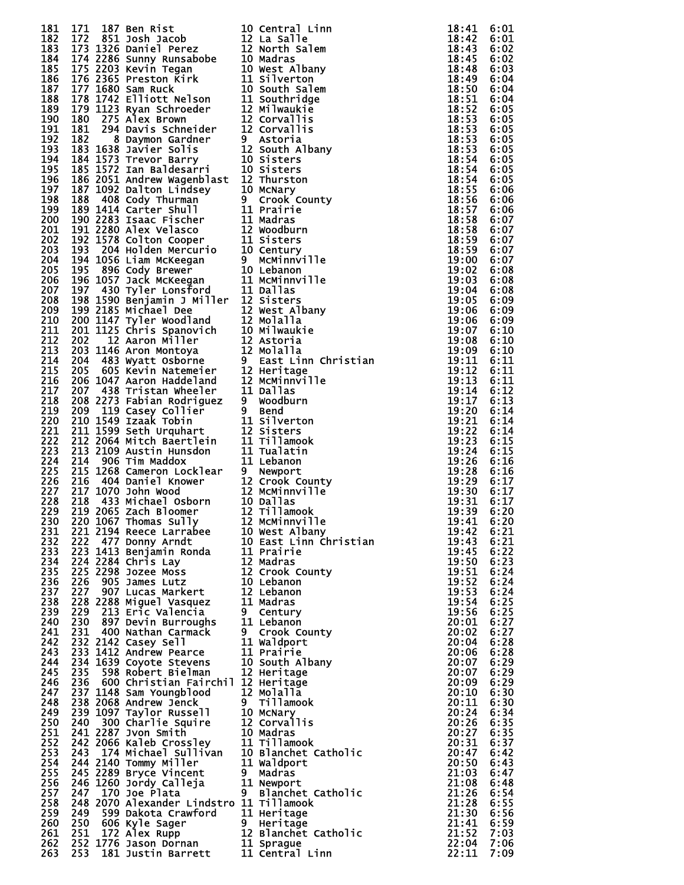| | | | | | | | |
|---|---|---|---|---|---|---|---|
| 181 | 171 | 187 | Ben Rist | 10 | Central Linn | 18:41 | 6:01 |
| 182 | 172 | 851 | Josh Jacob | 12 | La Salle | 18:42 | 6:01 |
| 183 | 173 | 1326 | Daniel Perez | 12 | North Salem | 18:43 | 6:02 |
| 184 | 174 | 2286 | Sunny Runsabobe | 10 | Madras | 18:45 | 6:02 |
| 185 | 175 | 2203 | Kevin Tegan | 10 | West Albany | 18:48 | 6:03 |
| 186 | 176 | 2365 | Preston Kirk | 11 | Silverton | 18:49 | 6:04 |
| 187 | 177 | 1680 | Sam Ruck | 10 | South Salem | 18:50 | 6:04 |
| 188 | 178 | 1742 | Elliott Nelson | 11 | Southridge | 18:51 | 6:04 |
| 189 | 179 | 1123 | Ryan Schroeder | 12 | Milwaukie | 18:52 | 6:05 |
| 190 | 180 | 275 | Alex Brown | 12 | Corvallis | 18:53 | 6:05 |
| 191 | 181 | 294 | Davis Schneider | 12 | Corvallis | 18:53 | 6:05 |
| 192 | 182 | 8 | Daymon Gardner | 9 | Astoria | 18:53 | 6:05 |
| 193 | 183 | 1638 | Javier Solis | 12 | South Albany | 18:53 | 6:05 |
| 194 | 184 | 1573 | Trevor Barry | 10 | Sisters | 18:54 | 6:05 |
| 195 | 185 | 1572 | Ian Baldesarri | 10 | Sisters | 18:54 | 6:05 |
| 196 | 186 | 2051 | Andrew Wagenblast | 12 | Thurston | 18:54 | 6:05 |
| 197 | 187 | 1092 | Dalton Lindsey | 10 | McNary | 18:55 | 6:06 |
| 198 | 188 | 408 | Cody Thurman | 9 | Crook County | 18:56 | 6:06 |
| 199 | 189 | 1414 | Carter Shull | 11 | Prairie | 18:57 | 6:06 |
| 200 | 190 | 2283 | Isaac Fischer | 11 | Madras | 18:58 | 6:07 |
| 201 | 191 | 2280 | Alex Velasco | 12 | Woodburn | 18:58 | 6:07 |
| 202 | 192 | 1578 | Colton Cooper | 11 | Sisters | 18:59 | 6:07 |
| 203 | 193 | 204 | Holden Mercurio | 10 | Century | 18:59 | 6:07 |
| 204 | 194 | 1056 | Liam McKeegan | 9 | McMinnville | 19:00 | 6:07 |
| 205 | 195 | 896 | Cody Brewer | 10 | Lebanon | 19:02 | 6:08 |
| 206 | 196 | 1057 | Jack McKeegan | 11 | McMinnville | 19:03 | 6:08 |
| 207 | 197 | 430 | Tyler Lonsford | 11 | Dallas | 19:04 | 6:08 |
| 208 | 198 | 1590 | Benjamin J Miller | 12 | Sisters | 19:05 | 6:09 |
| 209 | 199 | 2185 | Michael Dee | 12 | West Albany | 19:06 | 6:09 |
| 210 | 200 | 1147 | Tyler Woodland | 12 | Molalla | 19:06 | 6:09 |
| 211 | 201 | 1125 | Chris Spanovich | 10 | Milwaukie | 19:07 | 6:10 |
| 212 | 202 | 12 | Aaron Miller | 12 | Astoria | 19:08 | 6:10 |
| 213 | 203 | 1146 | Aron Montoya | 12 | Molalla | 19:09 | 6:10 |
| 214 | 204 | 483 | Wyatt Osborne | 9 | East Linn Christian | 19:11 | 6:11 |
| 215 | 205 | 605 | Kevin Natemeier | 12 | Heritage | 19:12 | 6:11 |
| 216 | 206 | 1047 | Aaron Haddeland | 12 | McMinnville | 19:13 | 6:11 |
| 217 | 207 | 438 | Tristan Wheeler | 11 | Dallas | 19:14 | 6:12 |
| 218 | 208 | 2273 | Fabian Rodriguez | 9 | Woodburn | 19:17 | 6:13 |
| 219 | 209 | 119 | Casey Collier | 9 | Bend | 19:20 | 6:14 |
| 220 | 210 | 1549 | Izaak Tobin | 11 | Silverton | 19:21 | 6:14 |
| 221 | 211 | 1599 | Seth Urquhart | 12 | Sisters | 19:22 | 6:14 |
| 222 | 212 | 2064 | Mitch Baertlein | 11 | Tillamook | 19:23 | 6:15 |
| 223 | 213 | 2109 | Austin Hunsdon | 11 | Tualatin | 19:24 | 6:15 |
| 224 | 214 | 906 | Tim Maddox | 11 | Lebanon | 19:26 | 6:16 |
| 225 | 215 | 1268 | Cameron Locklear | 9 | Newport | 19:28 | 6:16 |
| 226 | 216 | 404 | Daniel Knower | 12 | Crook County | 19:29 | 6:17 |
| 227 | 217 | 1070 | John Wood | 12 | McMinnville | 19:30 | 6:17 |
| 228 | 218 | 433 | Michael Osborn | 10 | Dallas | 19:31 | 6:17 |
| 229 | 219 | 2065 | Zach Bloomer | 12 | Tillamook | 19:39 | 6:20 |
| 230 | 220 | 1067 | Thomas Sully | 12 | McMinnville | 19:41 | 6:20 |
| 231 | 221 | 2194 | Reece Larrabee | 10 | West Albany | 19:42 | 6:21 |
| 232 | 222 | 477 | Donny Arndt | 10 | East Linn Christian | 19:43 | 6:21 |
| 233 | 223 | 1413 | Benjamin Ronda | 11 | Prairie | 19:45 | 6:22 |
| 234 | 224 | 2284 | Chris Lay | 12 | Madras | 19:50 | 6:23 |
| 235 | 225 | 2298 | Jozee Moss | 12 | Crook County | 19:51 | 6:24 |
| 236 | 226 | 905 | James Lutz | 10 | Lebanon | 19:52 | 6:24 |
| 237 | 227 | 907 | Lucas Markert | 12 | Lebanon | 19:53 | 6:24 |
| 238 | 228 | 2288 | Miguel Vasquez | 11 | Madras | 19:54 | 6:25 |
| 239 | 229 | 213 | Eric Valencia | 9 | Century | 19:56 | 6:25 |
| 240 | 230 | 897 | Devin Burroughs | 11 | Lebanon | 20:01 | 6:27 |
| 241 | 231 | 400 | Nathan Carmack | 9 | Crook County | 20:02 | 6:27 |
| 242 | 232 | 2142 | Casey Sell | 11 | Waldport | 20:04 | 6:28 |
| 243 | 233 | 1412 | Andrew Pearce | 11 | Prairie | 20:06 | 6:28 |
| 244 | 234 | 1639 | Coyote Stevens | 10 | South Albany | 20:07 | 6:29 |
| 245 | 235 | 598 | Robert Bielman | 12 | Heritage | 20:07 | 6:29 |
| 246 | 236 | 600 | Christian Fairchil | 12 | Heritage | 20:09 | 6:29 |
| 247 | 237 | 1148 | Sam Youngblood | 12 | Molalla | 20:10 | 6:30 |
| 248 | 238 | 2068 | Andrew Jenck | 9 | Tillamook | 20:11 | 6:30 |
| 249 | 239 | 1097 | Taylor Russell | 10 | McNary | 20:24 | 6:34 |
| 250 | 240 | 300 | Charlie Squire | 12 | Corvallis | 20:26 | 6:35 |
| 251 | 241 | 2287 | Jvon Smith | 10 | Madras | 20:27 | 6:35 |
| 252 | 242 | 2066 | Kaleb Crossley | 11 | Tillamook | 20:31 | 6:37 |
| 253 | 243 | 174 | Michael Sullivan | 10 | Blanchet Catholic | 20:47 | 6:42 |
| 254 | 244 | 2140 | Tommy Miller | 11 | Waldport | 20:50 | 6:43 |
| 255 | 245 | 2289 | Bryce Vincent | 9 | Madras | 21:03 | 6:47 |
| 256 | 246 | 1260 | Jordy Calleja | 11 | Newport | 21:08 | 6:48 |
| 257 | 247 | 170 | Joe Plata | 9 | Blanchet Catholic | 21:26 | 6:54 |
| 258 | 248 | 2070 | Alexander Lindstro | 11 | Tillamook | 21:28 | 6:55 |
| 259 | 249 | 599 | Dakota Crawford | 11 | Heritage | 21:30 | 6:56 |
| 260 | 250 | 606 | Kyle Sager | 9 | Heritage | 21:41 | 6:59 |
| 261 | 251 | 172 | Alex Rupp | 12 | Blanchet Catholic | 21:52 | 7:03 |
| 262 | 252 | 1776 | Jason Dornan | 11 | Sprague | 22:04 | 7:06 |
| 263 | 253 | 181 | Justin Barrett | 11 | Central Linn | 22:11 | 7:09 |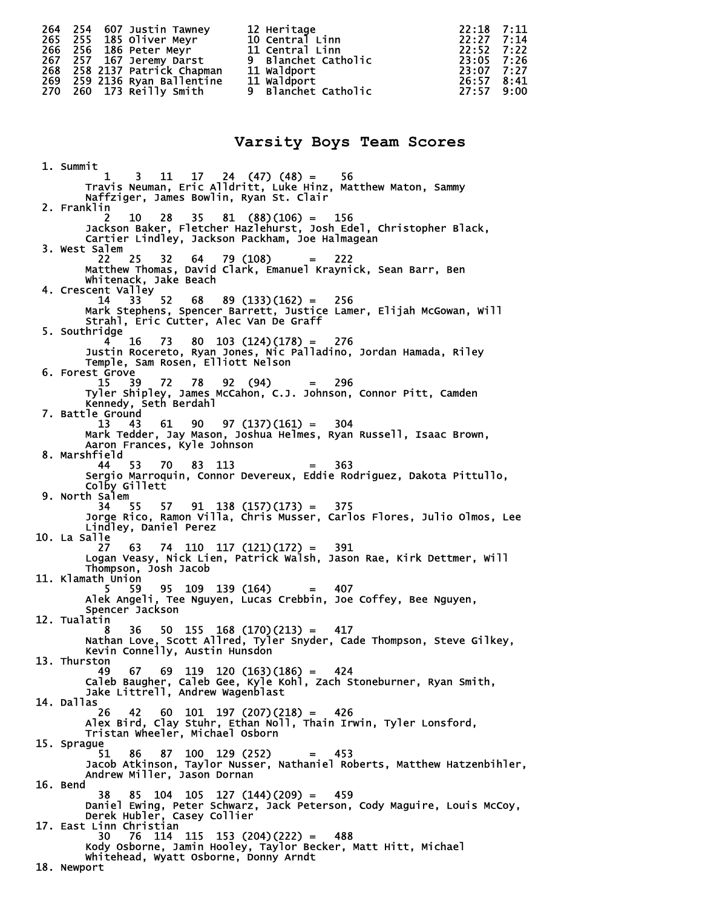```
264  254  607 Justin Tawney       12 Heritage                     22:18  7:11
265  255  185 Oliver Meyr         10 Central Linn                 22:27  7:14
266  256  186 Peter Meyr          11 Central Linn                 22:52  7:22
267  257  167 Jeremy Darst        9  Blanchet Catholic            23:05  7:26
268  258 2137 Patrick Chapman     11 Waldport                     23:07  7:27
269  259 2136 Ryan Ballentine     11 Waldport                     26:57  8:41
270  260  173 Reilly Smith        9  Blanchet Catholic            27:57  9:00
```

## Varsity Boys Team Scores

```
 1. Summit
         1    3   11   17   24  (47) (48) =    56
      Travis Neuman, Eric Alldritt, Luke Hinz, Matthew Maton, Sammy
      Naffziger, James Bowlin, Ryan St. Clair
 2. Franklin
         2   10   28   35   81  (88)(106) =   156
      Jackson Baker, Fletcher Hazlehurst, Josh Edel, Christopher Black,
      Cartier Lindley, Jackson Packham, Joe Halmagean
 3. West Salem
        22   25   32   64   79 (108)      =   222
      Matthew Thomas, David Clark, Emanuel Kraynick, Sean Barr, Ben
      Whitenack, Jake Beach
 4. Crescent Valley
        14   33   52   68   89 (133)(162) =   256
      Mark Stephens, Spencer Barrett, Justice Lamer, Elijah McGowan, Will
      Strahl, Eric Cutter, Alec Van De Graff
 5. Southridge
         4   16   73   80  103 (124)(178) =   276
      Justin Rocereto, Ryan Jones, Nic Palladino, Jordan Hamada, Riley
      Temple, Sam Rosen, Elliott Nelson
 6. Forest Grove
        15   39   72   78   92  (94)      =   296
      Tyler Shipley, James McCahon, C.J. Johnson, Connor Pitt, Camden
      Kennedy, Seth Berdahl
 7. Battle Ground
        13   43   61   90   97 (137)(161) =   304
      Mark Tedder, Jay Mason, Joshua Helmes, Ryan Russell, Isaac Brown,
      Aaron Frances, Kyle Johnson
 8. Marshfield
        44   53   70   83  113            =   363
      Sergio Marroquin, Connor Devereux, Eddie Rodriguez, Dakota Pittullo,
      Colby Gillett
 9. North Salem
        34   55   57   91  138 (157)(173) =   375
      Jorge Rico, Ramon Villa, Chris Musser, Carlos Flores, Julio Olmos, Lee
      Lindley, Daniel Perez
10. La Salle
        27   63   74  110  117 (121)(172) =   391
      Logan Veasy, Nick Lien, Patrick Walsh, Jason Rae, Kirk Dettmer, Will
      Thompson, Josh Jacob
11. Klamath Union
         5   59   95  109  139 (164)      =   407
      Alek Angeli, Tee Nguyen, Lucas Crebbin, Joe Coffey, Bee Nguyen,
      Spencer Jackson
12. Tualatin
         8   36   50  155  168 (170)(213) =   417
      Nathan Love, Scott Allred, Tyler Snyder, Cade Thompson, Steve Gilkey,
      Kevin Connelly, Austin Hunsdon
13. Thurston
        49   67   69  119  120 (163)(186) =   424
      Caleb Baugher, Caleb Gee, Kyle Kohl, Zach Stoneburner, Ryan Smith,
      Jake Littrell, Andrew Wagenblast
14. Dallas
        26   42   60  101  197 (207)(218) =   426
      Alex Bird, Clay Stuhr, Ethan Noll, Thain Irwin, Tyler Lonsford,
      Tristan Wheeler, Michael Osborn
15. Sprague
        51   86   87  100  129 (252)      =   453
      Jacob Atkinson, Taylor Nusser, Nathaniel Roberts, Matthew Hatzenbihler,
      Andrew Miller, Jason Dornan
16. Bend
        38   85  104  105  127 (144)(209) =   459
      Daniel Ewing, Peter Schwarz, Jack Peterson, Cody Maguire, Louis McCoy,
      Derek Hubler, Casey Collier
17. East Linn Christian
        30   76  114  115  153 (204)(222) =   488
      Kody Osborne, Jamin Hooley, Taylor Becker, Matt Hitt, Michael
      Whitehead, Wyatt Osborne, Donny Arndt
18. Newport
```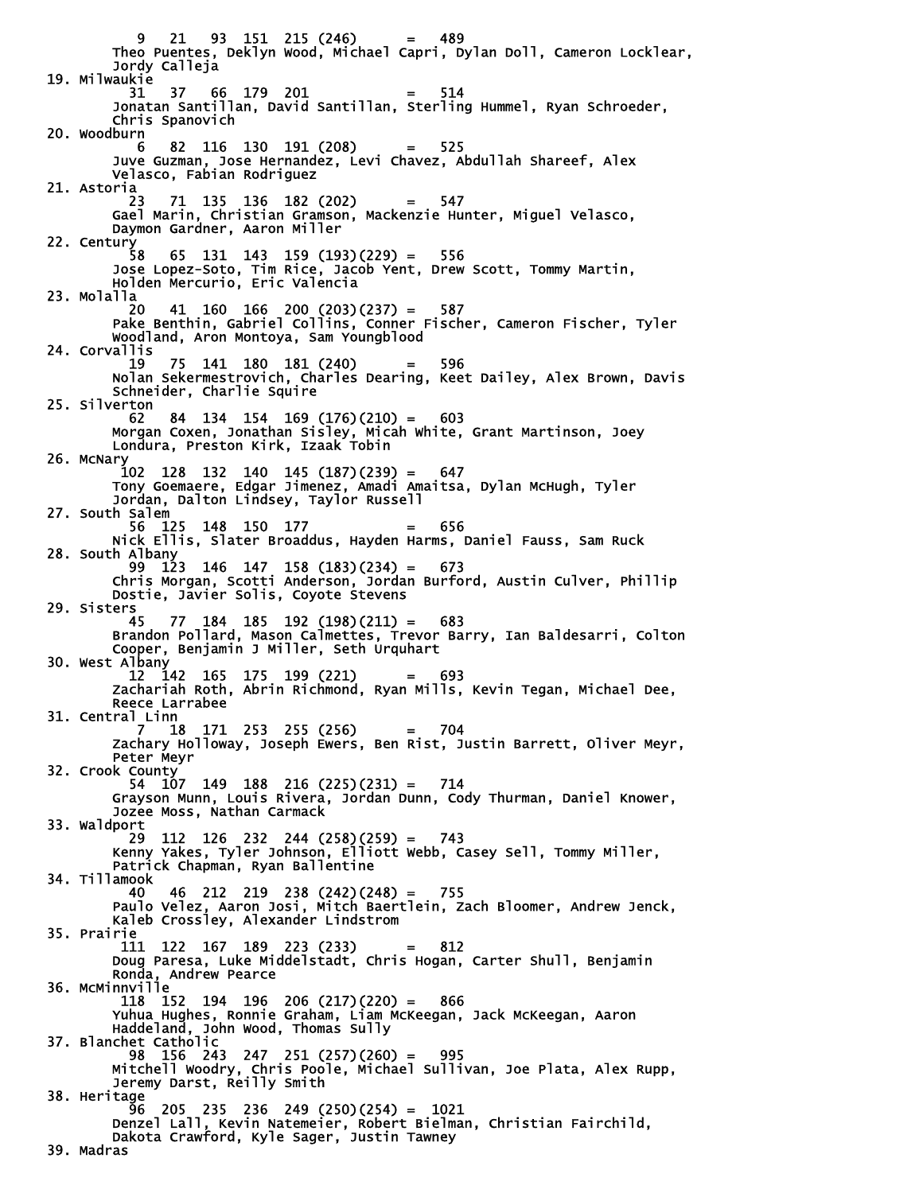```
          9   21   93  151  215 (246)       =   489
       Theo Puentes, Deklyn Wood, Michael Capri, Dylan Doll, Cameron Locklear,
       Jordy Calleja
19. Milwaukie
         31   37   66  179  201             =   514
       Jonatan Santillan, David Santillan, Sterling Hummel, Ryan Schroeder,
       Chris Spanovich
20. Woodburn
          6   82  116  130  191 (208)       =   525
       Juve Guzman, Jose Hernandez, Levi Chavez, Abdullah Shareef, Alex
       Velasco, Fabian Rodriguez
21. Astoria
         23   71  135  136  182 (202)       =   547
       Gael Marin, Christian Gramson, Mackenzie Hunter, Miguel Velasco,
       Daymon Gardner, Aaron Miller
22. Century
         58   65  131  143  159 (193)(229) =   556
       Jose Lopez-Soto, Tim Rice, Jacob Yent, Drew Scott, Tommy Martin,
       Holden Mercurio, Eric Valencia
23. Molalla
         20   41  160  166  200 (203)(237) =   587
       Pake Benthin, Gabriel Collins, Conner Fischer, Cameron Fischer, Tyler
       Woodland, Aron Montoya, Sam Youngblood
24. Corvallis
         19   75  141  180  181 (240)       =   596
       Nolan Sekermestrovich, Charles Dearing, Keet Dailey, Alex Brown, Davis
       Schneider, Charlie Squire
25. Silverton
         62   84  134  154  169 (176)(210) =   603
       Morgan Coxen, Jonathan Sisley, Micah White, Grant Martinson, Joey
       Londura, Preston Kirk, Izaak Tobin
26. McNary
        102  128  132  140  145 (187)(239) =   647
       Tony Goemaere, Edgar Jimenez, Amadi Amaitsa, Dylan McHugh, Tyler
       Jordan, Dalton Lindsey, Taylor Russell
27. South Salem
         56  125  148  150  177             =   656
       Nick Ellis, Slater Broaddus, Hayden Harms, Daniel Fauss, Sam Ruck
28. South Albany
         99  123  146  147  158 (183)(234) =   673
       Chris Morgan, Scotti Anderson, Jordan Burford, Austin Culver, Phillip
       Dostie, Javier Solis, Coyote Stevens
29. Sisters
         45   77  184  185  192 (198)(211) =   683
       Brandon Pollard, Mason Calmettes, Trevor Barry, Ian Baldesarri, Colton
       Cooper, Benjamin J Miller, Seth Urquhart
30. West Albany
         12  142  165  175  199 (221)       =   693
       Zachariah Roth, Abrin Richmond, Ryan Mills, Kevin Tegan, Michael Dee,
       Reece Larrabee
31. Central Linn
          7   18  171  253  255 (256)       =   704
       Zachary Holloway, Joseph Ewers, Ben Rist, Justin Barrett, Oliver Meyr,
       Peter Meyr
32. Crook County
         54  107  149  188  216 (225)(231) =   714
       Grayson Munn, Louis Rivera, Jordan Dunn, Cody Thurman, Daniel Knower,
       Jozee Moss, Nathan Carmack
33. Waldport
         29  112  126  232  244 (258)(259) =   743
       Kenny Yakes, Tyler Johnson, Elliott Webb, Casey Sell, Tommy Miller,
       Patrick Chapman, Ryan Ballentine
34. Tillamook
         40   46  212  219  238 (242)(248) =   755
       Paulo Velez, Aaron Josi, Mitch Baertlein, Zach Bloomer, Andrew Jenck,
       Kaleb Crossley, Alexander Lindstrom
35. Prairie
        111  122  167  189  223 (233)       =   812
       Doug Paresa, Luke Middelstadt, Chris Hogan, Carter Shull, Benjamin
       Ronda, Andrew Pearce
36. McMinnville
        118  152  194  196  206 (217)(220) =   866
       Yuhua Hughes, Ronnie Graham, Liam McKeegan, Jack McKeegan, Aaron
       Haddeland, John Wood, Thomas Sully
37. Blanchet Catholic
         98  156  243  247  251 (257)(260) =   995
       Mitchell Woodry, Chris Poole, Michael Sullivan, Joe Plata, Alex Rupp,
       Jeremy Darst, Reilly Smith
38. Heritage
         96  205  235  236  249 (250)(254) =  1021
       Denzel Lall, Kevin Natemeier, Robert Bielman, Christian Fairchild,
       Dakota Crawford, Kyle Sager, Justin Tawney
39. Madras
```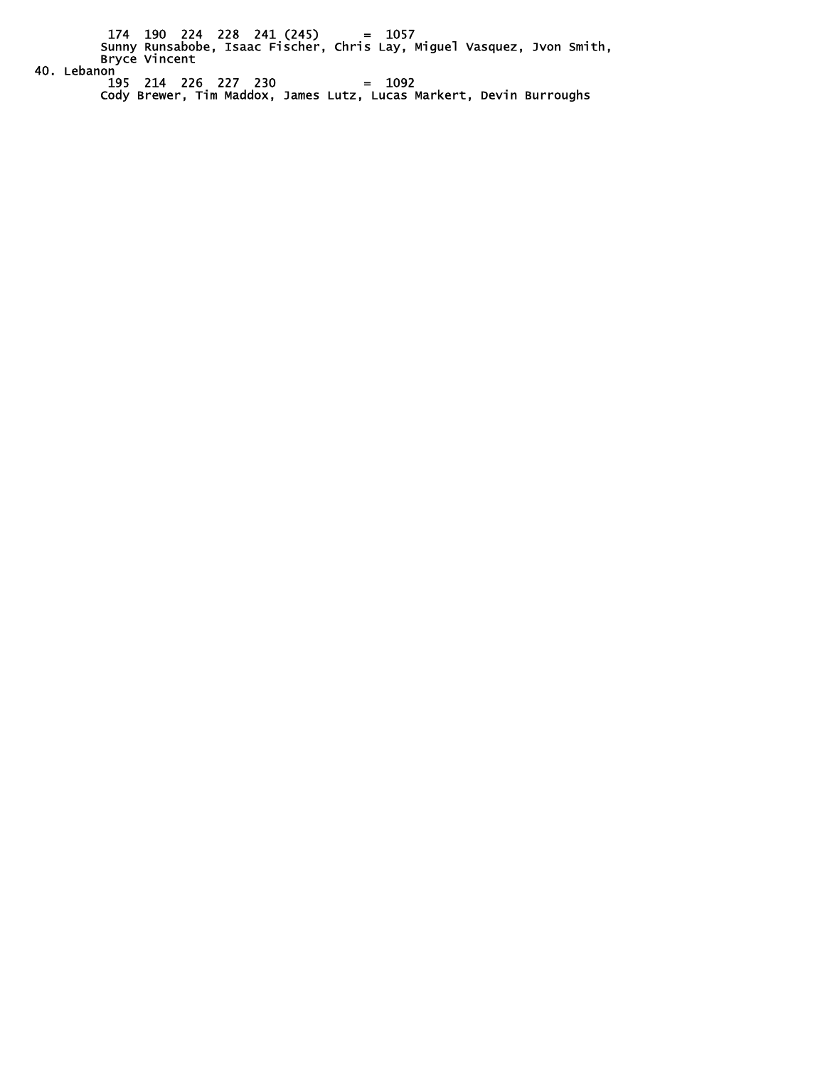```
          174  190  224  228  241 (245)       =  1057
         Sunny Runsabobe, Isaac Fischer, Chris Lay, Miguel Vasquez, Jvon Smith,
         Bryce Vincent
40. Lebanon
          195  214  226  227  230             =  1092
         Cody Brewer, Tim Maddox, James Lutz, Lucas Markert, Devin Burroughs
```